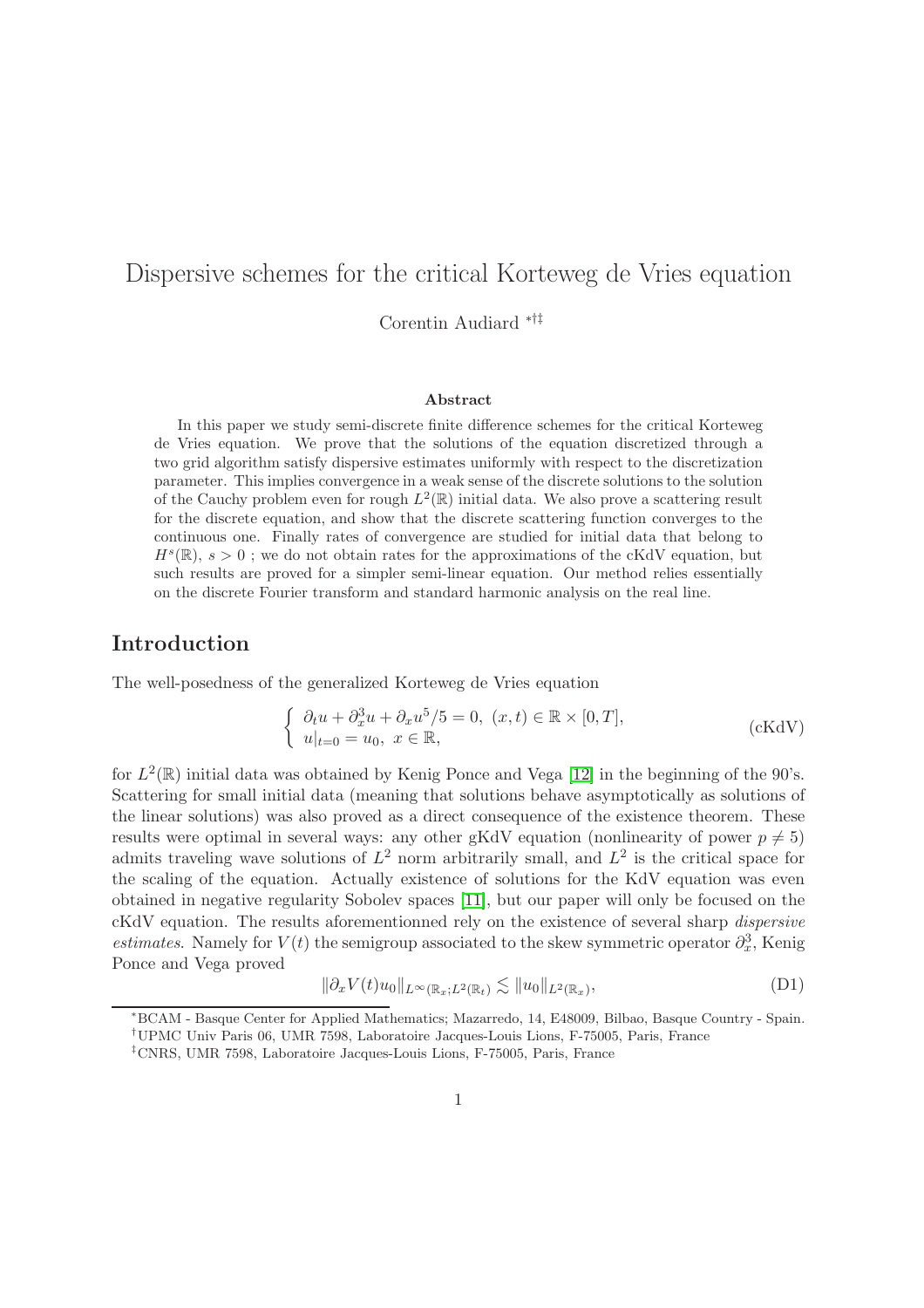# Dispersive schemes for the critical Korteweg de Vries equation

Corentin Audiard [*†‡]

### Abstract

In this paper we study semi-discrete finite difference schemes for the critical Korteweg de Vries equation. We prove that the solutions of the equation discretized through a two grid algorithm satisfy dispersive estimates uniformly with respect to the discretization parameter. This implies convergence in a weak sense of the discrete solutions to the solution of the Cauchy problem even for rough $L^2(\mathbb{R})$ initial data. We also prove a scattering result for the discrete equation, and show that the discrete scattering function converges to the continuous one. Finally rates of convergence are studied for initial data that belong to $H^s(\mathbb{R})$, $s > 0$ ; we do not obtain rates for the approximations of the cKdV equation, but such results are proved for a simpler semi-linear equation. Our method relies essentially on the discrete Fourier transform and standard harmonic analysis on the real line.

## Introduction

The well-posedness of the generalized Korteweg de Vries equation

$$\left\{ \begin{array}{l} \partial_t u + \partial_x^3 u + \partial_x u^5/5 = 0,\ (x,t) \in \mathbb{R} \times [0,T], \\ u|_{t=0} = u_0,\ x \in \mathbb{R}, \end{array} \right. \tag{cKdV}$$

for $L^2(\mathbb{R})$ initial data was obtained by Kenig Ponce and Vega [12] in the beginning of the 90's. Scattering for small initial data (meaning that solutions behave asymptotically as solutions of the linear solutions) was also proved as a direct consequence of the existence theorem. These results were optimal in several ways: any other gKdV equation (nonlinearity of power $p \neq 5$) admits traveling wave solutions of $L^2$ norm arbitrarily small, and $L^2$ is the critical space for the scaling of the equation. Actually existence of solutions for the KdV equation was even obtained in negative regularity Sobolev spaces [11], but our paper will only be focused on the cKdV equation. The results aforementionned rely on the existence of several sharp *dispersive estimates*. Namely for $V(t)$ the semigroup associated to the skew symmetric operator $\partial_x^3$, Kenig Ponce and Vega proved

$$\|\partial_x V(t) u_0\|_{L^\infty(\mathbb{R}_x; L^2(\mathbb{R}_t))} \lesssim \|u_0\|_{L^2(\mathbb{R}_x)}, \tag{D1}$$

[*] BCAM - Basque Center for Applied Mathematics; Mazarredo, 14, E48009, Bilbao, Basque Country - Spain.

[†] UPMC Univ Paris 06, UMR 7598, Laboratoire Jacques-Louis Lions, F-75005, Paris, France

[‡] CNRS, UMR 7598, Laboratoire Jacques-Louis Lions, F-75005, Paris, France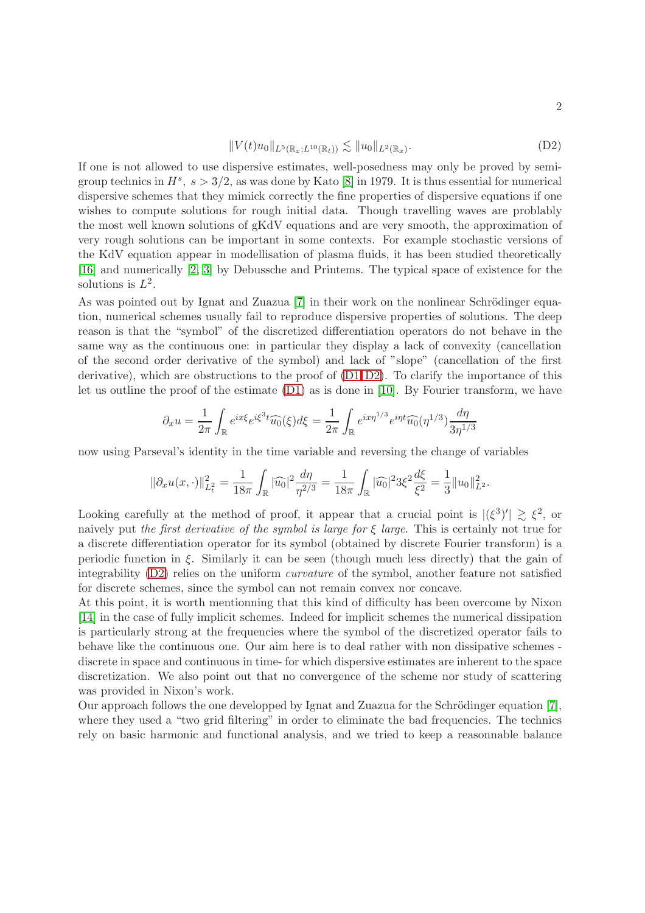$$\|V(t)u_0\|_{L^5(\mathbb{R}_x;L^{10}(\mathbb{R}_t))} \lesssim \|u_0\|_{L^2(\mathbb{R}_x)}. \tag{D2}$$

If one is not allowed to use dispersive estimates, well-posedness may only be proved by semi-group technics in $H^s$, $s > 3/2$, as was done by Kato [8] in 1979. It is thus essential for numerical dispersive schemes that they mimick correctly the fine properties of dispersive equations if one wishes to compute solutions for rough initial data. Though travelling waves are problably the most well known solutions of gKdV equations and are very smooth, the approximation of very rough solutions can be important in some contexts. For example stochastic versions of the KdV equation appear in modellisation of plasma fluids, it has been studied theoretically [16] and numerically [2, 3] by Debussche and Printems. The typical space of existence for the solutions is $L^2$.

As was pointed out by Ignat and Zuazua [7] in their work on the nonlinear Schrödinger equation, numerical schemes usually fail to reproduce dispersive properties of solutions. The deep reason is that the "symbol" of the discretized differentiation operators do not behave in the same way as the continuous one: in particular they display a lack of convexity (cancellation of the second order derivative of the symbol) and lack of "slope" (cancellation of the first derivative), which are obstructions to the proof of (D1,D2). To clarify the importance of this let us outline the proof of the estimate (D1) as is done in [10]. By Fourier transform, we have

$$\partial_x u = \frac{1}{2\pi}\int_{\mathbb{R}} e^{ix\xi}e^{i\xi^3 t}\widehat{u_0}(\xi)d\xi = \frac{1}{2\pi}\int_{\mathbb{R}} e^{ix\eta^{1/3}}e^{i\eta t}\widehat{u_0}(\eta^{1/3})\frac{d\eta}{3\eta^{1/3}}$$

now using Parseval's identity in the time variable and reversing the change of variables

$$\|\partial_x u(x,\cdot)\|^2_{L^2_t} = \frac{1}{18\pi}\int_{\mathbb{R}} |\widehat{u_0}|^2\frac{d\eta}{\eta^{2/3}} = \frac{1}{18\pi}\int_{\mathbb{R}} |\widehat{u_0}|^2 3\xi^2\frac{d\xi}{\xi^2} = \frac{1}{3}\|u_0\|^2_{L^2}.$$

Looking carefully at the method of proof, it appear that a crucial point is $|(\xi^3)'| \gtrsim \xi^2$, or naively put *the first derivative of the symbol is large for $\xi$ large*. This is certainly not true for a discrete differentiation operator for its symbol (obtained by discrete Fourier transform) is a periodic function in $\xi$. Similarly it can be seen (though much less directly) that the gain of integrability (D2) relies on the uniform *curvature* of the symbol, another feature not satisfied for discrete schemes, since the symbol can not remain convex nor concave.

At this point, it is worth mentionning that this kind of difficulty has been overcome by Nixon [14] in the case of fully implicit schemes. Indeed for implicit schemes the numerical dissipation is particularly strong at the frequencies where the symbol of the discretized operator fails to behave like the continuous one. Our aim here is to deal rather with non dissipative schemes - discrete in space and continuous in time- for which dispersive estimates are inherent to the space discretization. We also point out that no convergence of the scheme nor study of scattering was provided in Nixon's work.

Our approach follows the one developped by Ignat and Zuazua for the Schrödinger equation [7], where they used a "two grid filtering" in order to eliminate the bad frequencies. The technics rely on basic harmonic and functional analysis, and we tried to keep a reasonnable balance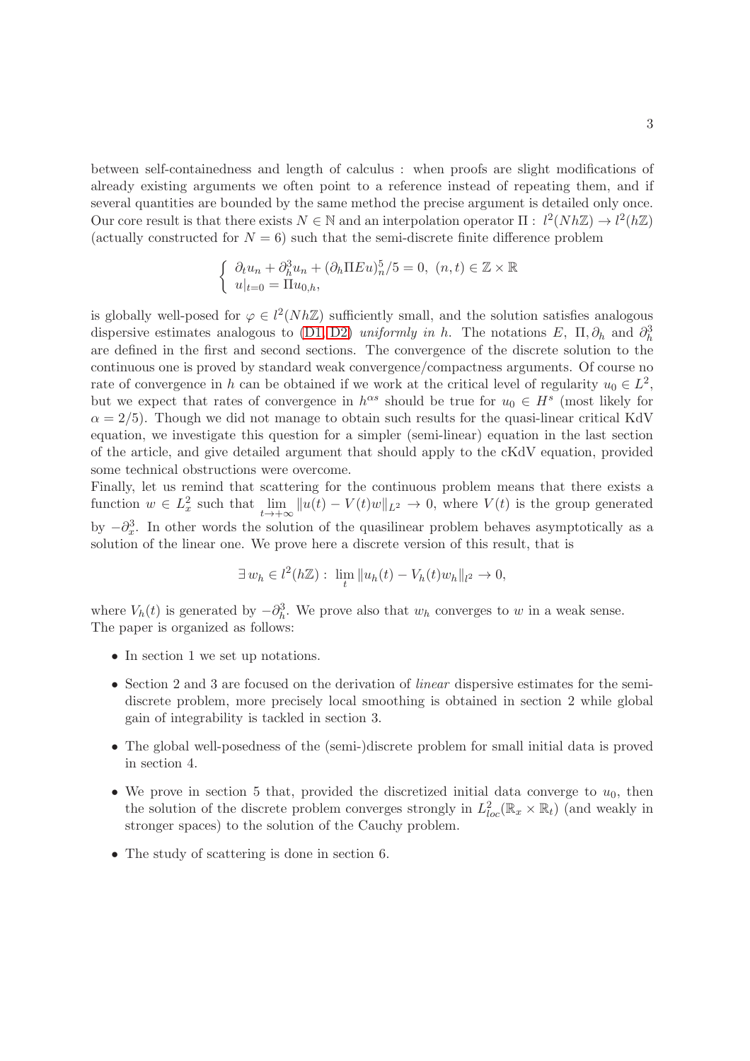between self-containedness and length of calculus : when proofs are slight modifications of already existing arguments we often point to a reference instead of repeating them, and if several quantities are bounded by the same method the precise argument is detailed only once. Our core result is that there exists $N \in \mathbb{N}$ and an interpolation operator $\Pi : \, l^2(Nh\mathbb{Z}) \to l^2(h\mathbb{Z})$ (actually constructed for $N = 6$) such that the semi-discrete finite difference problem

$$\left\{ \begin{array}{l} \partial_t u_n + \partial_h^3 u_n + (\partial_h \Pi E u)_n^5/5 = 0, \ (n,t) \in \mathbb{Z} \times \mathbb{R} \\ u|_{t=0} = \Pi u_{0,h}, \end{array} \right.$$

is globally well-posed for $\varphi \in l^2(Nh\mathbb{Z})$ sufficiently small, and the solution satisfies analogous dispersive estimates analogous to (D1, D2) *uniformly in h*. The notations $E, \ \Pi, \partial_h$ and $\partial_h^3$ are defined in the first and second sections. The convergence of the discrete solution to the continuous one is proved by standard weak convergence/compactness arguments. Of course no rate of convergence in $h$ can be obtained if we work at the critical level of regularity $u_0 \in L^2$, but we expect that rates of convergence in $h^{\alpha s}$ should be true for $u_0 \in H^s$ (most likely for $\alpha = 2/5$). Though we did not manage to obtain such results for the quasi-linear critical KdV equation, we investigate this question for a simpler (semi-linear) equation in the last section of the article, and give detailed argument that should apply to the cKdV equation, provided some technical obstructions were overcome.
Finally, let us remind that scattering for the continuous problem means that there exists a function $w \in L^2_x$ such that $\lim\limits_{t \to +\infty} \|u(t) - V(t)w\|_{L^2} \to 0$, where $V(t)$ is the group generated by $-\partial_x^3$. In other words the solution of the quasilinear problem behaves asymptotically as a solution of the linear one. We prove here a discrete version of this result, that is

$$\exists \, w_h \in l^2(h\mathbb{Z}) : \, \lim_t \|u_h(t) - V_h(t) w_h\|_{l^2} \to 0,$$

where $V_h(t)$ is generated by $-\partial_h^3$. We prove also that $w_h$ converges to $w$ in a weak sense.
The paper is organized as follows:

- In section 1 we set up notations.
- Section 2 and 3 are focused on the derivation of *linear* dispersive estimates for the semi-discrete problem, more precisely local smoothing is obtained in section 2 while global gain of integrability is tackled in section 3.
- The global well-posedness of the (semi-)discrete problem for small initial data is proved in section 4.
- We prove in section 5 that, provided the discretized initial data converge to $u_0$, then the solution of the discrete problem converges strongly in $L^2_{loc}(\mathbb{R}_x \times \mathbb{R}_t)$ (and weakly in stronger spaces) to the solution of the Cauchy problem.
- The study of scattering is done in section 6.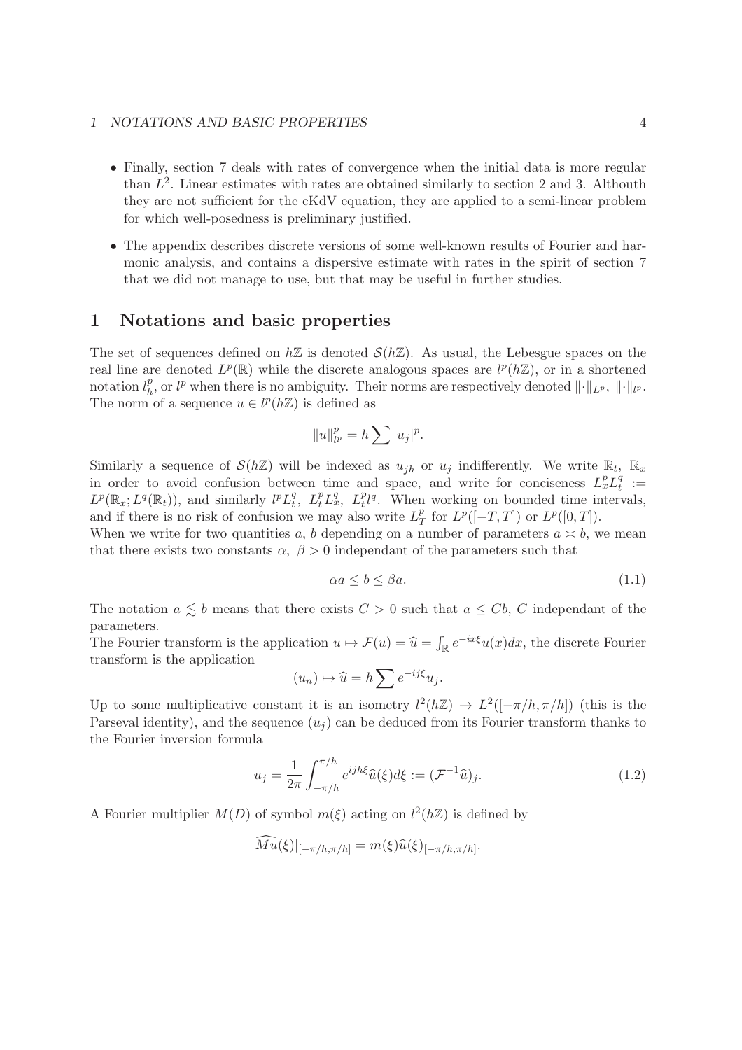- Finally, section 7 deals with rates of convergence when the initial data is more regular than $L^2$. Linear estimates with rates are obtained similarly to section 2 and 3. Althouth they are not sufficient for the cKdV equation, they are applied to a semi-linear problem for which well-posedness is preliminary justified.
- The appendix describes discrete versions of some well-known results of Fourier and harmonic analysis, and contains a dispersive estimate with rates in the spirit of section 7 that we did not manage to use, but that may be useful in further studies.

# 1 Notations and basic properties

The set of sequences defined on $h\mathbb{Z}$ is denoted $\mathcal{S}(h\mathbb{Z})$. As usual, the Lebesgue spaces on the real line are denoted $L^p(\mathbb{R})$ while the discrete analogous spaces are $l^p(h\mathbb{Z})$, or in a shortened notation $l^p_h$, or $l^p$ when there is no ambiguity. Their norms are respectively denoted $\|\cdot\|_{L^p}$, $\|\cdot\|_{l^p}$. The norm of a sequence $u \in l^p(h\mathbb{Z})$ is defined as

$$\|u\|_{l^p}^p = h\sum |u_j|^p.$$

Similarly a sequence of $\mathcal{S}(h\mathbb{Z})$ will be indexed as $u_{jh}$ or $u_j$ indifferently. We write $\mathbb{R}_t$, $\mathbb{R}_x$ in order to avoid confusion between time and space, and write for conciseness $L^p_xL^q_t := L^p(\mathbb{R}_x; L^q(\mathbb{R}_t))$, and similarly $l^pL^q_t$, $L^p_tL^q_x$, $L^p_tl^q$. When working on bounded time intervals, and if there is no risk of confusion we may also write $L^p_T$ for $L^p([-T,T])$ or $L^p([0,T])$.
When we write for two quantities $a$, $b$ depending on a number of parameters $a \asymp b$, we mean that there exists two constants $\alpha$, $\beta > 0$ independant of the parameters such that

$$\alpha a \leq b \leq \beta a. \tag{1.1}$$

The notation $a \lesssim b$ means that there exists $C > 0$ such that $a \leq Cb$, $C$ independant of the parameters.
The Fourier transform is the application $u \mapsto \mathcal{F}(u) = \widehat{u} = \int_{\mathbb{R}} e^{-ix\xi}u(x)dx$, the discrete Fourier transform is the application

$$(u_n) \mapsto \widehat{u} = h\sum e^{-ij\xi}u_j.$$

Up to some multiplicative constant it is an isometry $l^2(h\mathbb{Z}) \to L^2([-\pi/h, \pi/h])$ (this is the Parseval identity), and the sequence $(u_j)$ can be deduced from its Fourier transform thanks to the Fourier inversion formula

$$u_j = \frac{1}{2\pi}\int_{-\pi/h}^{\pi/h} e^{ijh\xi}\widehat{u}(\xi)d\xi := (\mathcal{F}^{-1}\widehat{u})_j. \tag{1.2}$$

A Fourier multiplier $M(D)$ of symbol $m(\xi)$ acting on $l^2(h\mathbb{Z})$ is defined by

$$\widehat{Mu}(\xi)|_{[-\pi/h,\pi/h]} = m(\xi)\widehat{u}(\xi)_{[-\pi/h,\pi/h]}.$$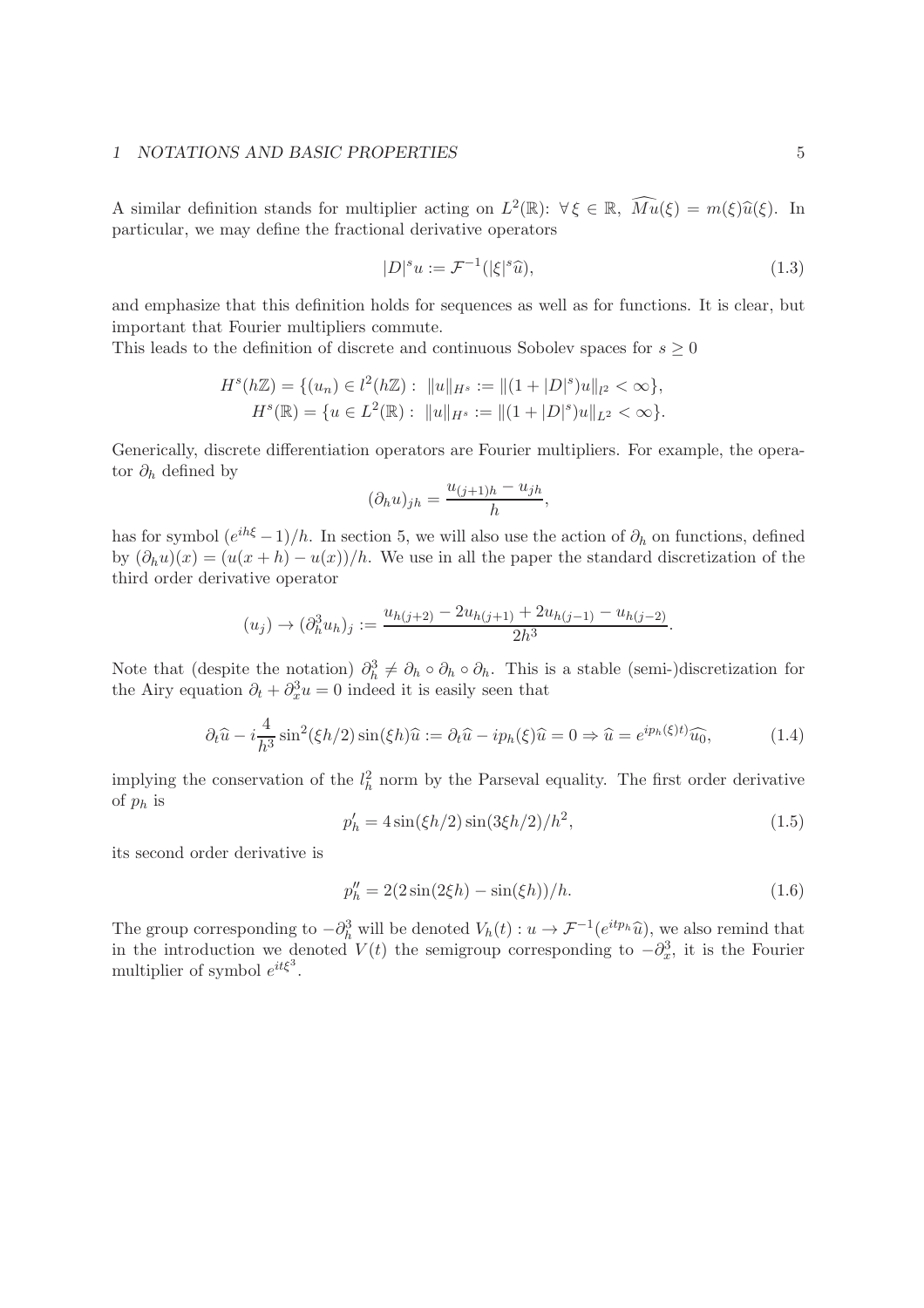A similar definition stands for multiplier acting on $L^2(\mathbb{R})$: $\forall\, \xi \in \mathbb{R},\ \widehat{Mu}(\xi) = m(\xi)\widehat{u}(\xi)$. In particular, we may define the fractional derivative operators

$$|D|^s u := \mathcal{F}^{-1}(|\xi|^s \widehat{u}), \tag{1.3}$$

and emphasize that this definition holds for sequences as well as for functions. It is clear, but important that Fourier multipliers commute.
This leads to the definition of discrete and continuous Sobolev spaces for $s \geq 0$

$$H^s(h\mathbb{Z}) = \{(u_n) \in l^2(h\mathbb{Z}) :\ \|u\|_{H^s} := \|(1 + |D|^s)u\|_{l^2} < \infty\},$$
$$H^s(\mathbb{R}) = \{u \in L^2(\mathbb{R}) :\ \|u\|_{H^s} := \|(1 + |D|^s)u\|_{L^2} < \infty\}.$$

Generically, discrete differentiation operators are Fourier multipliers. For example, the operator $\partial_h$ defined by

$$(\partial_h u)_{jh} = \frac{u_{(j+1)h} - u_{jh}}{h},$$

has for symbol $(e^{ih\xi} - 1)/h$. In section 5, we will also use the action of $\partial_h$ on functions, defined by $(\partial_h u)(x) = (u(x+h) - u(x))/h$. We use in all the paper the standard discretization of the third order derivative operator

$$(u_j) \to (\partial_h^3 u_h)_j := \frac{u_{h(j+2)} - 2u_{h(j+1)} + 2u_{h(j-1)} - u_{h(j-2)}}{2h^3}.$$

Note that (despite the notation) $\partial_h^3 \neq \partial_h \circ \partial_h \circ \partial_h$. This is a stable (semi-)discretization for the Airy equation $\partial_t + \partial_x^3 u = 0$ indeed it is easily seen that

$$\partial_t \widehat{u} - i\frac{4}{h^3}\sin^2(\xi h/2)\sin(\xi h)\widehat{u} := \partial_t \widehat{u} - ip_h(\xi)\widehat{u} = 0 \Rightarrow \widehat{u} = e^{ip_h(\xi)t}\widehat{u_0}, \tag{1.4}$$

implying the conservation of the $l_h^2$ norm by the Parseval equality. The first order derivative of $p_h$ is

$$p_h' = 4\sin(\xi h/2)\sin(3\xi h/2)/h^2, \tag{1.5}$$

its second order derivative is

$$p_h'' = 2(2\sin(2\xi h) - \sin(\xi h))/h. \tag{1.6}$$

The group corresponding to $-\partial_h^3$ will be denoted $V_h(t) : u \to \mathcal{F}^{-1}(e^{itp_h}\widehat{u})$, we also remind that in the introduction we denoted $V(t)$ the semigroup corresponding to $-\partial_x^3$, it is the Fourier multiplier of symbol $e^{it\xi^3}$.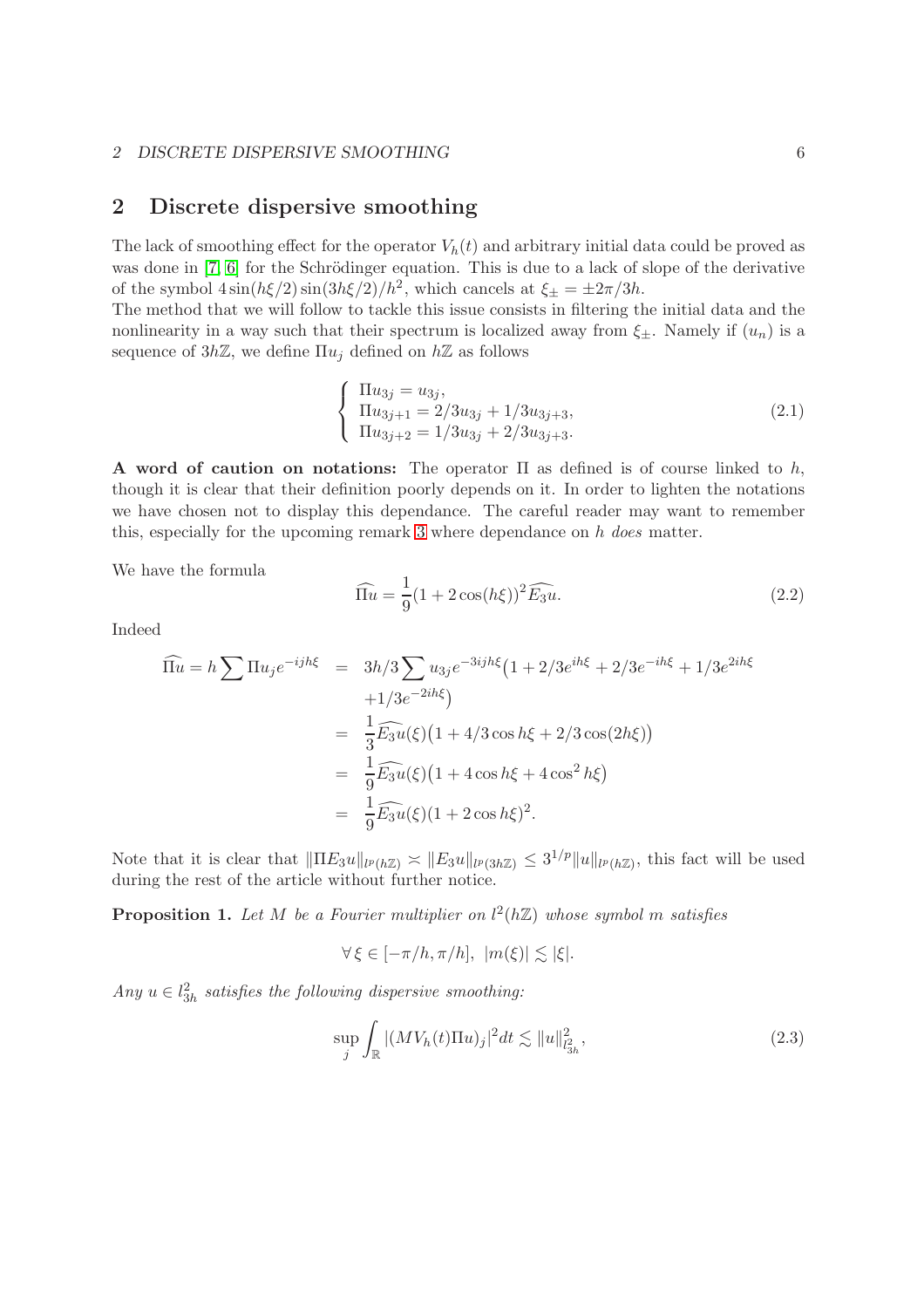## 2 Discrete dispersive smoothing

The lack of smoothing effect for the operator $V_h(t)$ and arbitrary initial data could be proved as was done in [7, 6] for the Schrödinger equation. This is due to a lack of slope of the derivative of the symbol $4\sin(h\xi/2)\sin(3h\xi/2)/h^2$, which cancels at $\xi_\pm = \pm 2\pi/3h$.
The method that we will follow to tackle this issue consists in filtering the initial data and the nonlinearity in a way such that their spectrum is localized away from $\xi_\pm$. Namely if $(u_n)$ is a sequence of $3h\mathbb{Z}$, we define $\Pi u_j$ defined on $h\mathbb{Z}$ as follows

$$\left\{ \begin{array}{l} \Pi u_{3j} = u_{3j}, \\ \Pi u_{3j+1} = 2/3 u_{3j} + 1/3 u_{3j+3}, \\ \Pi u_{3j+2} = 1/3 u_{3j} + 2/3 u_{3j+3}. \end{array} \right. \tag{2.1}$$

**A word of caution on notations:** The operator $\Pi$ as defined is of course linked to $h$, though it is clear that their definition poorly depends on it. In order to lighten the notations we have chosen not to display this dependance. The careful reader may want to remember this, especially for the upcoming remark 3 where dependance on $h$ *does* matter.

We have the formula

$$\widehat{\Pi u} = \frac{1}{9}(1 + 2\cos(h\xi))^2 \widehat{E_3 u}. \tag{2.2}$$

Indeed

$$\begin{aligned} \widehat{\Pi u} = h\sum \Pi u_j e^{-ijh\xi} &= 3h/3 \sum u_{3j} e^{-3ijh\xi}\big(1 + 2/3 e^{ih\xi} + 2/3 e^{-ih\xi} + 1/3 e^{2ih\xi} \\ &\quad + 1/3 e^{-2ih\xi}\big) \\ &= \frac{1}{3}\widehat{E_3 u}(\xi)\big(1 + 4/3\cos h\xi + 2/3\cos(2h\xi)\big) \\ &= \frac{1}{9}\widehat{E_3 u}(\xi)\big(1 + 4\cos h\xi + 4\cos^2 h\xi\big) \\ &= \frac{1}{9}\widehat{E_3 u}(\xi)(1 + 2\cos h\xi)^2. \end{aligned}$$

Note that it is clear that $\|\Pi E_3 u\|_{l^p(h\mathbb{Z})} \asymp \|E_3 u\|_{l^p(3h\mathbb{Z})} \leq 3^{1/p}\|u\|_{l^p(h\mathbb{Z})}$, this fact will be used during the rest of the article without further notice.

**Proposition 1.** *Let $M$ be a Fourier multiplier on $l^2(h\mathbb{Z})$ whose symbol $m$ satisfies*

$$\forall\, \xi \in [-\pi/h, \pi/h],\ |m(\xi)| \lesssim |\xi|.$$

*Any $u \in l^2_{3h}$ satisfies the following dispersive smoothing:*

$$\sup_j \int_{\mathbb{R}} |(MV_h(t)\Pi u)_j|^2 dt \lesssim \|u\|^2_{l^2_{3h}}, \tag{2.3}$$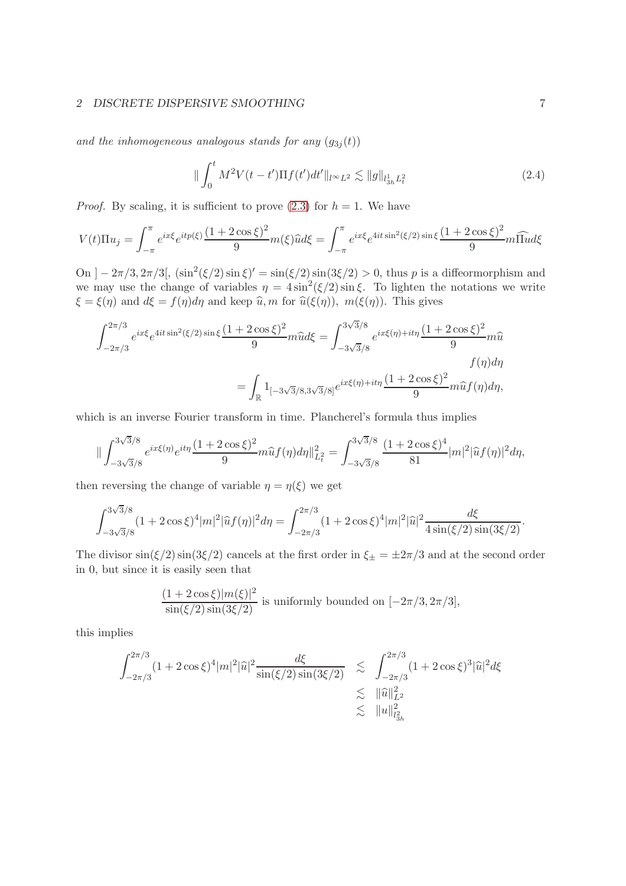*and the inhomogeneous analogous stands for any $(g_{3j}(t))$*

$$\|\int_0^t M^2 V(t-t')\Pi f(t')dt'\|_{l^\infty L^2} \lesssim \|g\|_{l^1_{3h}L^2_t} \tag{2.4}$$

*Proof.* By scaling, it is sufficient to prove (2.3) for $h=1$. We have

$$V(t)\Pi u_j = \int_{-\pi}^{\pi} e^{ix\xi}e^{itp(\xi)}\frac{(1+2\cos\xi)^2}{9}m(\xi)\widehat{u}d\xi = \int_{-\pi}^{\pi} e^{ix\xi}e^{4it\sin^2(\xi/2)\sin\xi}\frac{(1+2\cos\xi)^2}{9}m\widehat{\Pi u}d\xi$$

On $]-2\pi/3, 2\pi/3[$, $(\sin^2(\xi/2)\sin\xi)' = \sin(\xi/2)\sin(3\xi/2) > 0$, thus $p$ is a diffeormorphism and we may use the change of variables $\eta = 4\sin^2(\xi/2)\sin\xi$. To lighten the notations we write $\xi = \xi(\eta)$ and $d\xi = f(\eta)d\eta$ and keep $\widehat{u}, m$ for $\widehat{u}(\xi(\eta)),\ m(\xi(\eta))$. This gives

$$\begin{aligned}\int_{-2\pi/3}^{2\pi/3} e^{ix\xi}e^{4it\sin^2(\xi/2)\sin\xi}\frac{(1+2\cos\xi)^2}{9}m\widehat{u}d\xi &= \int_{-3\sqrt{3}/8}^{3\sqrt{3}/8} e^{ix\xi(\eta)+it\eta}\frac{(1+2\cos\xi)^2}{9}m\widehat{u} \\ &\qquad\qquad f(\eta)d\eta \\ &= \int_{\mathbb{R}} 1_{[-3\sqrt{3}/8, 3\sqrt{3}/8]}e^{ix\xi(\eta)+it\eta}\frac{(1+2\cos\xi)^2}{9}m\widehat{u}f(\eta)d\eta,\end{aligned}$$

which is an inverse Fourier transform in time. Plancherel's formula thus implies

$$\|\int_{-3\sqrt{3}/8}^{3\sqrt{3}/8} e^{ix\xi(\eta)}e^{it\eta}\frac{(1+2\cos\xi)^2}{9}m\widehat{u}f(\eta)d\eta\|^2_{L^2_t} = \int_{-3\sqrt{3}/8}^{3\sqrt{3}/8}\frac{(1+2\cos\xi)^4}{81}|m|^2|\widehat{u}f(\eta)|^2d\eta,$$

then reversing the change of variable $\eta = \eta(\xi)$ we get

$$\int_{-3\sqrt{3}/8}^{3\sqrt{3}/8}(1+2\cos\xi)^4|m|^2|\widehat{u}f(\eta)|^2d\eta = \int_{-2\pi/3}^{2\pi/3}(1+2\cos\xi)^4|m|^2|\widehat{u}|^2\frac{d\xi}{4\sin(\xi/2)\sin(3\xi/2)}.$$

The divisor $\sin(\xi/2)\sin(3\xi/2)$ cancels at the first order in $\xi_\pm = \pm 2\pi/3$ and at the second order in 0, but since it is easily seen that

$$\frac{(1+2\cos\xi)|m(\xi)|^2}{\sin(\xi/2)\sin(3\xi/2)} \text{ is uniformly bounded on } [-2\pi/3, 2\pi/3],$$

this implies

$$\begin{aligned}\int_{-2\pi/3}^{2\pi/3}(1+2\cos\xi)^4|m|^2|\widehat{u}|^2\frac{d\xi}{\sin(\xi/2)\sin(3\xi/2)} &\lesssim \int_{-2\pi/3}^{2\pi/3}(1+2\cos\xi)^3|\widehat{u}|^2d\xi \\ &\lesssim \|\widehat{u}\|^2_{L^2} \\ &\lesssim \|u\|^2_{l^2_{3h}}\end{aligned}$$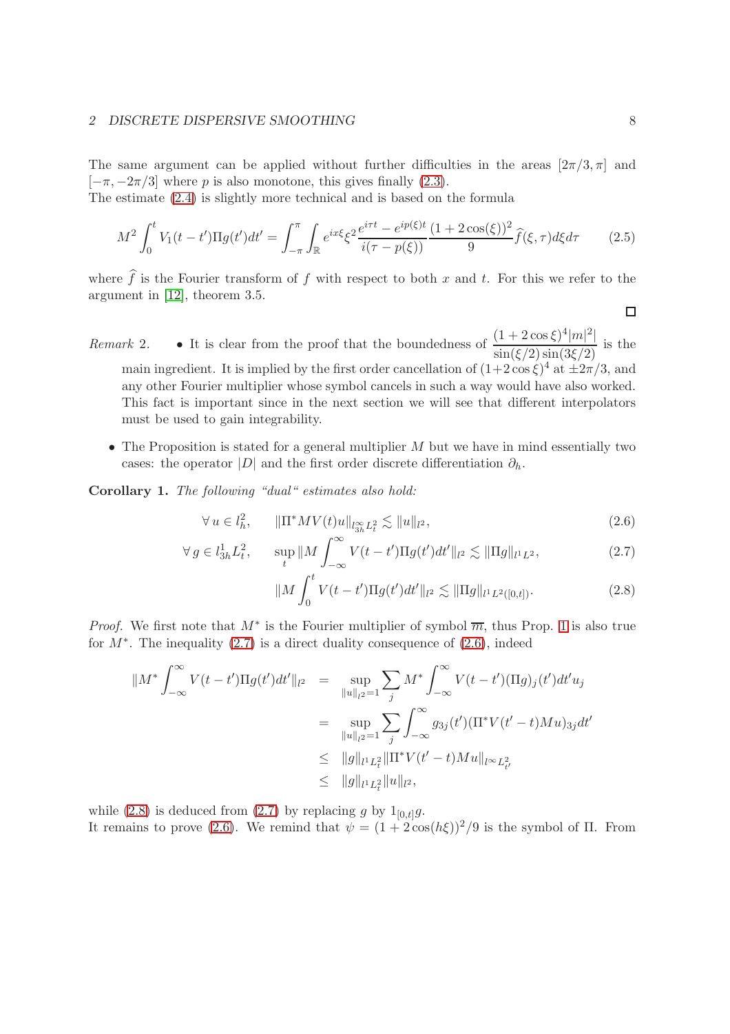The same argument can be applied without further difficulties in the areas $[2\pi/3, \pi]$ and $[-\pi, -2\pi/3]$ where $p$ is also monotone, this gives finally (2.3).
The estimate (2.4) is slightly more technical and is based on the formula

$$M^2 \int_0^t V_1(t-t')\Pi g(t')dt' = \int_{-\pi}^{\pi} \int_{\mathbb{R}} e^{ix\xi} \xi^2 \frac{e^{i\tau t} - e^{ip(\xi)t}}{i(\tau - p(\xi))} \frac{(1+2\cos(\xi))^2}{9} \widehat{f}(\xi, \tau) d\xi d\tau \tag{2.5}$$

where $\widehat{f}$ is the Fourier transform of $f$ with respect to both $x$ and $t$. For this we refer to the argument in [12], theorem 3.5.

$\square$

*Remark* 2.

- It is clear from the proof that the boundedness of $\dfrac{(1+2\cos\xi)^4 |m|^2|}{\sin(\xi/2)\sin(3\xi/2)}$ is the main ingredient. It is implied by the first order cancellation of $(1+2\cos\xi)^4$ at $\pm 2\pi/3$, and any other Fourier multiplier whose symbol cancels in such a way would have also worked. This fact is important since in the next section we will see that different interpolators must be used to gain integrability.
- The Proposition is stated for a general multiplier $M$ but we have in mind essentially two cases: the operator $|D|$ and the first order discrete differentiation $\partial_h$.

**Corollary 1.** *The following "dual" estimates also hold:*

$$\forall\, u \in l_h^2, \qquad \|\Pi^* M V(t) u\|_{l^\infty_{3h} L^2_t} \lesssim \|u\|_{l^2}, \tag{2.6}$$

$$\forall\, g \in l^1_{3h} L^2_t, \qquad \sup_t \|M \int_{-\infty}^{\infty} V(t-t')\Pi g(t')dt'\|_{l^2} \lesssim \|\Pi g\|_{l^1 L^2}, \tag{2.7}$$

$$\|M \int_0^t V(t-t')\Pi g(t')dt'\|_{l^2} \lesssim \|\Pi g\|_{l^1 L^2([0,t])}. \tag{2.8}$$

*Proof.* We first note that $M^*$ is the Fourier multiplier of symbol $\overline{m}$, thus Prop. 1 is also true for $M^*$. The inequality (2.7) is a direct duality consequence of (2.6), indeed

$$\begin{aligned}
\|M^* \int_{-\infty}^{\infty} V(t-t')\Pi g(t')dt'\|_{l^2} &= \sup_{\|u\|_{l^2}=1} \sum_j M^* \int_{-\infty}^{\infty} V(t-t')(\Pi g)_j(t')dt' u_j \\
&= \sup_{\|u\|_{l^2}=1} \sum_j \int_{-\infty}^{\infty} g_{3j}(t')(\Pi^* V(t'-t) M u)_{3j} dt' \\
&\leq \|g\|_{l^1 L^2_t} \|\Pi^* V(t'-t) M u\|_{l^\infty L^2_{t'}} \\
&\leq \|g\|_{l^1 L^2_t} \|u\|_{l^2},
\end{aligned}$$

while (2.8) is deduced from (2.7) by replacing $g$ by $1_{[0,t]} g$.
It remains to prove (2.6). We remind that $\psi = (1+2\cos(h\xi))^2/9$ is the symbol of $\Pi$. From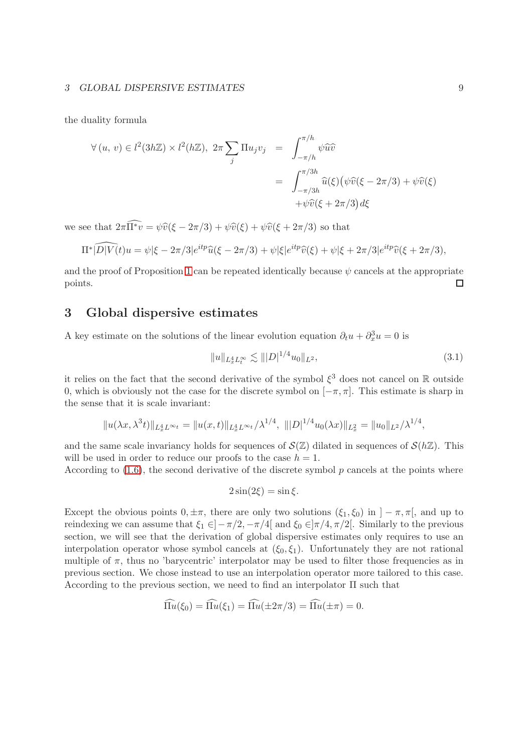the duality formula

$$\forall\,(u,\,v)\in l^2(3h\mathbb{Z})\times l^2(h\mathbb{Z}),\;2\pi\sum_j \Pi u_j v_j \;=\; \int_{-\pi/h}^{\pi/h}\psi\widehat{u}\widehat{v}$$
$$= \int_{-\pi/3h}^{\pi/3h}\widehat{u}(\xi)\big(\psi\widehat{v}(\xi-2\pi/3)+\psi\widehat{v}(\xi)$$
$$+\psi\widehat{v}(\xi+2\pi/3)\big)\,d\xi$$

we see that $2\pi\widehat{\Pi^* v}=\psi\widehat{v}(\xi-2\pi/3)+\psi\widehat{v}(\xi)+\psi\widehat{v}(\xi+2\pi/3)$ so that

$$\Pi^*\widehat{|D|V}(t)u=\psi|\xi-2\pi/3|e^{itp}\widehat{u}(\xi-2\pi/3)+\psi|\xi|e^{itp}\widehat{v}(\xi)+\psi|\xi+2\pi/3|e^{itp}\widehat{v}(\xi+2\pi/3),$$

and the proof of Proposition 1 can be repeated identically because $\psi$ cancels at the appropriate points. $\square$

## 3 Global dispersive estimates

A key estimate on the solutions of the linear evolution equation $\partial_t u+\partial_x^3 u=0$ is

$$\|u\|_{L^4_x L^\infty_t}\lesssim \||D|^{1/4}u_0\|_{L^2}, \tag{3.1}$$

it relies on the fact that the second derivative of the symbol $\xi^3$ does not cancel on $\mathbb{R}$ outside 0, which is obviously not the case for the discrete symbol on $[-\pi,\pi]$. This estimate is sharp in the sense that it is scale invariant:

$$\|u(\lambda x,\lambda^3 t)\|_{L^4_x L^{\infty_t}}=\|u(x,t)\|_{L^4_x L^{\infty_t}}/\lambda^{1/4},\;\; \||D|^{1/4}u_0(\lambda x)\|_{L^2_x}=\|u_0\|_{L^2}/\lambda^{1/4},$$

and the same scale invariancy holds for sequences of $\mathcal{S}(\mathbb{Z})$ dilated in sequences of $\mathcal{S}(h\mathbb{Z})$. This will be used in order to reduce our proofs to the case $h=1$.
According to (1.6), the second derivative of the discrete symbol $p$ cancels at the points where

$$2\sin(2\xi)=\sin\xi.$$

Except the obvious points $0,\pm\pi$, there are only two solutions $(\xi_1,\xi_0)$ in $]-\pi,\pi[$, and up to reindexing we can assume that $\xi_1\in]-\pi/2,-\pi/4[$ and $\xi_0\in]\pi/4,\pi/2[$. Similarly to the previous section, we will see that the derivation of global dispersive estimates only requires to use an interpolation operator whose symbol cancels at $(\xi_0,\xi_1)$. Unfortunately they are not rational multiple of $\pi$, thus no 'barycentric' interpolator may be used to filter those frequencies as in previous section. We chose instead to use an interpolation operator more tailored to this case. According to the previous section, we need to find an interpolator $\Pi$ such that

$$\widehat{\Pi u}(\xi_0)=\widehat{\Pi u}(\xi_1)=\widehat{\Pi u}(\pm 2\pi/3)=\widehat{\Pi u}(\pm\pi)=0.$$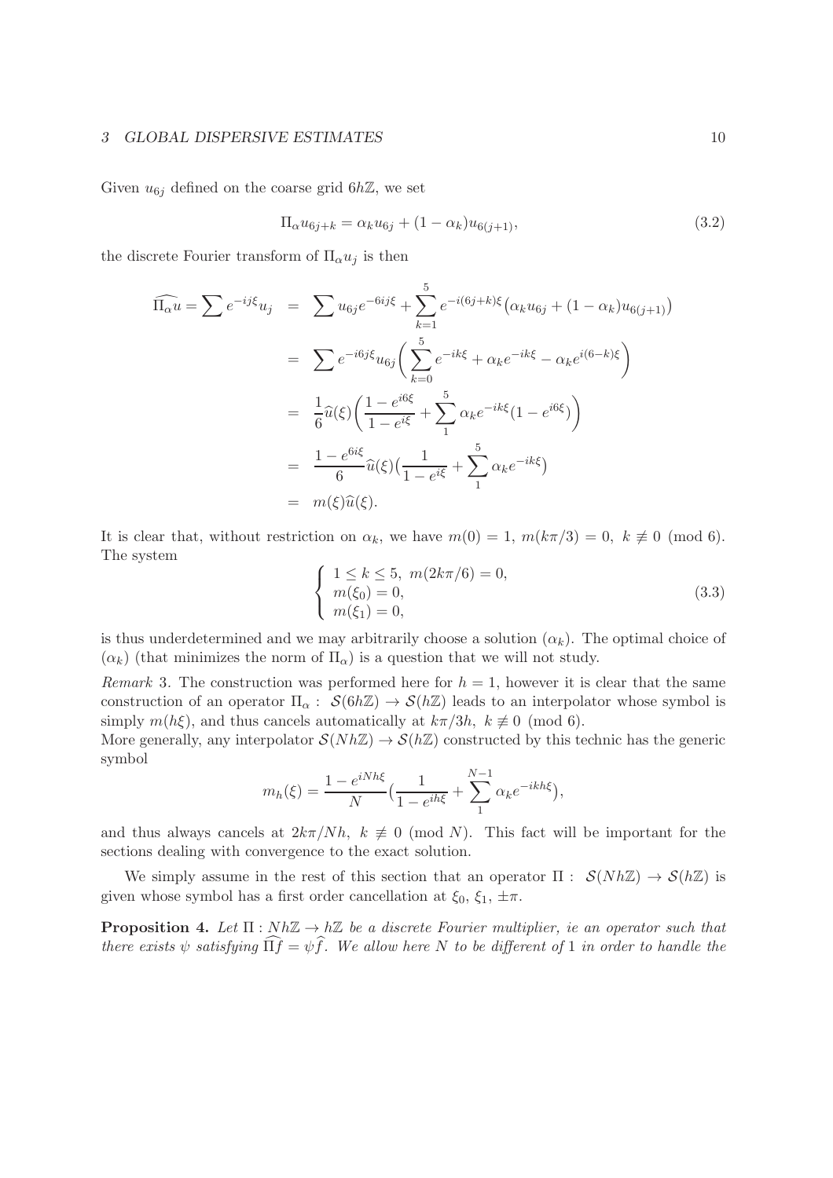Given $u_{6j}$ defined on the coarse grid $6h\mathbb{Z}$, we set

$$\Pi_\alpha u_{6j+k} = \alpha_k u_{6j} + (1-\alpha_k)u_{6(j+1)}, \tag{3.2}$$

the discrete Fourier transform of $\Pi_\alpha u_j$ is then

$$\begin{aligned}
\widehat{\Pi_\alpha u} = \sum e^{-ij\xi}u_j &= \sum u_{6j}e^{-6ij\xi} + \sum_{k=1}^{5} e^{-i(6j+k)\xi}\big(\alpha_k u_{6j} + (1-\alpha_k)u_{6(j+1)}\big) \\
&= \sum e^{-i6j\xi}u_{6j}\bigg(\sum_{k=0}^{5} e^{-ik\xi} + \alpha_k e^{-ik\xi} - \alpha_k e^{i(6-k)\xi}\bigg) \\
&= \frac{1}{6}\widehat{u}(\xi)\bigg(\frac{1-e^{i6\xi}}{1-e^{i\xi}} + \sum_{1}^{5} \alpha_k e^{-ik\xi}(1-e^{i6\xi})\bigg) \\
&= \frac{1-e^{6i\xi}}{6}\widehat{u}(\xi)\big(\frac{1}{1-e^{i\xi}} + \sum_{1}^{5}\alpha_k e^{-ik\xi}\big) \\
&= m(\xi)\widehat{u}(\xi).
\end{aligned}$$

It is clear that, without restriction on $\alpha_k$, we have $m(0)=1,\ m(k\pi/3)=0,\ k \not\equiv 0 \pmod 6$. The system

$$\begin{cases} 1 \le k \le 5,\ m(2k\pi/6) = 0, \\ m(\xi_0) = 0, \\ m(\xi_1) = 0, \end{cases} \tag{3.3}$$

is thus underdetermined and we may arbitrarily choose a solution $(\alpha_k)$. The optimal choice of $(\alpha_k)$ (that minimizes the norm of $\Pi_\alpha$) is a question that we will not study.

*Remark* 3. The construction was performed here for $h=1$, however it is clear that the same construction of an operator $\Pi_\alpha :\ \mathcal{S}(6h\mathbb{Z}) \to \mathcal{S}(h\mathbb{Z})$ leads to an interpolator whose symbol is simply $m(h\xi)$, and thus cancels automatically at $k\pi/3h,\ k \not\equiv 0 \pmod 6$.
More generally, any interpolator $\mathcal{S}(Nh\mathbb{Z}) \to \mathcal{S}(h\mathbb{Z})$ constructed by this technic has the generic symbol

$$m_h(\xi) = \frac{1-e^{iNh\xi}}{N}\big(\frac{1}{1-e^{ih\xi}} + \sum_{1}^{N-1}\alpha_k e^{-ikh\xi}\big),$$

and thus always cancels at $2k\pi/Nh,\ k \not\equiv 0 \pmod N$. This fact will be important for the sections dealing with convergence to the exact solution.

We simply assume in the rest of this section that an operator $\Pi :\ \mathcal{S}(Nh\mathbb{Z}) \to \mathcal{S}(h\mathbb{Z})$ is given whose symbol has a first order cancellation at $\xi_0,\ \xi_1,\ \pm\pi$.

**Proposition 4.** *Let $\Pi : Nh\mathbb{Z} \to h\mathbb{Z}$ be a discrete Fourier multiplier, ie an operator such that there exists $\psi$ satisfying $\widehat{\Pi f} = \psi\widehat{f}$. We allow here $N$ to be different of 1 in order to handle the*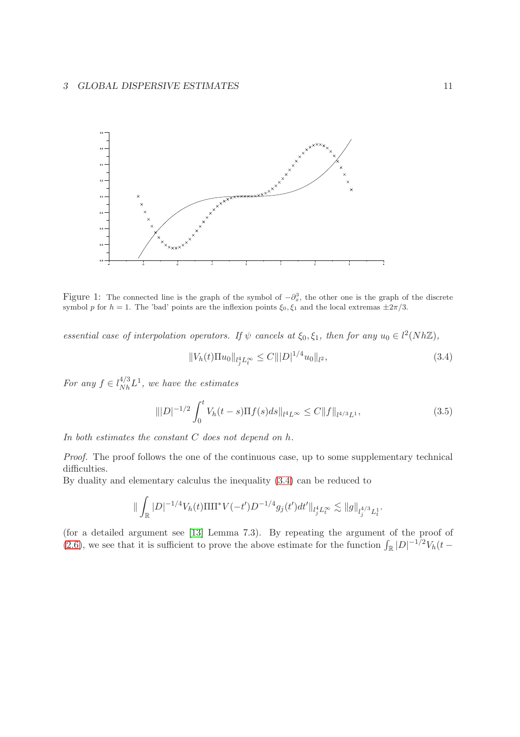Figure 1: The connected line is the graph of the symbol of $-\partial_x^3$, the other one is the graph of the discrete symbol $p$ for $h = 1$. The 'bad' points are the inflexion points $\xi_0, \xi_1$ and the local extremas $\pm 2\pi/3$.

*essential case of interpolation operators. If $\psi$ cancels at $\xi_0, \xi_1$, then for any $u_0 \in l^2(Nh\mathbb{Z})$,*

$$\|V_h(t)\Pi u_0\|_{l^4_j L^\infty_t} \leq C \||D|^{1/4} u_0\|_{l^2}, \tag{3.4}$$

*For any $f \in l^{4/3}_{Nh} L^1$, we have the estimates*

$$\||D|^{-1/2} \int_0^t V_h(t-s)\Pi f(s) ds\|_{l^4 L^\infty} \leq C \|f\|_{l^{4/3} L^1}, \tag{3.5}$$

*In both estimates the constant $C$ does not depend on $h$.*

*Proof.* The proof follows the one of the continuous case, up to some supplementary technical difficulties.
By duality and elementary calculus the inequality (3.4) can be reduced to

$$\| \int_{\mathbb{R}} |D|^{-1/4} V_h(t) \Pi \Pi^* V(-t') D^{-1/4} g_j(t') dt' \|_{l^4_j L^\infty_t} \lesssim \|g\|_{l^{4/3}_j L^1_t}.$$

(for a detailed argument see [13] Lemma 7.3). By repeating the argument of the proof of (2.6), we see that it is sufficient to prove the above estimate for the function $\int_{\mathbb{R}} |D|^{-1/2} V_h(t -$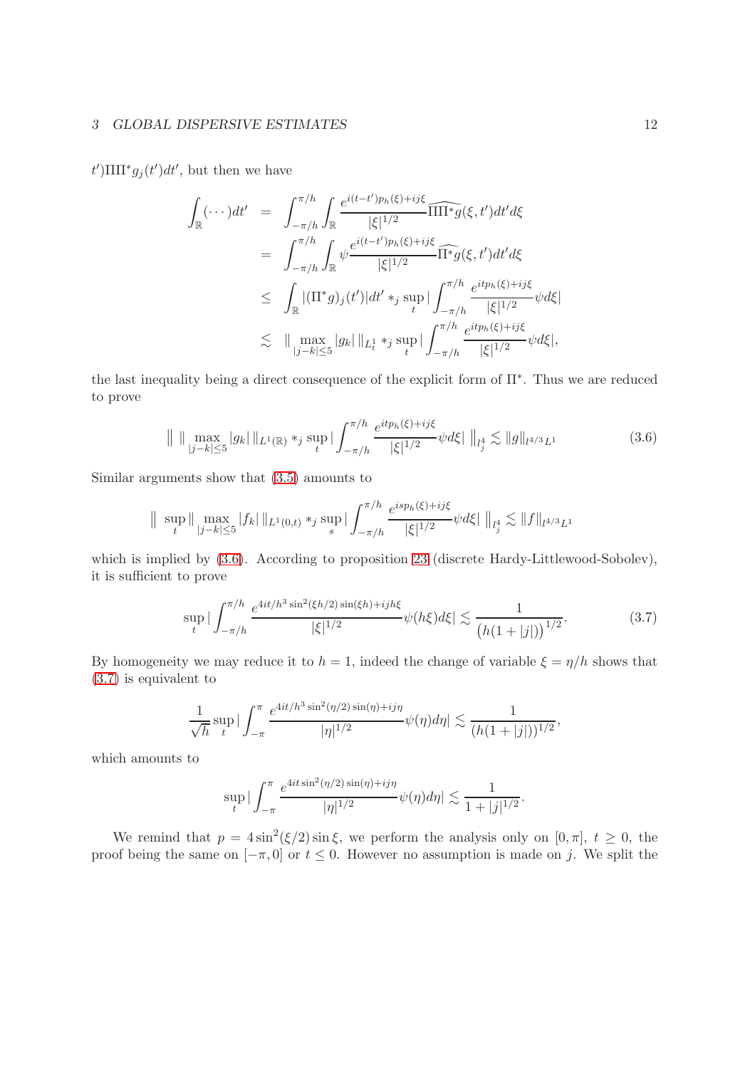$t')\Pi\Pi^* g_j(t')dt'$, but then we have

$$
\begin{aligned}
\int_{\mathbb{R}} (\cdots) dt' &= \int_{-\pi/h}^{\pi/h} \int_{\mathbb{R}} \frac{e^{i(t-t')p_h(\xi)+ij\xi}}{|\xi|^{1/2}} \widehat{\Pi\Pi^* g}(\xi, t') dt' d\xi \\
&= \int_{-\pi/h}^{\pi/h} \int_{\mathbb{R}} \psi \frac{e^{i(t-t')p_h(\xi)+ij\xi}}{|\xi|^{1/2}} \widehat{\Pi^* g}(\xi, t') dt' d\xi \\
&\leq \int_{\mathbb{R}} |(\Pi^* g)_j(t')| dt' *_j \sup_t \Big| \int_{-\pi/h}^{\pi/h} \frac{e^{itp_h(\xi)+ij\xi}}{|\xi|^{1/2}} \psi d\xi \Big| \\
&\lesssim \| \max_{|j-k|\leq 5} |g_k| \, \|_{L^1_t} *_j \sup_t \Big| \int_{-\pi/h}^{\pi/h} \frac{e^{itp_h(\xi)+ij\xi}}{|\xi|^{1/2}} \psi d\xi \Big|,
\end{aligned}
$$

the last inequality being a direct consequence of the explicit form of $\Pi^*$. Thus we are reduced to prove

$$
\Big\| \, \| \max_{|j-k|\leq 5} |g_k| \, \|_{L^1(\mathbb{R})} *_j \sup_t \Big| \int_{-\pi/h}^{\pi/h} \frac{e^{itp_h(\xi)+ij\xi}}{|\xi|^{1/2}} \psi d\xi \Big| \, \Big\|_{l^4_j} \lesssim \|g\|_{l^{4/3}L^1} \tag{3.6}
$$

Similar arguments show that (3.5) amounts to

$$
\Big\| \, \sup_t \| \max_{|j-k|\leq 5} |f_k| \, \|_{L^1(0,t)} *_j \sup_s \Big| \int_{-\pi/h}^{\pi/h} \frac{e^{isp_h(\xi)+ij\xi}}{|\xi|^{1/2}} \psi d\xi \Big| \, \Big\|_{l^4_j} \lesssim \|f\|_{l^{4/3}L^1}
$$

which is implied by (3.6). According to proposition 23 (discrete Hardy-Littlewood-Sobolev), it is sufficient to prove

$$
\sup_t \Big| \int_{-\pi/h}^{\pi/h} \frac{e^{4it/h^3 \sin^2(\xi h/2)\sin(\xi h)+ijh\xi}}{|\xi|^{1/2}} \psi(h\xi) d\xi \Big| \lesssim \frac{1}{\big(h(1+|j|)\big)^{1/2}}. \tag{3.7}
$$

By homogeneity we may reduce it to $h=1$, indeed the change of variable $\xi = \eta/h$ shows that (3.7) is equivalent to

$$
\frac{1}{\sqrt{h}} \sup_t \Big| \int_{-\pi}^{\pi} \frac{e^{4it/h^3 \sin^2(\eta/2)\sin(\eta)+ij\eta}}{|\eta|^{1/2}} \psi(\eta) d\eta \Big| \lesssim \frac{1}{(h(1+|j|))^{1/2}},
$$

which amounts to

$$
\sup_t \Big| \int_{-\pi}^{\pi} \frac{e^{4it\sin^2(\eta/2)\sin(\eta)+ij\eta}}{|\eta|^{1/2}} \psi(\eta) d\eta \Big| \lesssim \frac{1}{1+|j|^{1/2}}.
$$

We remind that $p = 4\sin^2(\xi/2)\sin\xi$, we perform the analysis only on $[0,\pi]$, $t \geq 0$, the proof being the same on $[-\pi, 0]$ or $t \leq 0$. However no assumption is made on $j$. We split the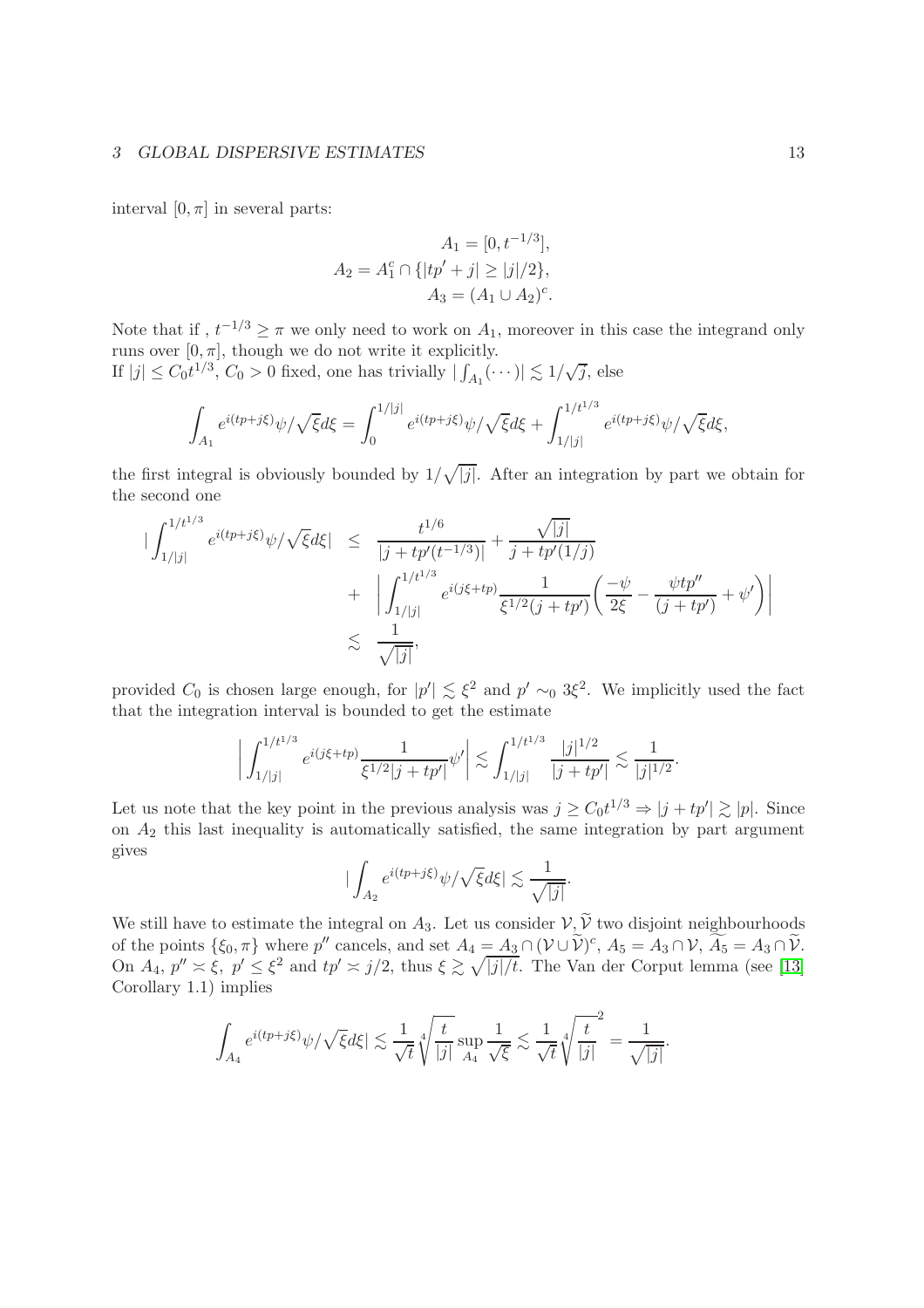interval $[0,\pi]$ in several parts:

$$A_1 = [0, t^{-1/3}],$$
$$A_2 = A_1^c \cap \{|tp' + j| \geq |j|/2\},$$
$$A_3 = (A_1 \cup A_2)^c.$$

Note that if , $t^{-1/3} \geq \pi$ we only need to work on $A_1$, moreover in this case the integrand only runs over $[0,\pi]$, though we do not write it explicitly.
If $|j| \leq C_0 t^{1/3}$, $C_0 > 0$ fixed, one has trivially $|\int_{A_1}(\cdots)| \lesssim 1/\sqrt{j}$, else

$$\int_{A_1} e^{i(tp+j\xi)}\psi/\sqrt{\xi}d\xi = \int_0^{1/|j|} e^{i(tp+j\xi)}\psi/\sqrt{\xi}d\xi + \int_{1/|j|}^{1/t^{1/3}} e^{i(tp+j\xi)}\psi/\sqrt{\xi}d\xi,$$

the first integral is obviously bounded by $1/\sqrt{|j|}$. After an integration by part we obtain for the second one

$$\begin{aligned} |\int_{1/|j|}^{1/t^{1/3}} e^{i(tp+j\xi)}\psi/\sqrt{\xi}d\xi| &\leq \frac{t^{1/6}}{|j+tp'(t^{-1/3})|} + \frac{\sqrt{|j|}}{j+tp'(1/j)} \\ &+ \left|\int_{1/|j|}^{1/t^{1/3}} e^{i(j\xi+tp)}\frac{1}{\xi^{1/2}(j+tp')}\left(\frac{-\psi}{2\xi} - \frac{\psi t p''}{(j+tp')} + \psi'\right)\right| \\ &\lesssim \frac{1}{\sqrt{|j|}}, \end{aligned}$$

provided $C_0$ is chosen large enough, for $|p'| \lesssim \xi^2$ and $p' \sim_0 3\xi^2$. We implicitly used the fact that the integration interval is bounded to get the estimate

$$\left|\int_{1/|j|}^{1/t^{1/3}} e^{i(j\xi+tp)}\frac{1}{\xi^{1/2}|j+tp'|}\psi'\right| \lesssim \int_{1/|j|}^{1/t^{1/3}} \frac{|j|^{1/2}}{|j+tp'|} \lesssim \frac{1}{|j|^{1/2}}.$$

Let us note that the key point in the previous analysis was $j \geq C_0 t^{1/3} \Rightarrow |j+tp'| \gtrsim |p|$. Since on $A_2$ this last inequality is automatically satisfied, the same integration by part argument gives

$$|\int_{A_2} e^{i(tp+j\xi)}\psi/\sqrt{\xi}d\xi| \lesssim \frac{1}{\sqrt{|j|}}.$$

We still have to estimate the integral on $A_3$. Let us consider $\mathcal{V}, \widetilde{\mathcal{V}}$ two disjoint neighbourhoods of the points $\{\xi_0, \pi\}$ where $p''$ cancels, and set $A_4 = A_3 \cap (\mathcal{V} \cup \widetilde{\mathcal{V}})^c$, $A_5 = A_3 \cap \mathcal{V}$, $\widetilde{A_5} = A_3 \cap \widetilde{\mathcal{V}}$. On $A_4$, $p'' \asymp \xi$, $p' \leq \xi^2$ and $tp' \asymp j/2$, thus $\xi \gtrsim \sqrt{|j|/t}$. The Van der Corput lemma (see [13] Corollary 1.1) implies

$$\int_{A_4} e^{i(tp+j\xi)}\psi/\sqrt{\xi}d\xi| \lesssim \frac{1}{\sqrt{t}}\sqrt[4]{\frac{t}{|j|}}\sup_{A_4}\frac{1}{\sqrt{\xi}} \lesssim \frac{1}{\sqrt{t}}\sqrt[4]{\frac{t}{|j|}}^2 = \frac{1}{\sqrt{|j|}}.$$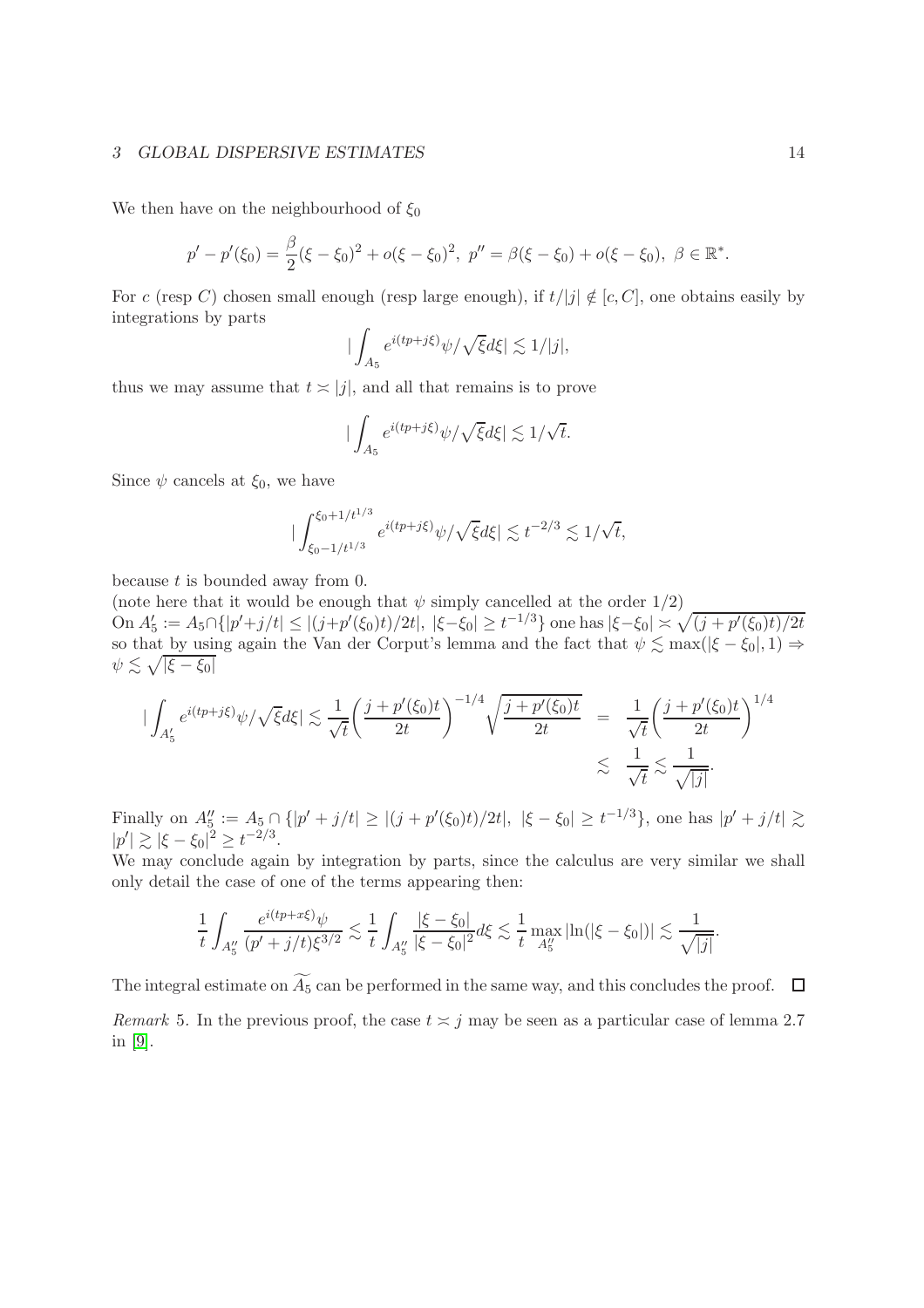We then have on the neighbourhood of $\xi_0$

$$p' - p'(\xi_0) = \frac{\beta}{2}(\xi - \xi_0)^2 + o(\xi - \xi_0)^2,\ p'' = \beta(\xi - \xi_0) + o(\xi - \xi_0),\ \beta \in \mathbb{R}^*.$$

For $c$ (resp $C$) chosen small enough (resp large enough), if $t/|j| \notin [c, C]$, one obtains easily by integrations by parts

$$|\int_{A_5} e^{i(tp+j\xi)}\psi/\sqrt{\xi}d\xi| \lesssim 1/|j|,$$

thus we may assume that $t \asymp |j|$, and all that remains is to prove

$$|\int_{A_5} e^{i(tp+j\xi)}\psi/\sqrt{\xi}d\xi| \lesssim 1/\sqrt{t}.$$

Since $\psi$ cancels at $\xi_0$, we have

$$|\int_{\xi_0 - 1/t^{1/3}}^{\xi_0 + 1/t^{1/3}} e^{i(tp+j\xi)}\psi/\sqrt{\xi}d\xi| \lesssim t^{-2/3} \lesssim 1/\sqrt{t},$$

because $t$ is bounded away from 0.

(note here that it would be enough that $\psi$ simply cancelled at the order $1/2$)

On $A_5' := A_5 \cap \{|p' + j/t| \leq |(j + p'(\xi_0)t)/2t|,\ |\xi - \xi_0| \geq t^{-1/3}\}$ one has $|\xi - \xi_0| \asymp \sqrt{(j + p'(\xi_0)t)/2t}$ so that by using again the Van der Corput's lemma and the fact that $\psi \lesssim \max(|\xi - \xi_0|, 1) \Rightarrow \psi \lesssim \sqrt{|\xi - \xi_0|}$

$$\begin{aligned} |\int_{A_5'} e^{i(tp+j\xi)}\psi/\sqrt{\xi}d\xi| \lesssim \frac{1}{\sqrt{t}}\left(\frac{j + p'(\xi_0)t}{2t}\right)^{-1/4}\sqrt{\frac{j + p'(\xi_0)t}{2t}} &= \frac{1}{\sqrt{t}}\left(\frac{j + p'(\xi_0)t}{2t}\right)^{1/4} \\ &\lesssim \frac{1}{\sqrt{t}} \lesssim \frac{1}{\sqrt{|j|}}. \end{aligned}$$

Finally on $A_5'' := A_5 \cap \{|p' + j/t| \geq |(j + p'(\xi_0)t)/2t|,\ |\xi - \xi_0| \geq t^{-1/3}\}$, one has $|p' + j/t| \gtrsim |p'| \gtrsim |\xi - \xi_0|^2 \geq t^{-2/3}$.

We may conclude again by integration by parts, since the calculus are very similar we shall only detail the case of one of the terms appearing then:

$$\frac{1}{t}\int_{A_5''} \frac{e^{i(tp+x\xi)}\psi}{(p' + j/t)\xi^{3/2}} \lesssim \frac{1}{t}\int_{A_5''} \frac{|\xi - \xi_0|}{|\xi - \xi_0|^2}d\xi \lesssim \frac{1}{t}\max_{A_5''} |\ln(|\xi - \xi_0|)| \lesssim \frac{1}{\sqrt{|j|}}.$$

The integral estimate on $\widetilde{A_5}$ can be performed in the same way, and this concludes the proof. $\square$

*Remark* 5. In the previous proof, the case $t \asymp j$ may be seen as a particular case of lemma 2.7 in [9].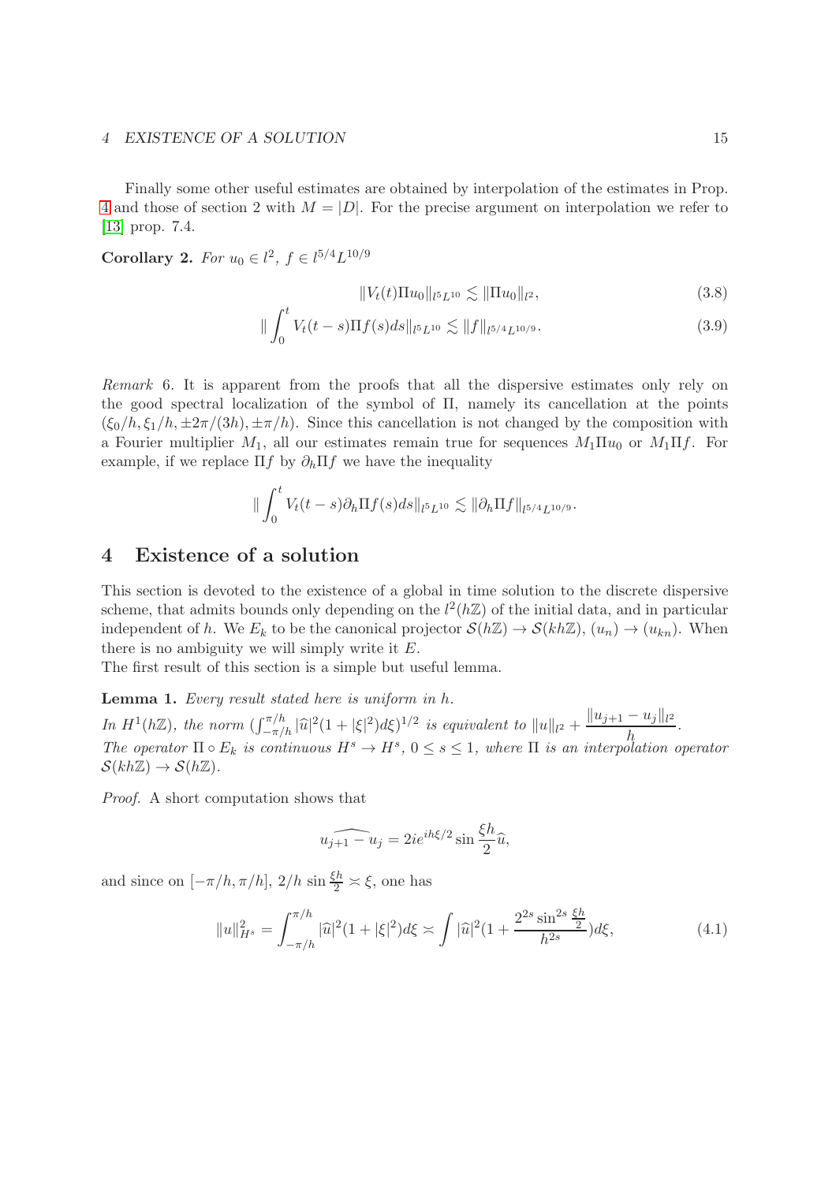Finally some other useful estimates are obtained by interpolation of the estimates in Prop. 4 and those of section 2 with $M = |D|$. For the precise argument on interpolation we refer to [13] prop. 7.4.

**Corollary 2.** *For $u_0 \in l^2$, $f \in l^{5/4}L^{10/9}$*

$$\|V_t(t)\Pi u_0\|_{l^5L^{10}} \lesssim \|\Pi u_0\|_{l^2}, \tag{3.8}$$

$$\|\int_0^t V_t(t-s)\Pi f(s)ds\|_{l^5L^{10}} \lesssim \|f\|_{l^{5/4}L^{10/9}}. \tag{3.9}$$

*Remark* 6. It is apparent from the proofs that all the dispersive estimates only rely on the good spectral localization of the symbol of $\Pi$, namely its cancellation at the points $(\xi_0/h, \xi_1/h, \pm 2\pi/(3h), \pm\pi/h)$. Since this cancellation is not changed by the composition with a Fourier multiplier $M_1$, all our estimates remain true for sequences $M_1\Pi u_0$ or $M_1\Pi f$. For example, if we replace $\Pi f$ by $\partial_h \Pi f$ we have the inequality

$$\|\int_0^t V_t(t-s)\partial_h\Pi f(s)ds\|_{l^5L^{10}} \lesssim \|\partial_h\Pi f\|_{l^{5/4}L^{10/9}}.$$

# 4 Existence of a solution

This section is devoted to the existence of a global in time solution to the discrete dispersive scheme, that admits bounds only depending on the $l^2(h\mathbb{Z})$ of the initial data, and in particular independent of $h$. We $E_k$ to be the canonical projector $\mathcal{S}(h\mathbb{Z}) \to \mathcal{S}(kh\mathbb{Z})$, $(u_n) \to (u_{kn})$. When there is no ambiguity we will simply write it $E$.
The first result of this section is a simple but useful lemma.

**Lemma 1.** *Every result stated here is uniform in $h$.*
*In $H^1(h\mathbb{Z})$, the norm $(\int_{-\pi/h}^{\pi/h} |\widehat{u}|^2(1+|\xi|^2)d\xi)^{1/2}$ is equivalent to $\|u\|_{l^2} + \dfrac{\|u_{j+1}-u_j\|_{l^2}}{h}$.*
*The operator $\Pi \circ E_k$ is continuous $H^s \to H^s$, $0 \leq s \leq 1$, where $\Pi$ is an interpolation operator $\mathcal{S}(kh\mathbb{Z}) \to \mathcal{S}(h\mathbb{Z})$.*

*Proof.* A short computation shows that

$$\widehat{u_{j+1}-u_j} = 2ie^{ih\xi/2}\sin\frac{\xi h}{2}\widehat{u},$$

and since on $[-\pi/h, \pi/h]$, $2/h\,\sin\frac{\xi h}{2} \asymp \xi$, one has

$$\|u\|_{H^s}^2 = \int_{-\pi/h}^{\pi/h} |\widehat{u}|^2(1+|\xi|^2)d\xi \asymp \int |\widehat{u}|^2(1+\frac{2^{2s}\sin^{2s}\frac{\xi h}{2}}{h^{2s}})d\xi, \tag{4.1}$$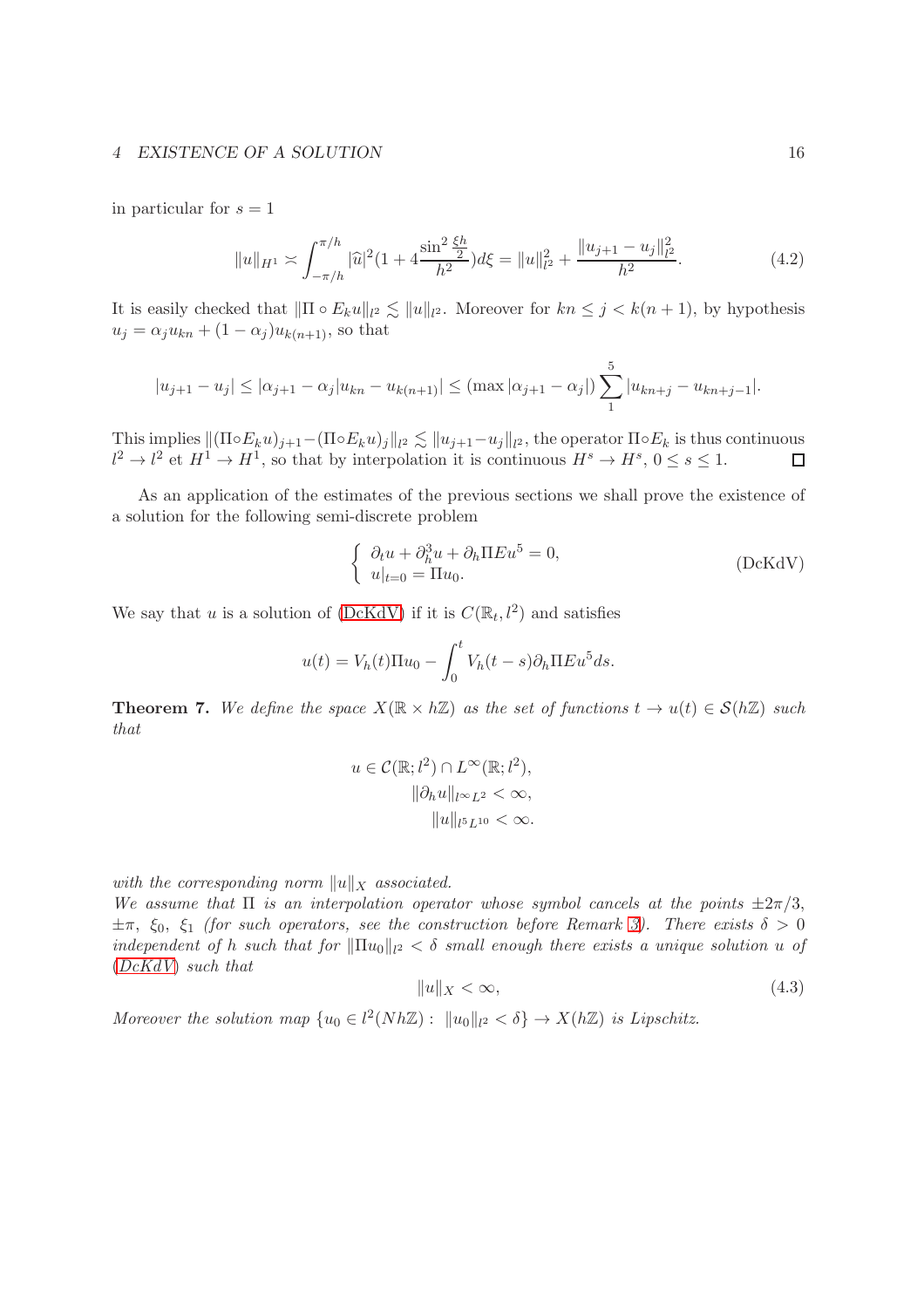in particular for $s = 1$

$$\|u\|_{H^1} \asymp \int_{-\pi/h}^{\pi/h} |\widehat{u}|^2 (1 + 4\frac{\sin^2 \frac{\xi h}{2}}{h^2}) d\xi = \|u\|_{l^2}^2 + \frac{\|u_{j+1} - u_j\|_{l^2}^2}{h^2}. \tag{4.2}$$

It is easily checked that $\|\Pi \circ E_k u\|_{l^2} \lesssim \|u\|_{l^2}$. Moreover for $kn \leq j < k(n+1)$, by hypothesis $u_j = \alpha_j u_{kn} + (1-\alpha_j) u_{k(n+1)}$, so that

$$|u_{j+1} - u_j| \leq |\alpha_{j+1} - \alpha_j| u_{kn} - u_{k(n+1)}| \leq (\max |\alpha_{j+1} - \alpha_j|) \sum_1^5 |u_{kn+j} - u_{kn+j-1}|.$$

This implies $\|(\Pi \circ E_k u)_{j+1} - (\Pi \circ E_k u)_j\|_{l^2} \lesssim \|u_{j+1} - u_j\|_{l^2}$, the operator $\Pi \circ E_k$ is thus continuous $l^2 \to l^2$ et $H^1 \to H^1$, so that by interpolation it is continuous $H^s \to H^s$, $0 \leq s \leq 1$. □

As an application of the estimates of the previous sections we shall prove the existence of a solution for the following semi-discrete problem

$$\begin{cases} \partial_t u + \partial_h^3 u + \partial_h \Pi E u^5 = 0, \\ u|_{t=0} = \Pi u_0. \end{cases} \tag{DcKdV}$$

We say that $u$ is a solution of (DcKdV) if it is $C(\mathbb{R}_t, l^2)$ and satisfies

$$u(t) = V_h(t)\Pi u_0 - \int_0^t V_h(t-s) \partial_h \Pi E u^5 ds.$$

**Theorem 7.** *We define the space $X(\mathbb{R} \times h\mathbb{Z})$ as the set of functions $t \to u(t) \in \mathcal{S}(h\mathbb{Z})$ such that*

$$u \in \mathcal{C}(\mathbb{R}; l^2) \cap L^\infty(\mathbb{R}; l^2),$$
$$\|\partial_h u\|_{l^\infty L^2} < \infty,$$
$$\|u\|_{l^5 L^{10}} < \infty.$$

*with the corresponding norm $\|u\|_X$ associated.*
*We assume that $\Pi$ is an interpolation operator whose symbol cancels at the points $\pm 2\pi/3$, $\pm\pi$, $\xi_0$, $\xi_1$ (for such operators, see the construction before Remark 3). There exists $\delta > 0$ independent of $h$ such that for $\|\Pi u_0\|_{l^2} < \delta$ small enough there exists a unique solution $u$ of (DcKdV) such that*

$$\|u\|_X < \infty, \tag{4.3}$$

*Moreover the solution map $\{u_0 \in l^2(Nh\mathbb{Z}) : \|u_0\|_{l^2} < \delta\} \to X(h\mathbb{Z})$ is Lipschitz.*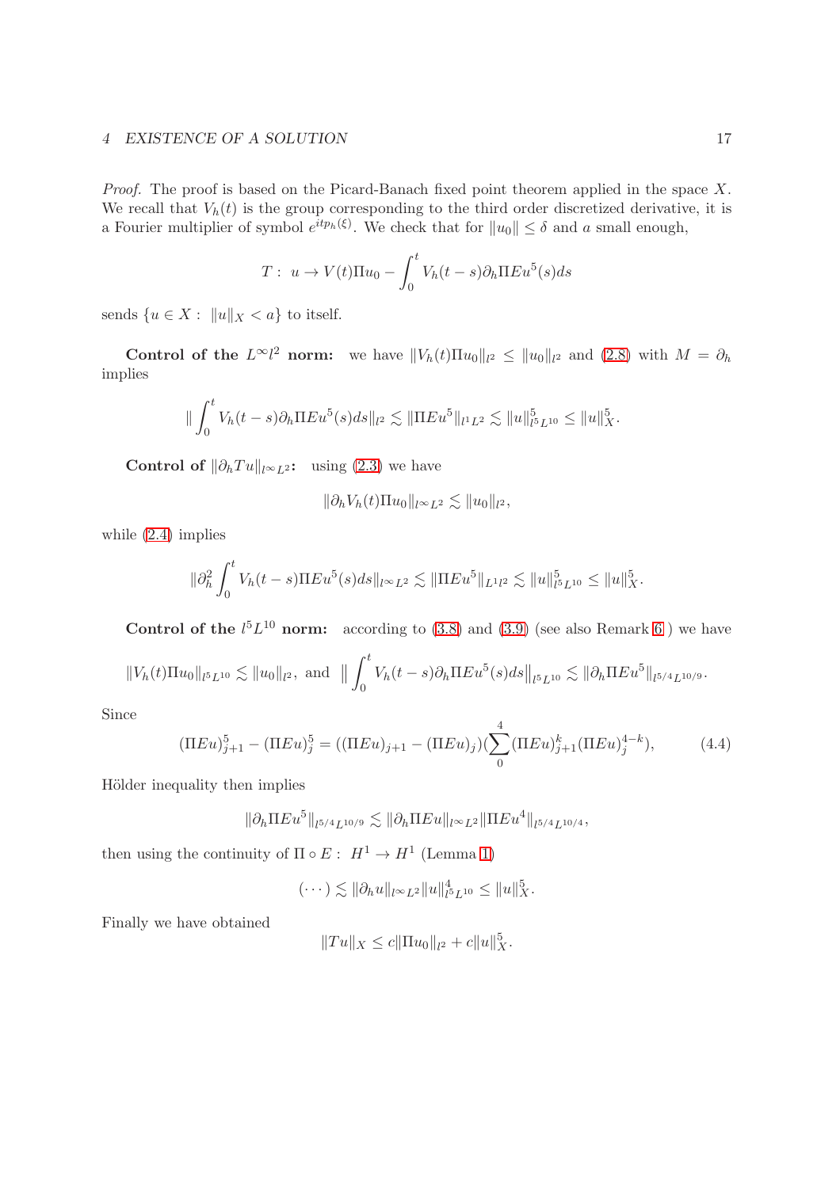*Proof.* The proof is based on the Picard-Banach fixed point theorem applied in the space $X$. We recall that $V_h(t)$ is the group corresponding to the third order discretized derivative, it is a Fourier multiplier of symbol $e^{itp_h(\xi)}$. We check that for $\|u_0\| \leq \delta$ and $a$ small enough,

$$T: \ u \to V(t)\Pi u_0 - \int_0^t V_h(t-s)\partial_h \Pi E u^5(s)ds$$

sends $\{u \in X : \ \|u\|_X < a\}$ to itself.

**Control of the $L^\infty l^2$ norm:** we have $\|V_h(t)\Pi u_0\|_{l^2} \leq \|u_0\|_{l^2}$ and (2.8) with $M = \partial_h$ implies

$$\|\int_0^t V_h(t-s)\partial_h \Pi E u^5(s)ds\|_{l^2} \lesssim \|\Pi E u^5\|_{l^1 L^2} \lesssim \|u\|^5_{l^5 L^{10}} \leq \|u\|^5_X.$$

**Control of $\|\partial_h T u\|_{l^\infty L^2}$:** using (2.3) we have

$$\|\partial_h V_h(t)\Pi u_0\|_{l^\infty L^2} \lesssim \|u_0\|_{l^2},$$

while (2.4) implies

$$\|\partial_h^2 \int_0^t V_h(t-s)\Pi E u^5(s)ds\|_{l^\infty L^2} \lesssim \|\Pi E u^5\|_{L^1 l^2} \lesssim \|u\|^5_{l^5 L^{10}} \leq \|u\|^5_X.$$

**Control of the $l^5 L^{10}$ norm:** according to (3.8) and (3.9) (see also Remark 6 ) we have

$$\|V_h(t)\Pi u_0\|_{l^5 L^{10}} \lesssim \|u_0\|_{l^2}, \text{ and } \Big\|\int_0^t V_h(t-s)\partial_h \Pi E u^5(s)ds\Big\|_{l^5 L^{10}} \lesssim \|\partial_h \Pi E u^5\|_{l^{5/4} L^{10/9}}.$$

Since

$$(\Pi E u)^5_{j+1} - (\Pi E u)^5_j = ((\Pi E u)_{j+1} - (\Pi E u)_j)(\sum_0^4 (\Pi E u)^k_{j+1}(\Pi E u)^{4-k}_j), \tag{4.4}$$

Hölder inequality then implies

$$\|\partial_h \Pi E u^5\|_{l^{5/4} L^{10/9}} \lesssim \|\partial_h \Pi E u\|_{l^\infty L^2} \|\Pi E u^4\|_{l^{5/4} L^{10/4}},$$

then using the continuity of $\Pi \circ E : \ H^1 \to H^1$ (Lemma 1)

$$(\cdots) \lesssim \|\partial_h u\|_{l^\infty L^2} \|u\|^4_{l^5 L^{10}} \leq \|u\|^5_X.$$

Finally we have obtained

$$\|Tu\|_X \leq c\|\Pi u_0\|_{l^2} + c\|u\|^5_X.$$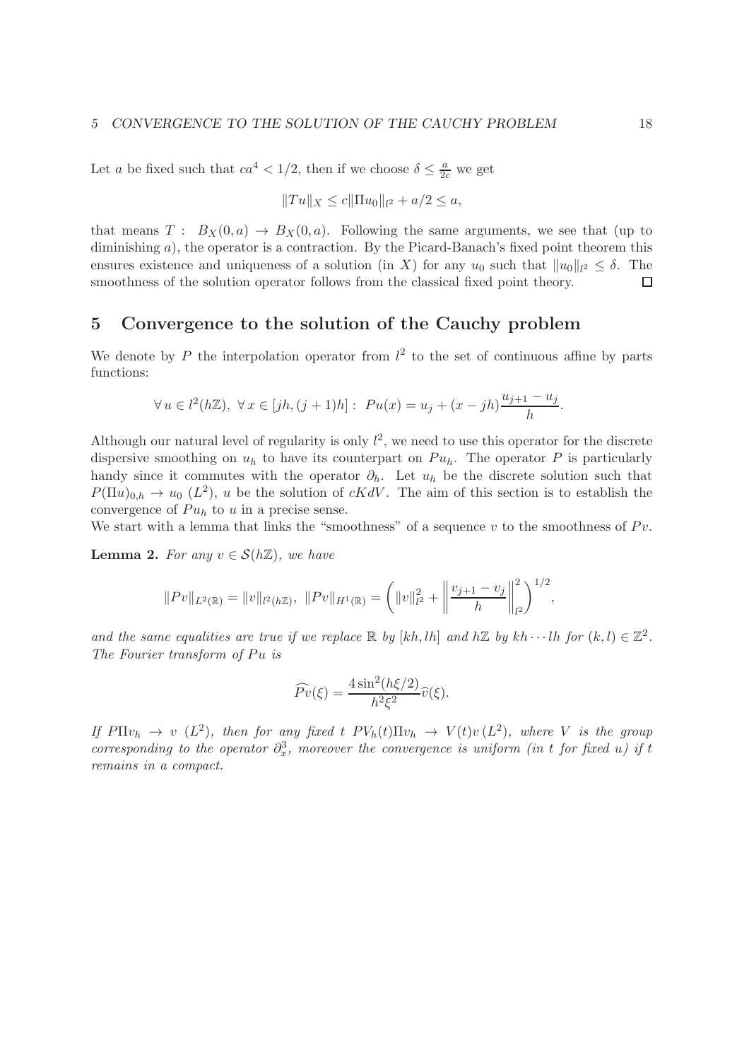Let $a$ be fixed such that $ca^4 < 1/2$, then if we choose $\delta \leq \frac{a}{2c}$ we get

$$\|Tu\|_X \leq c\|\Pi u_0\|_{l^2} + a/2 \leq a,$$

that means $T:\ B_X(0,a) \to B_X(0,a)$. Following the same arguments, we see that (up to diminishing $a$), the operator is a contraction. By the Picard-Banach's fixed point theorem this ensures existence and uniqueness of a solution (in $X$) for any $u_0$ such that $\|u_0\|_{l^2} \leq \delta$. The smoothness of the solution operator follows from the classical fixed point theory. $\square$

## 5 Convergence to the solution of the Cauchy problem

We denote by $P$ the interpolation operator from $l^2$ to the set of continuous affine by parts functions:

$$\forall\, u \in l^2(h\mathbb{Z}),\ \forall\, x \in [jh, (j+1)h]:\ Pu(x) = u_j + (x - jh)\frac{u_{j+1} - u_j}{h}.$$

Although our natural level of regularity is only $l^2$, we need to use this operator for the discrete dispersive smoothing on $u_h$ to have its counterpart on $Pu_h$. The operator $P$ is particularly handy since it commutes with the operator $\partial_h$. Let $u_h$ be the discrete solution such that $P(\Pi u)_{0,h} \to u_0$ $(L^2)$, $u$ be the solution of $cKdV$. The aim of this section is to establish the convergence of $Pu_h$ to $u$ in a precise sense.

We start with a lemma that links the "smoothness" of a sequence $v$ to the smoothness of $Pv$.

**Lemma 2.** *For any $v \in \mathcal{S}(h\mathbb{Z})$, we have*

$$\|Pv\|_{L^2(\mathbb{R})} = \|v\|_{l^2(h\mathbb{Z})},\ \ \|Pv\|_{H^1(\mathbb{R})} = \left(\|v\|_{l^2}^2 + \left\|\frac{v_{j+1} - v_j}{h}\right\|_{l^2}^2\right)^{1/2},$$

*and the same equalities are true if we replace $\mathbb{R}$ by $[kh, lh]$ and $h\mathbb{Z}$ by $kh \cdots lh$ for $(k,l) \in \mathbb{Z}^2$. The Fourier transform of $Pu$ is*

$$\widehat{Pv}(\xi) = \frac{4\sin^2(h\xi/2)}{h^2\xi^2}\widehat{v}(\xi).$$

*If $P\Pi v_h \to v$ $(L^2)$, then for any fixed $t$ $PV_h(t)\Pi v_h \to V(t)v\,(L^2)$, where $V$ is the group corresponding to the operator $\partial_x^3$, moreover the convergence is uniform (in $t$ for fixed $u$) if $t$ remains in a compact.*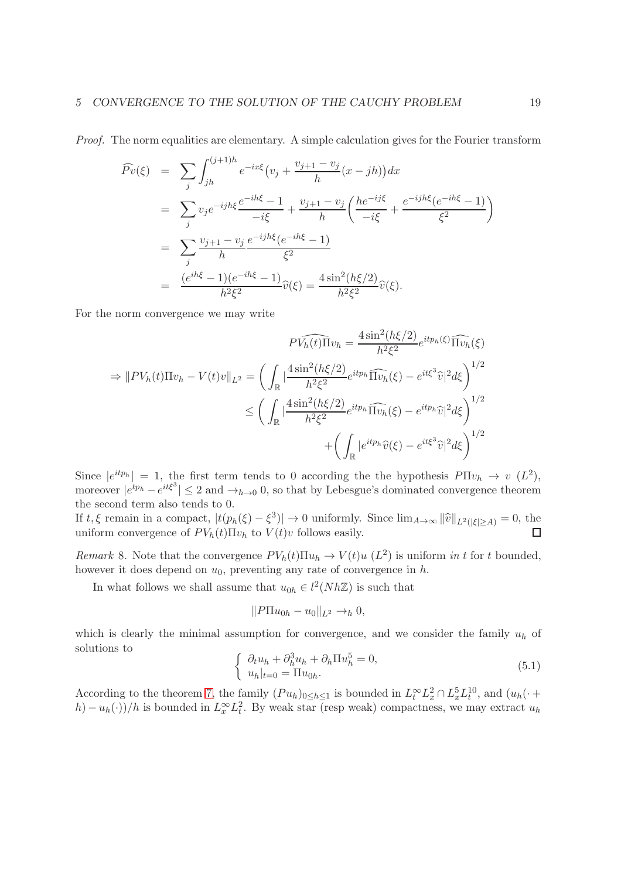*Proof.* The norm equalities are elementary. A simple calculation gives for the Fourier transform

$$
\begin{aligned}
\widehat{Pv}(\xi) &= \sum_j \int_{jh}^{(j+1)h} e^{-ix\xi}\big(v_j + \frac{v_{j+1}-v_j}{h}(x-jh)\big)dx \\
&= \sum_j v_j e^{-ijh\xi}\frac{e^{-ih\xi}-1}{-i\xi} + \frac{v_{j+1}-v_j}{h}\Big(\frac{he^{-ij\xi}}{-i\xi} + \frac{e^{-ijh\xi}(e^{-ih\xi}-1)}{\xi^2}\Big) \\
&= \sum_j \frac{v_{j+1}-v_j}{h}\frac{e^{-ijh\xi}(e^{-ih\xi}-1)}{\xi^2} \\
&= \frac{(e^{ih\xi}-1)(e^{-ih\xi}-1)}{h^2\xi^2}\widehat{v}(\xi) = \frac{4\sin^2(h\xi/2)}{h^2\xi^2}\widehat{v}(\xi).
\end{aligned}
$$

For the norm convergence we may write

$$
\begin{aligned}
\widehat{PV_h(t)\Pi v_h} &= \frac{4\sin^2(h\xi/2)}{h^2\xi^2}e^{itp_h(\xi)}\widehat{\Pi v_h}(\xi) \\
\Rightarrow \|PV_h(t)\Pi v_h - V(t)v\|_{L^2} &= \Big(\int_{\mathbb{R}} \big|\frac{4\sin^2(h\xi/2)}{h^2\xi^2}e^{itp_h}\widehat{\Pi v_h}(\xi) - e^{it\xi^3}\widehat{v}\big|^2 d\xi\Big)^{1/2} \\
&\leq \Big(\int_{\mathbb{R}} \big|\frac{4\sin^2(h\xi/2)}{h^2\xi^2}e^{itp_h}\widehat{\Pi v_h}(\xi) - e^{itp_h}\widehat{v}\big|^2 d\xi\Big)^{1/2} \\
&\quad + \Big(\int_{\mathbb{R}} |e^{itp_h}\widehat{v}(\xi) - e^{it\xi^3}\widehat{v}|^2 d\xi\Big)^{1/2}
\end{aligned}
$$

Since $|e^{itp_h}| = 1$, the first term tends to 0 according the the hypothesis $P\Pi v_h \to v$ $(L^2)$, moreover $|e^{tp_h} - e^{it\xi^3}| \leq 2$ and $\to_{h\to 0} 0$, so that by Lebesgue's dominated convergence theorem the second term also tends to 0.

If $t, \xi$ remain in a compact, $|t(p_h(\xi) - \xi^3)| \to 0$ uniformly. Since $\lim_{A\to\infty} \|\widehat{v}\|_{L^2(|\xi|\geq A)} = 0$, the uniform convergence of $PV_h(t)\Pi v_h$ to $V(t)v$ follows easily. $\square$

*Remark* 8. Note that the convergence $PV_h(t)\Pi u_h \to V(t)u$ $(L^2)$ is uniform *in* $t$ for $t$ bounded, however it does depend on $u_0$, preventing any rate of convergence in $h$.

In what follows we shall assume that $u_{0h} \in l^2(Nh\mathbb{Z})$ is such that

$$\|P\Pi u_{0h} - u_0\|_{L^2} \to_h 0,$$

which is clearly the minimal assumption for convergence, and we consider the family $u_h$ of solutions to

$$
\begin{cases} \partial_t u_h + \partial_h^3 u_h + \partial_h \Pi u_h^5 = 0, \\ u_h|_{t=0} = \Pi u_{0h}. \end{cases} \tag{5.1}
$$

According to the theorem 7, the family $(Pu_h)_{0\leq h\leq 1}$ is bounded in $L_t^\infty L_x^2 \cap L_x^5 L_t^{10}$, and $(u_h(\cdot + h) - u_h(\cdot))/h$ is bounded in $L_x^\infty L_t^2$. By weak star (resp weak) compactness, we may extract $u_h$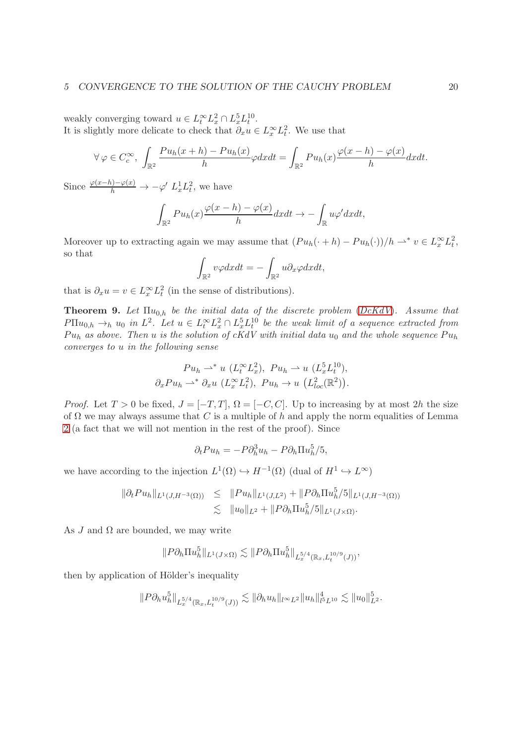weakly converging toward $u \in L_t^\infty L_x^2 \cap L_x^5 L_t^{10}$.
It is slightly more delicate to check that $\partial_x u \in L_x^\infty L_t^2$. We use that

$$\forall\, \varphi \in C_c^\infty,\ \int_{\mathbb{R}^2} \frac{Pu_h(x+h) - Pu_h(x)}{h} \varphi dx dt = \int_{\mathbb{R}^2} Pu_h(x) \frac{\varphi(x-h) - \varphi(x)}{h} dx dt.$$

Since $\frac{\varphi(x-h)-\varphi(x)}{h} \to -\varphi'\ L_x^1 L_t^2$, we have

$$\int_{\mathbb{R}^2} Pu_h(x) \frac{\varphi(x-h) - \varphi(x)}{h} dx dt \to -\int_{\mathbb{R}} u\varphi' dx dt,$$

Moreover up to extracting again we may assume that $(Pu_h(\cdot + h) - Pu_h(\cdot))/h \rightharpoonup^* v \in L_x^\infty L_t^2$, so that

$$\int_{\mathbb{R}^2} v\varphi dx dt = -\int_{\mathbb{R}^2} u \partial_x \varphi dx dt,$$

that is $\partial_x u = v \in L_x^\infty L_t^2$ (in the sense of distributions).

**Theorem 9.** *Let $\Pi u_{0,h}$ be the initial data of the discrete problem (DcKdV). Assume that $P\Pi u_{0,h} \to_h u_0$ in $L^2$. Let $u \in L_t^\infty L_x^2 \cap L_x^5 L_t^{10}$ be the weak limit of a sequence extracted from $Pu_h$ as above. Then $u$ is the solution of cKdV with initial data $u_0$ and the whole sequence $Pu_h$ converges to $u$ in the following sense*

$$\begin{gathered} Pu_h \rightharpoonup^* u\ (L_t^\infty L_x^2),\ Pu_h \rightharpoonup u\ (L_x^5 L_t^{10}), \\ \partial_x Pu_h \rightharpoonup^* \partial_x u\ (L_x^\infty L_t^2),\ Pu_h \to u\ \left(L_{loc}^2(\mathbb{R}^2)\right). \end{gathered}$$

*Proof.* Let $T > 0$ be fixed, $J = [-T, T]$, $\Omega = [-C, C]$. Up to increasing by at most $2h$ the size of $\Omega$ we may always assume that $C$ is a multiple of $h$ and apply the norm equalities of Lemma 2 (a fact that we will not mention in the rest of the proof). Since

$$\partial_t Pu_h = -P\partial_h^3 u_h - P\partial_h \Pi u_h^5/5,$$

we have according to the injection $L^1(\Omega) \hookrightarrow H^{-1}(\Omega)$ (dual of $H^1 \hookrightarrow L^\infty$)

$$\begin{aligned} \|\partial_t Pu_h\|_{L^1(J,H^{-3}(\Omega))} &\leq \|Pu_h\|_{L^1(J,L^2)} + \|P\partial_h \Pi u_h^5/5\|_{L^1(J,H^{-3}(\Omega))} \\ &\lesssim \|u_0\|_{L^2} + \|P\partial_h \Pi u_h^5/5\|_{L^1(J\times\Omega)}. \end{aligned}$$

As $J$ and $\Omega$ are bounded, we may write

$$\|P\partial_h \Pi u_h^5\|_{L^1(J\times\Omega)} \lesssim \|P\partial_h \Pi u_h^5\|_{L_x^{5/4}(\mathbb{R}_x, L_t^{10/9}(J))},$$

then by application of Hölder's inequality

$$\|P\partial_h u_h^5\|_{L_x^{5/4}(\mathbb{R}_x, L_t^{10/9}(J))} \lesssim \|\partial_h u_h\|_{l^\infty L^2} \|u_h\|_{l^5 L^{10}}^4 \lesssim \|u_0\|_{L^2}^5.$$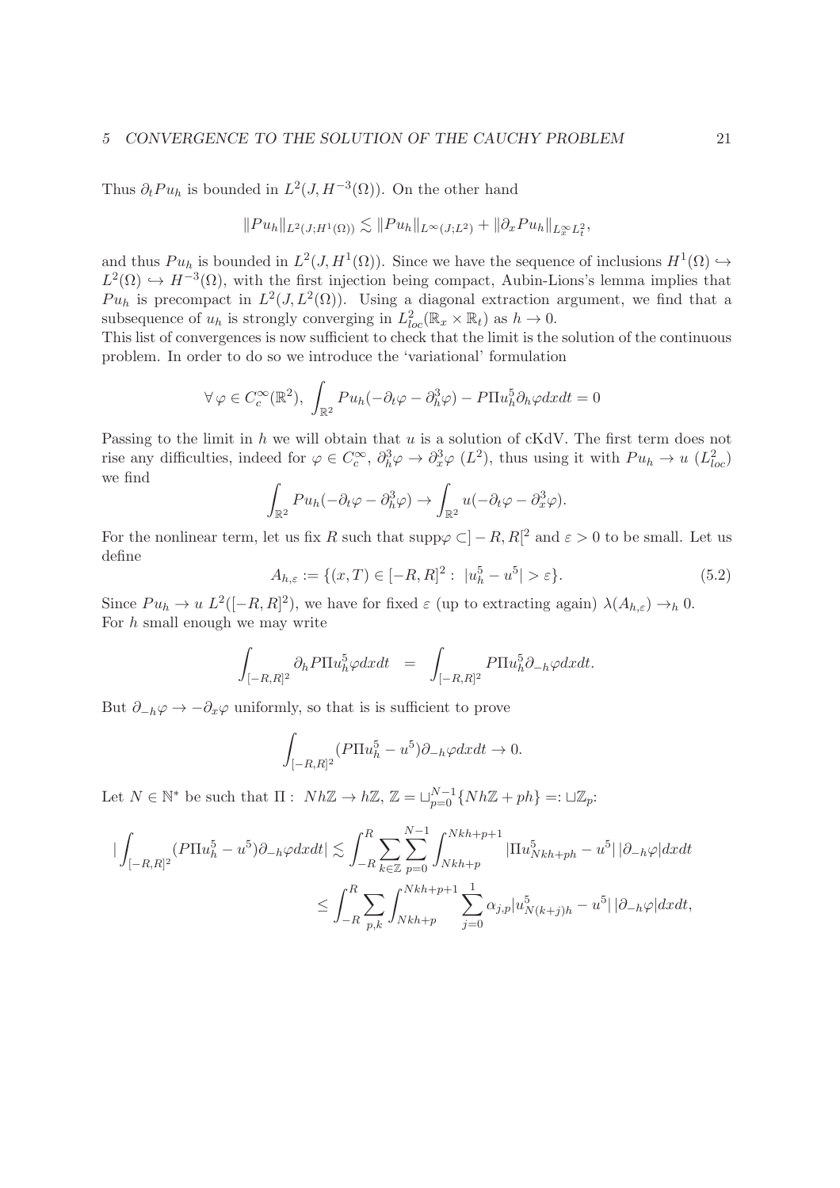Thus $\partial_t P u_h$ is bounded in $L^2(J, H^{-3}(\Omega))$. On the other hand

$$\|Pu_h\|_{L^2(J;H^1(\Omega))} \lesssim \|Pu_h\|_{L^\infty(J;L^2)} + \|\partial_x P u_h\|_{L^\infty_x L^2_t},$$

and thus $Pu_h$ is bounded in $L^2(J, H^1(\Omega))$. Since we have the sequence of inclusions $H^1(\Omega) \hookrightarrow L^2(\Omega) \hookrightarrow H^{-3}(\Omega)$, with the first injection being compact, Aubin-Lions's lemma implies that $Pu_h$ is precompact in $L^2(J, L^2(\Omega))$. Using a diagonal extraction argument, we find that a subsequence of $u_h$ is strongly converging in $L^2_{loc}(\mathbb{R}_x \times \mathbb{R}_t)$ as $h \to 0$.

This list of convergences is now sufficient to check that the limit is the solution of the continuous problem. In order to do so we introduce the 'variational' formulation

$$\forall\, \varphi \in C_c^\infty(\mathbb{R}^2),\ \int_{\mathbb{R}^2} Pu_h(-\partial_t \varphi - \partial_h^3 \varphi) - P\Pi u_h^5 \partial_h \varphi dxdt = 0$$

Passing to the limit in $h$ we will obtain that $u$ is a solution of cKdV. The first term does not rise any difficulties, indeed for $\varphi \in C_c^\infty$, $\partial_h^3 \varphi \to \partial_x^3 \varphi$ $(L^2)$, thus using it with $Pu_h \to u$ $(L^2_{loc})$ we find

$$\int_{\mathbb{R}^2} Pu_h(-\partial_t \varphi - \partial_h^3 \varphi) \to \int_{\mathbb{R}^2} u(-\partial_t \varphi - \partial_x^3 \varphi).$$

For the nonlinear term, let us fix $R$ such that $\text{supp}\varphi \subset ]-R,R[^2$ and $\varepsilon > 0$ to be small. Let us define

$$A_{h,\varepsilon} := \{(x,T) \in [-R,R]^2 :\ |u_h^5 - u^5| > \varepsilon\}. \tag{5.2}$$

Since $Pu_h \to u$ $L^2([-R,R]^2)$, we have for fixed $\varepsilon$ (up to extracting again) $\lambda(A_{h,\varepsilon}) \to_h 0$. For $h$ small enough we may write

$$\int_{[-R,R]^2} \partial_h P\Pi u_h^5 \varphi dxdt \;\; = \;\; \int_{[-R,R]^2} P\Pi u_h^5 \partial_{-h}\varphi dxdt.$$

But $\partial_{-h}\varphi \to -\partial_x \varphi$ uniformly, so that is is sufficient to prove

$$\int_{[-R,R]^2} (P\Pi u_h^5 - u^5)\partial_{-h}\varphi dxdt \to 0.$$

Let $N \in \mathbb{N}^*$ be such that $\Pi :\ Nh\mathbb{Z} \to h\mathbb{Z}$, $\mathbb{Z} = \sqcup_{p=0}^{N-1}\{Nh\mathbb{Z} + ph\} =: \sqcup \mathbb{Z}_p$:

$$\begin{aligned}
\left|\int_{[-R,R]^2} (P\Pi u_h^5 - u^5)\partial_{-h}\varphi dxdt\right| &\lesssim \int_{-R}^{R} \sum_{k\in\mathbb{Z}} \sum_{p=0}^{N-1} \int_{Nkh+p}^{Nkh+p+1} |\Pi u^5_{Nkh+ph} - u^5|\, |\partial_{-h}\varphi| dxdt \\
&\le \int_{-R}^{R} \sum_{p,k} \int_{Nkh+p}^{Nkh+p+1} \sum_{j=0}^{1} \alpha_{j,p} |u^5_{N(k+j)h} - u^5|\, |\partial_{-h}\varphi| dxdt,
\end{aligned}$$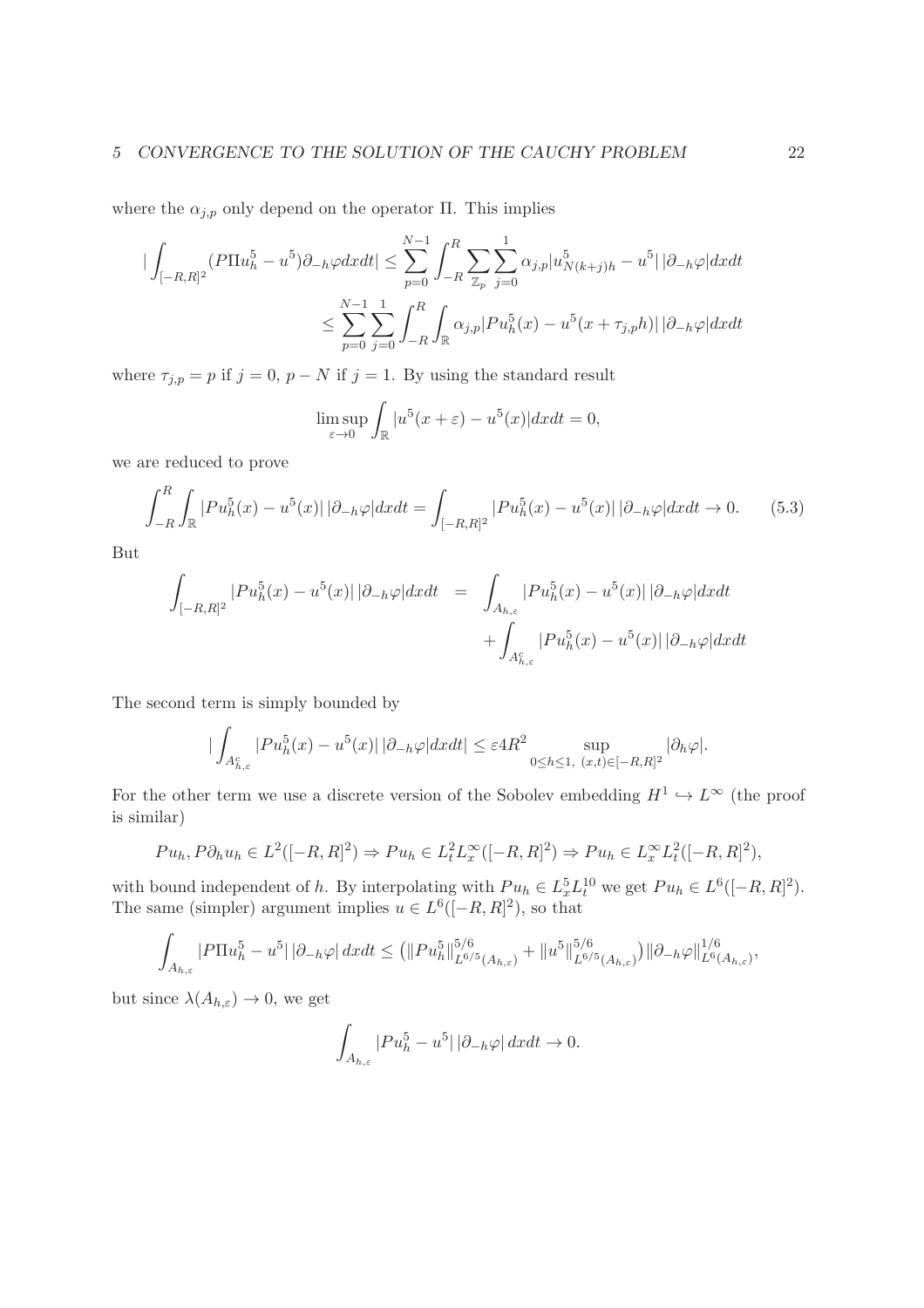where the $\alpha_{j,p}$ only depend on the operator $\Pi$. This implies

$$
\begin{aligned}
|\int_{[-R,R]^2} (P\Pi u_h^5 - u^5)\partial_{-h}\varphi dxdt| &\leq \sum_{p=0}^{N-1} \int_{-R}^{R} \sum_{\mathbb{Z}_p} \sum_{j=0}^{1} \alpha_{j,p} |u_{N(k+j)h}^5 - u^5| \, |\partial_{-h}\varphi| dxdt \\
&\leq \sum_{p=0}^{N-1} \sum_{j=0}^{1} \int_{-R}^{R} \int_{\mathbb{R}} \alpha_{j,p} |Pu_h^5(x) - u^5(x+\tau_{j,p}h)| \, |\partial_{-h}\varphi| dxdt
\end{aligned}
$$

where $\tau_{j,p} = p$ if $j = 0$, $p - N$ if $j = 1$. By using the standard result

$$
\limsup_{\varepsilon \to 0} \int_{\mathbb{R}} |u^5(x+\varepsilon) - u^5(x)| dxdt = 0,
$$

we are reduced to prove

$$
\int_{-R}^{R} \int_{\mathbb{R}} |Pu_h^5(x) - u^5(x)| \, |\partial_{-h}\varphi| dxdt = \int_{[-R,R]^2} |Pu_h^5(x) - u^5(x)| \, |\partial_{-h}\varphi| dxdt \to 0. \tag{5.3}
$$

But

$$
\begin{aligned}
\int_{[-R,R]^2} |Pu_h^5(x) - u^5(x)| \, |\partial_{-h}\varphi| dxdt &= \int_{A_{h,\varepsilon}} |Pu_h^5(x) - u^5(x)| \, |\partial_{-h}\varphi| dxdt \\
&\quad + \int_{A_{h,\varepsilon}^c} |Pu_h^5(x) - u^5(x)| \, |\partial_{-h}\varphi| dxdt
\end{aligned}
$$

The second term is simply bounded by

$$
|\int_{A_{h,\varepsilon}^c} |Pu_h^5(x) - u^5(x)| \, |\partial_{-h}\varphi| dxdt| \leq \varepsilon 4R^2 \sup_{0 \leq h \leq 1, \ (x,t) \in [-R,R]^2} |\partial_h \varphi|.
$$

For the other term we use a discrete version of the Sobolev embedding $H^1 \hookrightarrow L^\infty$ (the proof is similar)

$$
Pu_h, P\partial_h u_h \in L^2([-R,R]^2) \Rightarrow Pu_h \in L_t^2 L_x^\infty([-R,R]^2) \Rightarrow Pu_h \in L_x^\infty L_t^2([-R,R]^2),
$$

with bound independent of $h$. By interpolating with $Pu_h \in L_x^5 L_t^{10}$ we get $Pu_h \in L^6([-R,R]^2)$. The same (simpler) argument implies $u \in L^6([-R,R]^2)$, so that

$$
\int_{A_{h,\varepsilon}} |P\Pi u_h^5 - u^5| \, |\partial_{-h}\varphi| \, dxdt \leq \left( \|Pu_h^5\|_{L^{6/5}(A_{h,\varepsilon})}^{5/6} + \|u^5\|_{L^{6/5}(A_{h,\varepsilon})}^{5/6} \right) \|\partial_{-h}\varphi\|_{L^6(A_{h,\varepsilon})}^{1/6},
$$

but since $\lambda(A_{h,\varepsilon}) \to 0$, we get

$$
\int_{A_{h,\varepsilon}} |Pu_h^5 - u^5| \, |\partial_{-h}\varphi| \, dxdt \to 0.
$$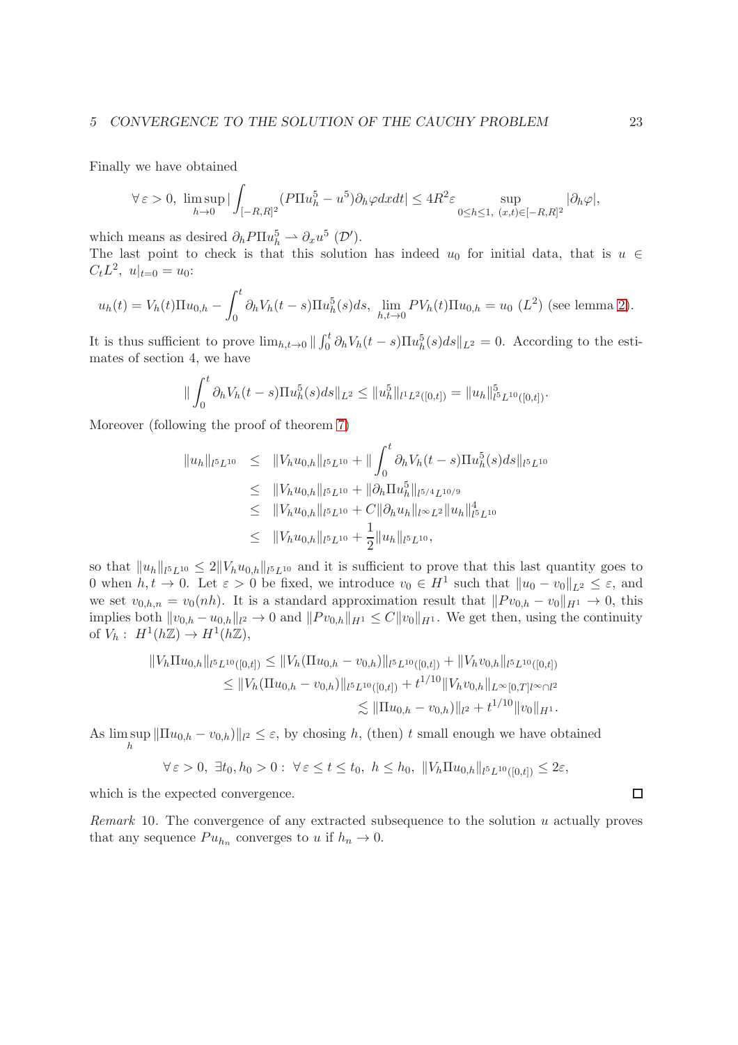Finally we have obtained

$$\forall\,\varepsilon>0,\ \limsup_{h\to 0}\Big|\int_{[-R,R]^2}(P\Pi u_h^5-u^5)\partial_h\varphi dxdt\Big|\le 4R^2\varepsilon\sup_{0\le h\le 1,\ (x,t)\in[-R,R]^2}|\partial_h\varphi|,$$

which means as desired $\partial_h P\Pi u_h^5 \rightharpoonup \partial_x u^5$ $(\mathcal{D}')$.
The last point to check is that this solution has indeed $u_0$ for initial data, that is $u\in C_tL^2,\ u|_{t=0}=u_0$:

$$u_h(t)=V_h(t)\Pi u_{0,h}-\int_0^t\partial_h V_h(t-s)\Pi u_h^5(s)ds,\ \lim_{h,t\to 0}PV_h(t)\Pi u_{0,h}=u_0\ (L^2)\ \text{(see lemma 2)}.$$

It is thus sufficient to prove $\lim_{h,t\to 0}\|\int_0^t\partial_h V_h(t-s)\Pi u_h^5(s)ds\|_{L^2}=0$. According to the estimates of section 4, we have

$$\Big\|\int_0^t\partial_h V_h(t-s)\Pi u_h^5(s)ds\Big\|_{L^2}\le\|u_h^5\|_{l^1L^2([0,t])}=\|u_h\|_{l^5L^{10}([0,t])}^5.$$

Moreover (following the proof of theorem 7)

$$\begin{aligned}
\|u_h\|_{l^5L^{10}} &\le \|V_hu_{0,h}\|_{l^5L^{10}}+\Big\|\int_0^t\partial_hV_h(t-s)\Pi u_h^5(s)ds\Big\|_{l^5L^{10}}\\
&\le \|V_hu_{0,h}\|_{l^5L^{10}}+\|\partial_h\Pi u_h^5\|_{l^{5/4}L^{10/9}}\\
&\le \|V_hu_{0,h}\|_{l^5L^{10}}+C\|\partial_hu_h\|_{l^\infty L^2}\|u_h\|_{l^5L^{10}}^4\\
&\le \|V_hu_{0,h}\|_{l^5L^{10}}+\frac12\|u_h\|_{l^5L^{10}},
\end{aligned}$$

so that $\|u_h\|_{l^5L^{10}}\le 2\|V_hu_{0,h}\|_{l^5L^{10}}$ and it is sufficient to prove that this last quantity goes to 0 when $h,t\to 0$. Let $\varepsilon>0$ be fixed, we introduce $v_0\in H^1$ such that $\|u_0-v_0\|_{L^2}\le\varepsilon$, and we set $v_{0,h,n}=v_0(nh)$. It is a standard approximation result that $\|Pv_{0,h}-v_0\|_{H^1}\to 0$, this implies both $\|v_{0,h}-u_{0,h}\|_{l^2}\to 0$ and $\|Pv_{0,h}\|_{H^1}\le C\|v_0\|_{H^1}$. We get then, using the continuity of $V_h:\ H^1(h\mathbb{Z})\to H^1(h\mathbb{Z})$,

$$\begin{aligned}
\|V_h\Pi u_{0,h}\|_{l^5L^{10}([0,t])} &\le \|V_h(\Pi u_{0,h}-v_{0,h})\|_{l^5L^{10}([0,t])}+\|V_hv_{0,h}\|_{l^5L^{10}([0,t])}\\
&\le \|V_h(\Pi u_{0,h}-v_{0,h})\|_{l^5L^{10}([0,t])}+t^{1/10}\|V_hv_{0,h}\|_{L^\infty[0,T]l^\infty\cap l^2}\\
&\lesssim \|\Pi u_{0,h}-v_{0,h})\|_{l^2}+t^{1/10}\|v_0\|_{H^1}.
\end{aligned}$$

As $\limsup_h\|\Pi u_{0,h}-v_{0,h})\|_{l^2}\le\varepsilon$, by chosing $h$, (then) $t$ small enough we have obtained

$$\forall\,\varepsilon>0,\ \exists t_0,h_0>0:\ \forall\,\varepsilon\le t\le t_0,\ h\le h_0,\ \|V_h\Pi u_{0,h}\|_{l^5L^{10}([0,t])}\le 2\varepsilon,$$

which is the expected convergence. □

*Remark* 10. The convergence of any extracted subsequence to the solution $u$ actually proves that any sequence $Pu_{h_n}$ converges to $u$ if $h_n\to 0$.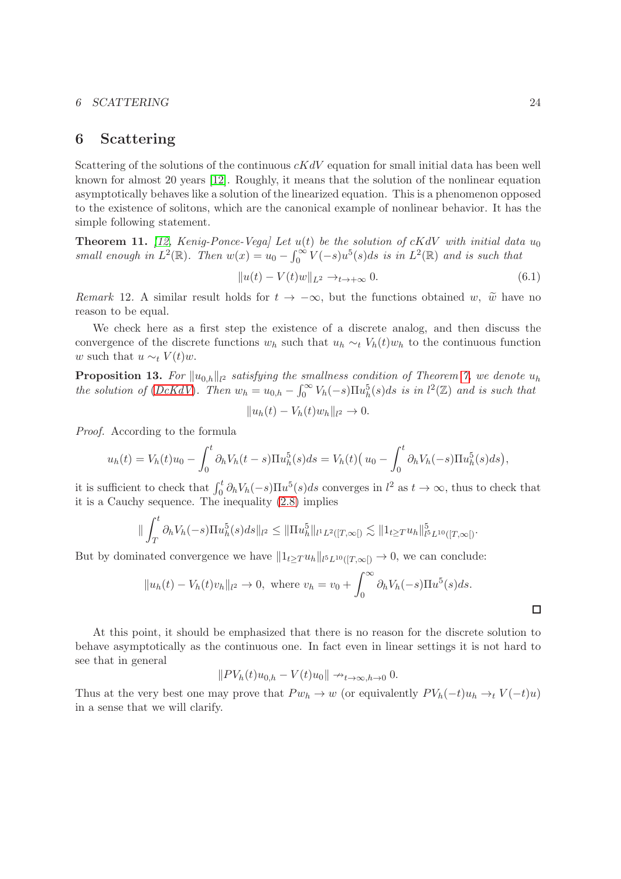# 6 Scattering

Scattering of the solutions of the continuous $cKdV$ equation for small initial data has been well known for almost 20 years [12]. Roughly, it means that the solution of the nonlinear equation asymptotically behaves like a solution of the linearized equation. This is a phenomenon opposed to the existence of solitons, which are the canonical example of nonlinear behavior. It has the simple following statement.

**Theorem 11.** *[12, Kenig-Ponce-Vega] Let $u(t)$ be the solution of cKdV with initial data $u_0$ small enough in $L^2(\mathbb{R})$. Then $w(x) = u_0 - \int_0^\infty V(-s)u^5(s)ds$ is in $L^2(\mathbb{R})$ and is such that*

$$\|u(t) - V(t)w\|_{L^2} \to_{t\to+\infty} 0. \tag{6.1}$$

*Remark* 12. A similar result holds for $t \to -\infty$, but the functions obtained $w$, $\widetilde{w}$ have no reason to be equal.

We check here as a first step the existence of a discrete analog, and then discuss the convergence of the discrete functions $w_h$ such that $u_h \sim_t V_h(t)w_h$ to the continuous function $w$ such that $u \sim_t V(t)w$.

**Proposition 13.** *For $\|u_{0,h}\|_{l^2}$ satisfying the smallness condition of Theorem 7, we denote $u_h$ the solution of (DcKdV). Then $w_h = u_{0,h} - \int_0^\infty V_h(-s)\Pi u_h^5(s)ds$ is in $l^2(\mathbb{Z})$ and is such that*

$$\|u_h(t) - V_h(t)w_h\|_{l^2} \to 0.$$

*Proof.* According to the formula

$$u_h(t) = V_h(t)u_0 - \int_0^t \partial_h V_h(t-s)\Pi u_h^5(s)ds = V_h(t)\big(u_0 - \int_0^t \partial_h V_h(-s)\Pi u_h^5(s)ds\big),$$

it is sufficient to check that $\int_0^t \partial_h V_h(-s)\Pi u^5(s)ds$ converges in $l^2$ as $t \to \infty$, thus to check that it is a Cauchy sequence. The inequality (2.8) implies

$$\|\int_T^t \partial_h V_h(-s)\Pi u_h^5(s)ds\|_{l^2} \le \|\Pi u_h^5\|_{l^1L^2([T,\infty[)} \lesssim \|1_{t\ge T}u_h\|^5_{l^5L^{10}([T,\infty[)}.$$

But by dominated convergence we have $\|1_{t\ge T}u_h\|_{l^5L^{10}([T,\infty[)} \to 0$, we can conclude:

$$\|u_h(t) - V_h(t)v_h\|_{l^2} \to 0, \text{ where } v_h = v_0 + \int_0^\infty \partial_h V_h(-s)\Pi u^5(s)ds.$$

□

At this point, it should be emphasized that there is no reason for the discrete solution to behave asymptotically as the continuous one. In fact even in linear settings it is not hard to see that in general

$$\|PV_h(t)u_{0,h} - V(t)u_0\| \nrightarrow_{t\to\infty, h\to 0} 0.$$

Thus at the very best one may prove that $Pw_h \to w$ (or equivalently $PV_h(-t)u_h \to_t V(-t)u$) in a sense that we will clarify.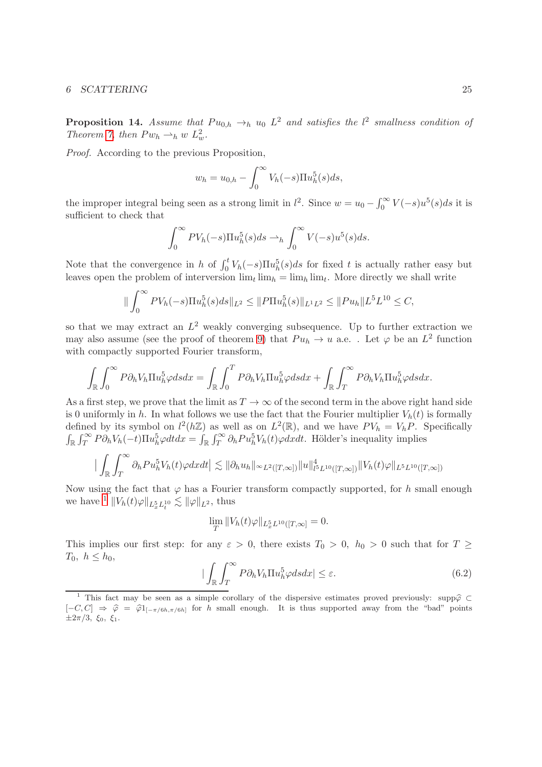**Proposition 14.** *Assume that $Pu_{0,h} \to_h u_0$ $L^2$ and satisfies the $l^2$ smallness condition of Theorem 7, then $Pw_h \rightharpoonup_h w$ $L^2_w$.*

*Proof.* According to the previous Proposition,

$$w_h = u_{0,h} - \int_0^\infty V_h(-s)\Pi u_h^5(s)ds,$$

the improper integral being seen as a strong limit in $l^2$. Since $w = u_0 - \int_0^\infty V(-s)u^5(s)ds$ it is sufficient to check that

$$\int_0^\infty PV_h(-s)\Pi u_h^5(s)ds \rightharpoonup_h \int_0^\infty V(-s)u^5(s)ds.$$

Note that the convergence in $h$ of $\int_0^t V_h(-s)\Pi u_h^5(s)ds$ for fixed $t$ is actually rather easy but leaves open the problem of interversion $\lim_t \lim_h = \lim_h \lim_t$. More directly we shall write

$$\| \int_0^\infty PV_h(-s)\Pi u_h^5(s)ds\|_{L^2} \leq \|P\Pi u_h^5(s)\|_{L^1L^2} \leq \|Pu_h\|L^5L^{10} \leq C,$$

so that we may extract an $L^2$ weakly converging subsequence. Up to further extraction we may also assume (see the proof of theorem 9) that $Pu_h \to u$ a.e. . Let $\varphi$ be an $L^2$ function with compactly supported Fourier transform,

$$\int_{\mathbb{R}}\int_0^\infty P\partial_h V_h \Pi u_h^5 \varphi ds dx = \int_{\mathbb{R}}\int_0^T P\partial_h V_h \Pi u_h^5 \varphi ds dx + \int_{\mathbb{R}}\int_T^\infty P\partial_h V_h \Pi u_h^5 \varphi ds dx.$$

As a first step, we prove that the limit as $T \to \infty$ of the second term in the above right hand side is 0 uniformly in $h$. In what follows we use the fact that the Fourier multiplier $V_h(t)$ is formally defined by its symbol on $l^2(h\mathbb{Z})$ as well as on $L^2(\mathbb{R})$, and we have $PV_h = V_hP$. Specifically $\int_{\mathbb{R}}\int_T^\infty P\partial_h V_h(-t)\Pi u_h^5 \varphi dt dx = \int_{\mathbb{R}}\int_T^\infty \partial_h Pu_h^5 V_h(t)\varphi dx dt$. Hölder's inequality implies

$$\big|\int_{\mathbb{R}}\int_T^\infty \partial_h Pu_h^5 V_h(t)\varphi dx dt\big| \lesssim \|\partial_h u_h\|_{\infty L^2([T,\infty])}\|u\|^4_{l^5L^{10}([T,\infty])}\|V_h(t)\varphi\|_{L^5L^{10}([T,\infty])}$$

Now using the fact that $\varphi$ has a Fourier transform compactly supported, for $h$ small enough we have [1] $\|V_h(t)\varphi\|_{L^5_xL^{10}_t} \lesssim \|\varphi\|_{L^2}$, thus

$$\lim_T \|V_h(t)\varphi\|_{L^5_xL^{10}([T,\infty]} = 0.$$

This implies our first step: for any $\varepsilon > 0$, there exists $T_0 > 0$, $h_0 > 0$ such that for $T \geq T_0$, $h \leq h_0$,

$$\big|\int_{\mathbb{R}}\int_T^\infty P\partial_h V_h \Pi u_h^5 \varphi ds dx\big| \leq \varepsilon. \tag{6.2}$$

[1] This fact may be seen as a simple corollary of the dispersive estimates proved previously: $\text{supp}\widehat{\varphi} \subset [-C, C] \Rightarrow \widehat{\varphi} = \widehat{\varphi}1_{[-\pi/6h,\pi/6h]}$ for $h$ small enough. It is thus supported away from the "bad" points $\pm 2\pi/3$, $\xi_0$, $\xi_1$.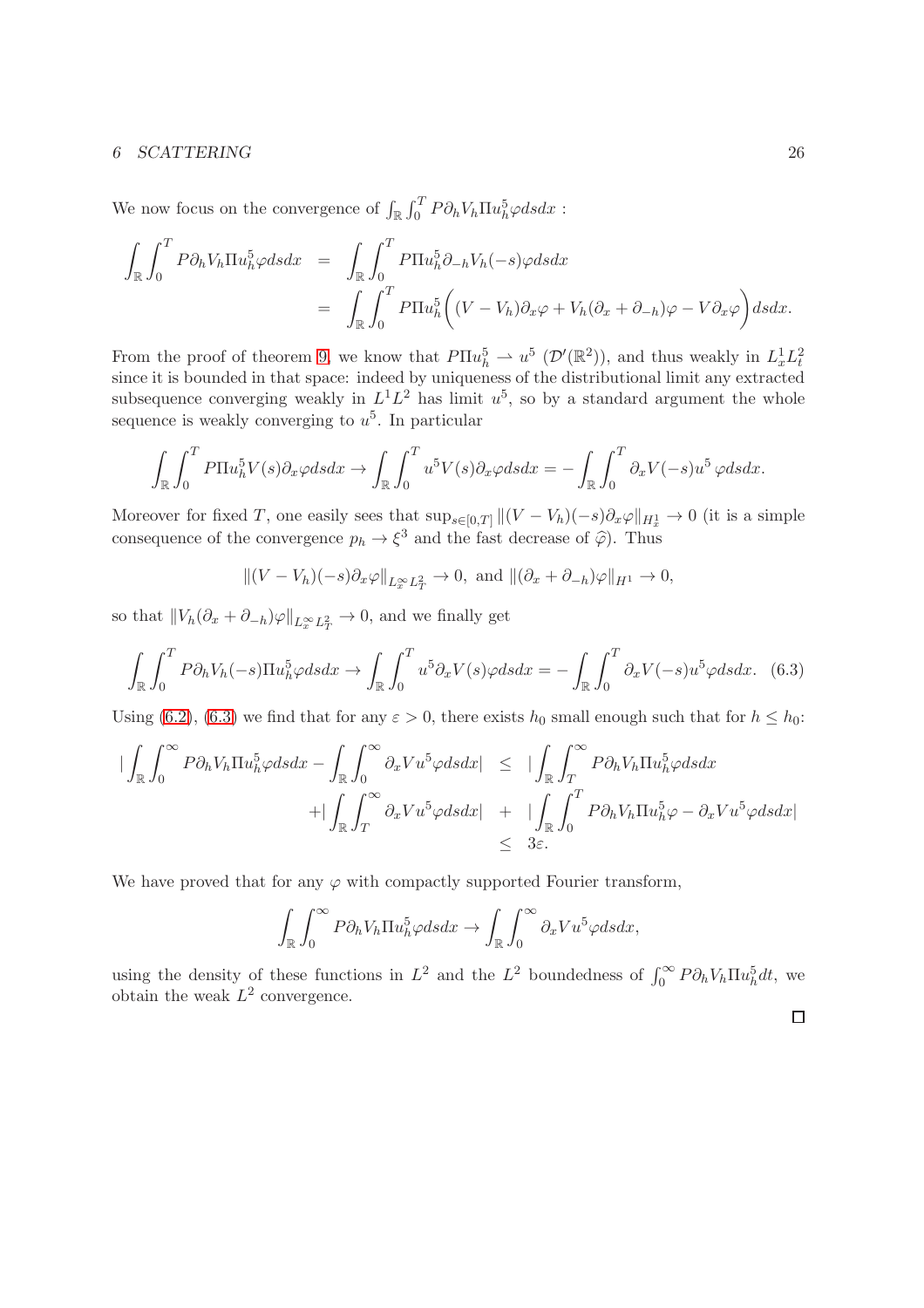We now focus on the convergence of $\int_{\mathbb{R}}\int_0^T P\partial_h V_h \Pi u_h^5 \varphi ds dx$ :

$$\begin{aligned}
\int_{\mathbb{R}}\int_0^T P\partial_h V_h \Pi u_h^5 \varphi ds dx &= \int_{\mathbb{R}}\int_0^T P\Pi u_h^5 \partial_{-h} V_h(-s)\varphi ds dx \\
&= \int_{\mathbb{R}}\int_0^T P\Pi u_h^5 \Big( (V - V_h)\partial_x \varphi + V_h(\partial_x + \partial_{-h})\varphi - V\partial_x\varphi \Big) ds dx.
\end{aligned}$$

From the proof of theorem 9, we know that $P\Pi u_h^5 \rightharpoonup u^5$ $(\mathcal{D}'(\mathbb{R}^2))$, and thus weakly in $L_x^1 L_t^2$ since it is bounded in that space: indeed by uniqueness of the distributional limit any extracted subsequence converging weakly in $L^1L^2$ has limit $u^5$, so by a standard argument the whole sequence is weakly converging to $u^5$. In particular

$$\int_{\mathbb{R}}\int_0^T P\Pi u_h^5 V(s)\partial_x\varphi ds dx \to \int_{\mathbb{R}}\int_0^T u^5 V(s)\partial_x\varphi ds dx = -\int_{\mathbb{R}}\int_0^T \partial_x V(-s) u^5 \,\varphi ds dx.$$

Moreover for fixed $T$, one easily sees that $\sup_{s\in[0,T]}\|(V - V_h)(-s)\partial_x\varphi\|_{H_x^1} \to 0$ (it is a simple consequence of the convergence $p_h \to \xi^3$ and the fast decrease of $\widehat{\varphi}$). Thus

$$\|(V - V_h)(-s)\partial_x\varphi\|_{L_x^\infty L_T^2} \to 0, \text{ and } \|(\partial_x + \partial_{-h})\varphi\|_{H^1} \to 0,$$

so that $\|V_h(\partial_x + \partial_{-h})\varphi\|_{L_x^\infty L_T^2} \to 0$, and we finally get

$$\int_{\mathbb{R}}\int_0^T P\partial_h V_h(-s)\Pi u_h^5\varphi ds dx \to \int_{\mathbb{R}}\int_0^T u^5 \partial_x V(s)\varphi ds dx = -\int_{\mathbb{R}}\int_0^T \partial_x V(-s) u^5 \varphi ds dx. \quad (6.3)$$

Using (6.2), (6.3) we find that for any $\varepsilon > 0$, there exists $h_0$ small enough such that for $h \le h_0$:

$$\begin{aligned}
\Big|\int_{\mathbb{R}}\int_0^\infty P\partial_h V_h \Pi u_h^5 \varphi ds dx - \int_{\mathbb{R}}\int_0^\infty \partial_x V u^5 \varphi ds dx\Big| &\le \Big|\int_{\mathbb{R}}\int_T^\infty P\partial_h V_h \Pi u_h^5 \varphi ds dx \\
+\Big|\int_{\mathbb{R}}\int_T^\infty \partial_x V u^5 \varphi ds dx\Big| &+ \Big|\int_{\mathbb{R}}\int_0^T P\partial_h V_h \Pi u_h^5 \varphi - \partial_x V u^5 \varphi ds dx\Big| \\
&\le 3\varepsilon.
\end{aligned}$$

We have proved that for any $\varphi$ with compactly supported Fourier transform,

$$\int_{\mathbb{R}}\int_0^\infty P\partial_h V_h \Pi u_h^5 \varphi ds dx \to \int_{\mathbb{R}}\int_0^\infty \partial_x V u^5 \varphi ds dx,$$

using the density of these functions in $L^2$ and the $L^2$ boundedness of $\int_0^\infty P\partial_h V_h \Pi u_h^5 dt$, we obtain the weak $L^2$ convergence.

□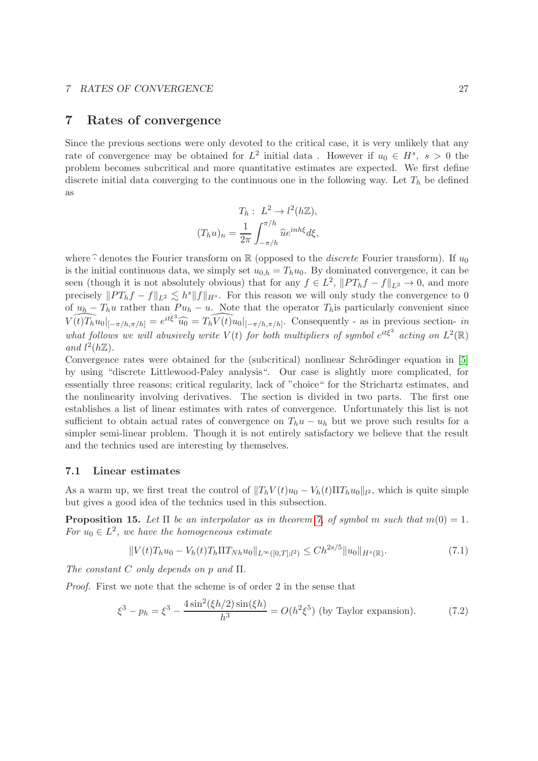# 7 Rates of convergence

Since the previous sections were only devoted to the critical case, it is very unlikely that any rate of convergence may be obtained for $L^2$ initial data . However if $u_0 \in H^s,\ s > 0$ the problem becomes subcritical and more quantitative estimates are expected. We first define discrete initial data converging to the continuous one in the following way. Let $T_h$ be defined as

$$T_h: \ L^2 \to l^2(h\mathbb{Z}),$$
$$(T_h u)_n = \frac{1}{2\pi}\int_{-\pi/h}^{\pi/h} \widehat{u} e^{inh\xi} d\xi,$$

where $\widehat{\cdot}$ denotes the Fourier transform on $\mathbb{R}$ (opposed to the *discrete* Fourier transform). If $u_0$ is the initial continuous data, we simply set $u_{0,h} = T_h u_0$. By dominated convergence, it can be seen (though it is not absolutely obvious) that for any $f \in L^2$, $\|PT_h f - f\|_{L^2} \to 0$, and more precisely $\|PT_h f - f\|_{L^2} \lesssim h^s \|f\|_{H^s}$. For this reason we will only study the convergence to 0 of $u_h - T_h u$ rather than $Pu_h - u$. Note that the operator $T_h$is particularly convenient since $\widehat{V(t)T_h u_0}|_{[-\pi/h,\pi/h]} = e^{it\xi^3}\widehat{u_0} = \widehat{T_h V(t) u_0}|_{[-\pi/h,\pi/h]}$. Consequently - as in previous section- *in what follows we will abusively write $V(t)$ for both multipliers of symbol $e^{it\xi^3}$ acting on $L^2(\mathbb{R})$ and $l^2(h\mathbb{Z})$.*

Convergence rates were obtained for the (subcritical) nonlinear Schrödinger equation in [5] by using "discrete Littlewood-Paley analysis". Our case is slightly more complicated, for essentially three reasons; critical regularity, lack of "choice" for the Strichartz estimates, and the nonlinearity involving derivatives. The section is divided in two parts. The first one establishes a list of linear estimates with rates of convergence. Unfortunately this list is not sufficient to obtain actual rates of convergence on $T_h u - u_h$ but we prove such results for a simpler semi-linear problem. Though it is not entirely satisfactory we believe that the result and the technics used are interesting by themselves.

## 7.1 Linear estimates

As a warm up, we first treat the control of $\|T_h V(t) u_0 - V_h(t)\Pi T_h u_0\|_{l^2}$, which is quite simple but gives a good idea of the technics used in this subsection.

**Proposition 15.** *Let $\Pi$ be an interpolator as in theorem 7, of symbol $m$ such that $m(0) = 1$. For $u_0 \in L^2$, we have the homogeneous estimate*

$$\|V(t)T_h u_0 - V_h(t) T_h \Pi T_{Nh} u_0\|_{L^\infty([0,T];l^2)} \leq C h^{2s/5}\|u_0\|_{H^s(\mathbb{R})}. \tag{7.1}$$

*The constant $C$ only depends on $p$ and $\Pi$.*

*Proof.* First we note that the scheme is of order 2 in the sense that

$$\xi^3 - p_h = \xi^3 - \frac{4\sin^2(\xi h/2)\sin(\xi h)}{h^3} = O(h^2\xi^5) \text{ (by Taylor expansion).} \tag{7.2}$$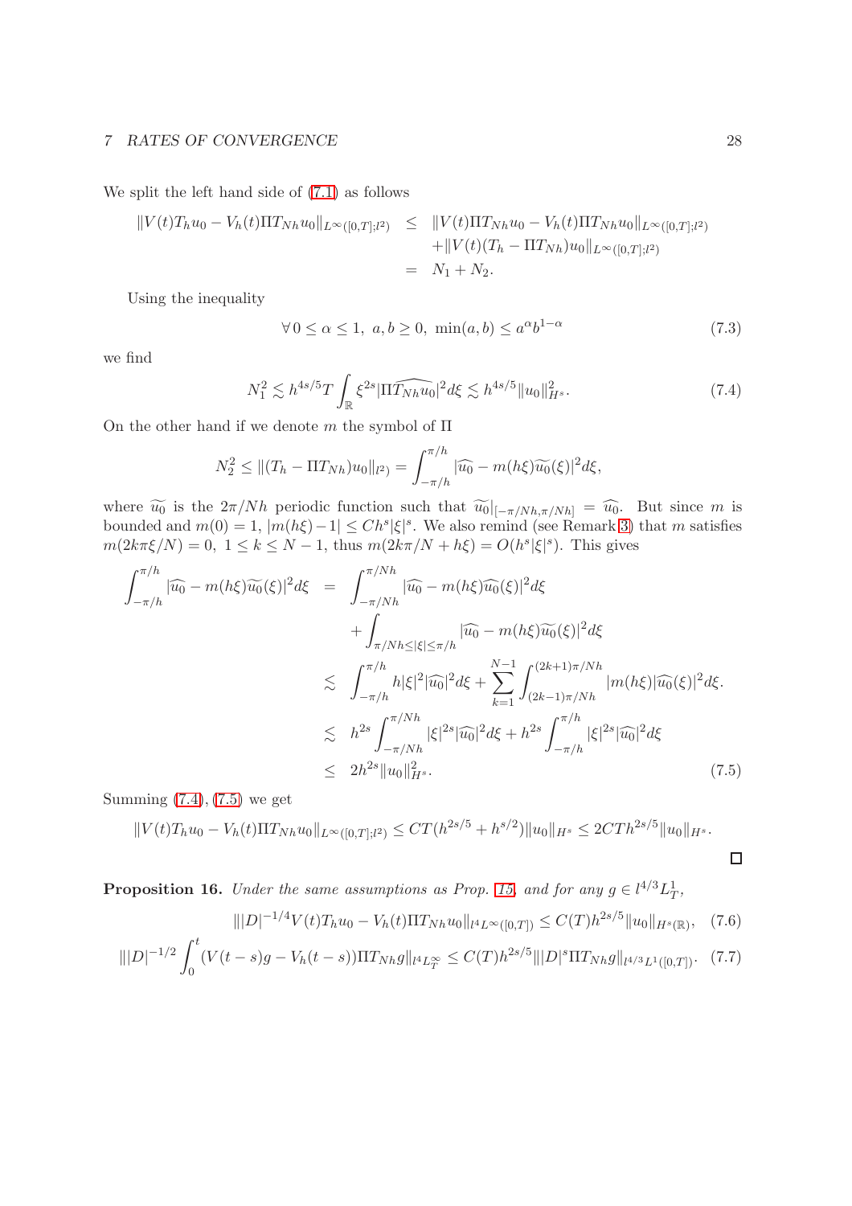We split the left hand side of (7.1) as follows

$$\begin{aligned}
\|V(t)T_h u_0 - V_h(t)\Pi T_{Nh} u_0\|_{L^\infty([0,T];l^2)} &\leq \|V(t)\Pi T_{Nh} u_0 - V_h(t)\Pi T_{Nh} u_0\|_{L^\infty([0,T];l^2)} \\
&\quad + \|V(t)(T_h - \Pi T_{Nh})u_0\|_{L^\infty([0,T];l^2)} \\
&= N_1 + N_2.
\end{aligned}$$

Using the inequality

$$\forall\, 0 \leq \alpha \leq 1,\ a, b \geq 0,\ \min(a,b) \leq a^\alpha b^{1-\alpha} \tag{7.3}$$

we find

$$N_1^2 \lesssim h^{4s/5} T \int_{\mathbb{R}} \xi^{2s} |\widehat{\Pi T_{Nh} u_0}|^2 d\xi \lesssim h^{4s/5} \|u_0\|_{H^s}^2. \tag{7.4}$$

On the other hand if we denote $m$ the symbol of $\Pi$

$$N_2^2 \leq \|(T_h - \Pi T_{Nh})u_0\|_{l^2)} = \int_{-\pi/h}^{\pi/h} |\widehat{u_0} - m(h\xi)\widetilde{u_0}(\xi)|^2 d\xi,$$

where $\widetilde{u_0}$ is the $2\pi/Nh$ periodic function such that $\widetilde{u_0}|_{[-\pi/Nh,\pi/Nh]} = \widehat{u_0}$. But since $m$ is bounded and $m(0) = 1$, $|m(h\xi) - 1| \leq Ch^s|\xi|^s$. We also remind (see Remark 3) that $m$ satisfies $m(2k\pi\xi/N) = 0,\ 1 \leq k \leq N-1$, thus $m(2k\pi/N + h\xi) = O(h^s|\xi|^s)$. This gives

$$\begin{aligned}
\int_{-\pi/h}^{\pi/h} |\widehat{u_0} - m(h\xi)\widetilde{u_0}(\xi)|^2 d\xi &= \int_{-\pi/Nh}^{\pi/Nh} |\widehat{u_0} - m(h\xi)\widehat{u_0}(\xi)|^2 d\xi \\
&\quad + \int_{\pi/Nh \leq |\xi| \leq \pi/h} |\widehat{u_0} - m(h\xi)\widetilde{u_0}(\xi)|^2 d\xi \\
&\lesssim \int_{-\pi/h}^{\pi/h} h|\xi|^2 |\widehat{u_0}|^2 d\xi + \sum_{k=1}^{N-1} \int_{(2k-1)\pi/Nh}^{(2k+1)\pi/Nh} |m(h\xi)| \widehat{u_0}(\xi)|^2 d\xi. \\
&\lesssim h^{2s} \int_{-\pi/Nh}^{\pi/Nh} |\xi|^{2s} |\widehat{u_0}|^2 d\xi + h^{2s} \int_{-\pi/h}^{\pi/h} |\xi|^{2s} |\widehat{u_0}|^2 d\xi \\
&\leq 2h^{2s} \|u_0\|_{H^s}^2.
\end{aligned} \tag{7.5}$$

Summing (7.4), (7.5) we get

$$\|V(t)T_h u_0 - V_h(t)\Pi T_{Nh} u_0\|_{L^\infty([0,T];l^2)} \leq CT(h^{2s/5} + h^{s/2})\|u_0\|_{H^s} \leq 2CTh^{2s/5}\|u_0\|_{H^s}.$$

□

**Proposition 16.** *Under the same assumptions as Prop. 15, and for any $g \in l^{4/3}L^1_T$,*

$$\||D|^{-1/4} V(t)T_h u_0 - V_h(t)\Pi T_{Nh} u_0\|_{l^4 L^\infty([0,T])} \leq C(T) h^{2s/5} \|u_0\|_{H^s(\mathbb{R})}, \tag{7.6}$$

$$\||D|^{-1/2} \int_0^t (V(t-s)g - V_h(t-s))\Pi T_{Nh} g\|_{l^4 L^\infty_T} \leq C(T) h^{2s/5} \||D|^s \Pi T_{Nh} g\|_{l^{4/3} L^1([0,T])}. \tag{7.7}$$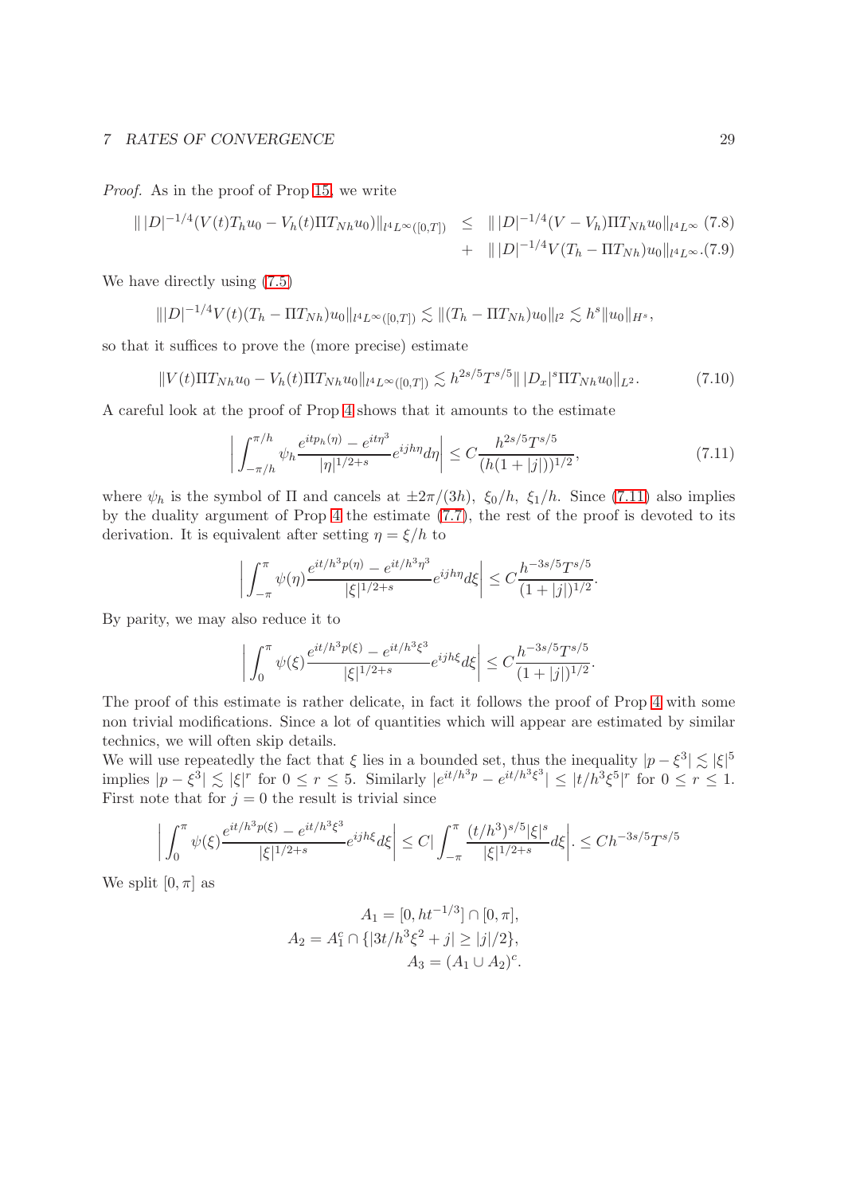*Proof.* As in the proof of Prop 15, we write

$$\| |D|^{-1/4}(V(t)T_h u_0 - V_h(t)\Pi T_{Nh}u_0)\|_{l^4L^\infty([0,T])} \leq \| |D|^{-1/4}(V - V_h)\Pi T_{Nh}u_0\|_{l^4L^\infty} \quad (7.8)$$

$$+ \quad \| |D|^{-1/4}V(T_h - \Pi T_{Nh})u_0\|_{l^4L^\infty}. \quad (7.9)$$

We have directly using (7.5)

$$\||D|^{-1/4}V(t)(T_h - \Pi T_{Nh})u_0\|_{l^4L^\infty([0,T])} \lesssim \|(T_h - \Pi T_{Nh})u_0\|_{l^2} \lesssim h^s\|u_0\|_{H^s},$$

so that it suffices to prove the (more precise) estimate

$$\|V(t)\Pi T_{Nh}u_0 - V_h(t)\Pi T_{Nh}u_0\|_{l^4L^\infty([0,T])} \lesssim h^{2s/5}T^{s/5}\| |D_x|^s \Pi T_{Nh}u_0\|_{L^2}. \quad (7.10)$$

A careful look at the proof of Prop 4 shows that it amounts to the estimate

$$\left| \int_{-\pi/h}^{\pi/h} \psi_h \frac{e^{itp_h(\eta)} - e^{it\eta^3}}{|\eta|^{1/2+s}} e^{ijh\eta} d\eta \right| \leq C \frac{h^{2s/5}T^{s/5}}{(h(1+|j|))^{1/2}}, \quad (7.11)$$

where $\psi_h$ is the symbol of $\Pi$ and cancels at $\pm 2\pi/(3h)$, $\xi_0/h$, $\xi_1/h$. Since (7.11) also implies by the duality argument of Prop 4 the estimate (7.7), the rest of the proof is devoted to its derivation. It is equivalent after setting $\eta = \xi/h$ to

$$\left| \int_{-\pi}^{\pi} \psi(\eta) \frac{e^{it/h^3 p(\eta)} - e^{it/h^3 \eta^3}}{|\xi|^{1/2+s}} e^{ijh\eta} d\xi \right| \leq C \frac{h^{-3s/5}T^{s/5}}{(1+|j|)^{1/2}}.$$

By parity, we may also reduce it to

$$\left| \int_{0}^{\pi} \psi(\xi) \frac{e^{it/h^3 p(\xi)} - e^{it/h^3 \xi^3}}{|\xi|^{1/2+s}} e^{ijh\xi} d\xi \right| \leq C \frac{h^{-3s/5}T^{s/5}}{(1+|j|)^{1/2}}.$$

The proof of this estimate is rather delicate, in fact it follows the proof of Prop 4 with some non trivial modifications. Since a lot of quantities which will appear are estimated by similar technics, we will often skip details.
We will use repeatedly the fact that $\xi$ lies in a bounded set, thus the inequality $|p - \xi^3| \lesssim |\xi|^5$ implies $|p - \xi^3| \lesssim |\xi|^r$ for $0 \leq r \leq 5$. Similarly $|e^{it/h^3 p} - e^{it/h^3 \xi^3}| \leq |t/h^3 \xi^5|^r$ for $0 \leq r \leq 1$.
First note that for $j = 0$ the result is trivial since

$$\left| \int_{0}^{\pi} \psi(\xi) \frac{e^{it/h^3 p(\xi)} - e^{it/h^3 \xi^3}}{|\xi|^{1/2+s}} e^{ijh\xi} d\xi \right| \leq C \left| \int_{-\pi}^{\pi} \frac{(t/h^3)^{s/5}|\xi|^s}{|\xi|^{1/2+s}} d\xi \right|. \leq Ch^{-3s/5}T^{s/5}$$

We split $[0, \pi]$ as

$$A_1 = [0, ht^{-1/3}] \cap [0, \pi],$$
$$A_2 = A_1^c \cap \{|3t/h^3\xi^2 + j| \geq |j|/2\},$$
$$A_3 = (A_1 \cup A_2)^c.$$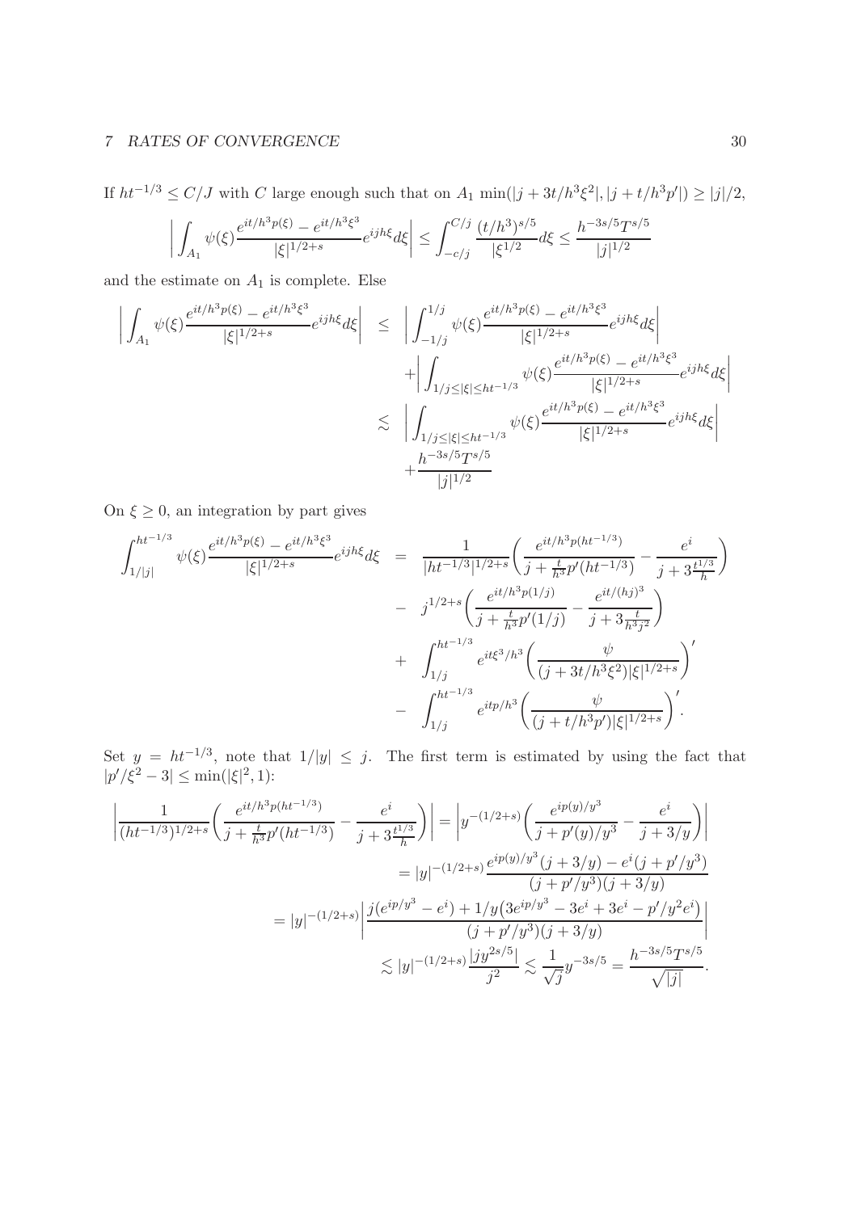If $ht^{-1/3} \le C/J$ with $C$ large enough such that on $A_1$ $\min(|j+3t/h^3\xi^2|, |j+t/h^3p'|) \ge |j|/2$,

$$\bigg|\int_{A_1} \psi(\xi)\frac{e^{it/h^3p(\xi)}-e^{it/h^3\xi^3}}{|\xi|^{1/2+s}}e^{ijh\xi}d\xi\bigg| \le \int_{-c/j}^{C/j}\frac{(t/h^3)^{s/5}}{|\xi^{1/2}}d\xi \le \frac{h^{-3s/5}T^{s/5}}{|j|^{1/2}}$$

and the estimate on $A_1$ is complete. Else

$$\begin{aligned}
\bigg|\int_{A_1} \psi(\xi)\frac{e^{it/h^3p(\xi)}-e^{it/h^3\xi^3}}{|\xi|^{1/2+s}}e^{ijh\xi}d\xi\bigg| &\le \bigg|\int_{-1/j}^{1/j} \psi(\xi)\frac{e^{it/h^3p(\xi)}-e^{it/h^3\xi^3}}{|\xi|^{1/2+s}}e^{ijh\xi}d\xi\bigg| \\
&\quad + \bigg|\int_{1/j\le|\xi|\le ht^{-1/3}} \psi(\xi)\frac{e^{it/h^3p(\xi)}-e^{it/h^3\xi^3}}{|\xi|^{1/2+s}}e^{ijh\xi}d\xi\bigg| \\
&\lesssim \bigg|\int_{1/j\le|\xi|\le ht^{-1/3}} \psi(\xi)\frac{e^{it/h^3p(\xi)}-e^{it/h^3\xi^3}}{|\xi|^{1/2+s}}e^{ijh\xi}d\xi\bigg| \\
&\quad + \frac{h^{-3s/5}T^{s/5}}{|j|^{1/2}}
\end{aligned}$$

On $\xi \ge 0$, an integration by part gives

$$\begin{aligned}
\int_{1/|j|}^{ht^{-1/3}} \psi(\xi)\frac{e^{it/h^3p(\xi)}-e^{it/h^3\xi^3}}{|\xi|^{1/2+s}}e^{ijh\xi}d\xi &= \frac{1}{|ht^{-1/3}|^{1/2+s}}\bigg(\frac{e^{it/h^3p(ht^{-1/3})}}{j+\frac{t}{h^3}p'(ht^{-1/3})} - \frac{e^i}{j+3\frac{t^{1/3}}{h}}\bigg) \\
&\quad - j^{1/2+s}\bigg(\frac{e^{it/h^3p(1/j)}}{j+\frac{t}{h^3}p'(1/j)} - \frac{e^{it/(hj)^3}}{j+3\frac{t}{h^3j^2}}\bigg) \\
&\quad + \int_{1/j}^{ht^{-1/3}} e^{it\xi^3/h^3}\bigg(\frac{\psi}{(j+3t/h^3\xi^2)|\xi|^{1/2+s}}\bigg)' \\
&\quad - \int_{1/j}^{ht^{-1/3}} e^{itp/h^3}\bigg(\frac{\psi}{(j+t/h^3p')|\xi|^{1/2+s}}\bigg)'.
\end{aligned}$$

Set $y = ht^{-1/3}$, note that $1/|y| \le j$. The first term is estimated by using the fact that $|p'/\xi^2 - 3| \le \min(|\xi|^2, 1)$:

$$\begin{aligned}
\bigg|\frac{1}{(ht^{-1/3})^{1/2+s}}\bigg(\frac{e^{it/h^3p(ht^{-1/3})}}{j+\frac{t}{h^3}p'(ht^{-1/3})} - \frac{e^i}{j+3\frac{t^{1/3}}{h}}\bigg)\bigg| &= \bigg|y^{-(1/2+s)}\bigg(\frac{e^{ip(y)/y^3}}{j+p'(y)/y^3} - \frac{e^i}{j+3/y}\bigg)\bigg| \\
&= |y|^{-(1/2+s)}\frac{e^{ip(y)/y^3}(j+3/y) - e^i(j+p'/y^3)}{(j+p'/y^3)(j+3/y)} \\
= |y|^{-(1/2+s)}\bigg|\frac{j(e^{ip/y^3}-e^i) + 1/y\big(3e^{ip/y^3} - 3e^i + 3e^i - p'/y^2e^i\big)}{(j+p'/y^3)(j+3/y)}\bigg| \\
\lesssim |y|^{-(1/2+s)}\frac{|jy^{2s/5}|}{j^2} \lesssim \frac{1}{\sqrt{j}}y^{-3s/5} = \frac{h^{-3s/5}T^{s/5}}{\sqrt{|j|}}.
\end{aligned}$$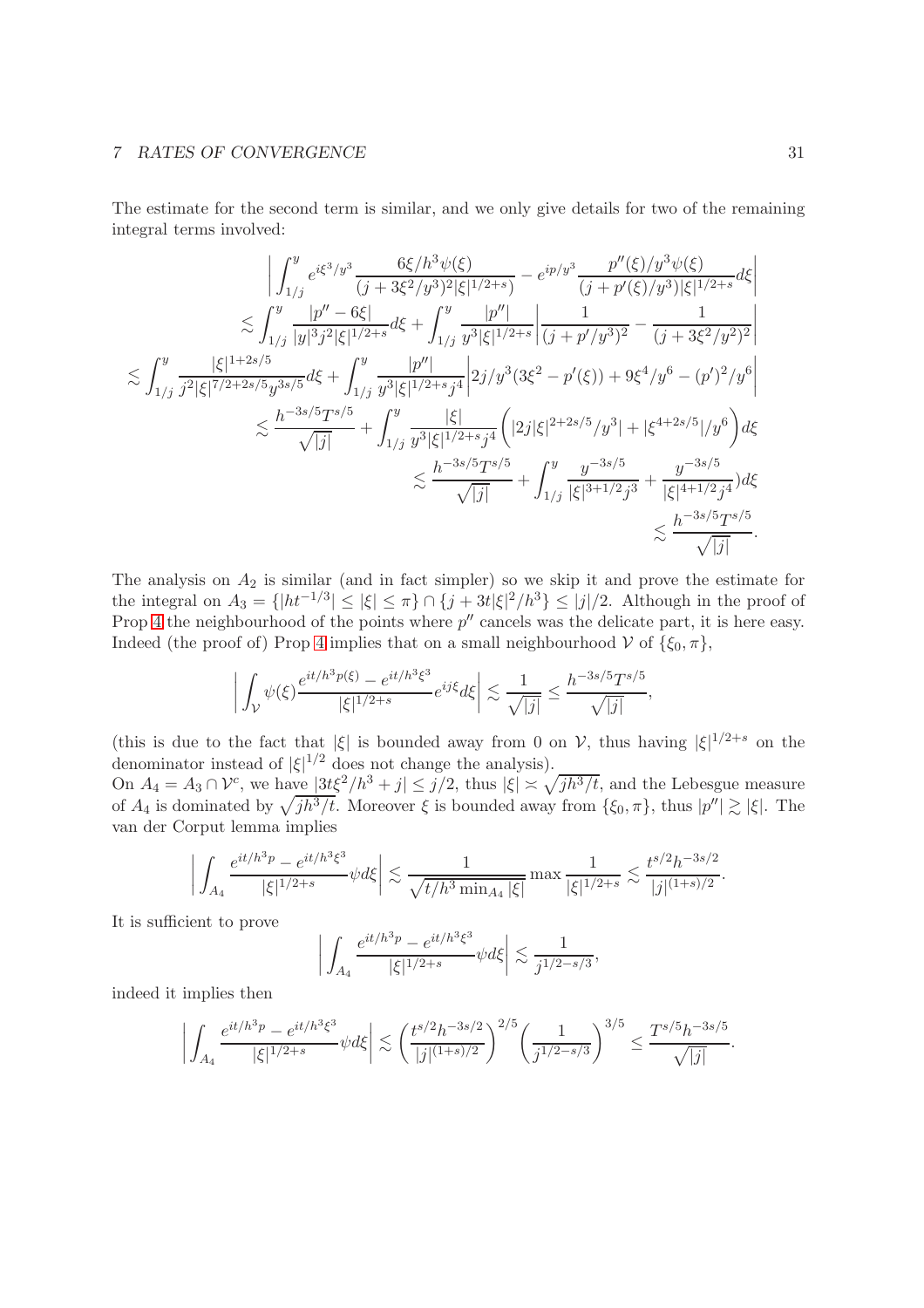The estimate for the second term is similar, and we only give details for two of the remaining integral terms involved:

$$
\begin{aligned}
&\left|\int_{1/j}^{y} e^{i\xi^3/y^3}\frac{6\xi/h^3\psi(\xi)}{(j+3\xi^2/y^3)^2|\xi|^{1/2+s}} - e^{ip/y^3}\frac{p''(\xi)/y^3\psi(\xi)}{(j+p'(\xi)/y^3)|\xi|^{1/2+s}}d\xi\right| \\
&\lesssim \int_{1/j}^{y}\frac{|p''-6\xi|}{|y|^3j^2|\xi|^{1/2+s}}d\xi + \int_{1/j}^{y}\frac{|p''|}{y^3|\xi|^{1/2+s}}\left|\frac{1}{(j+p'/y^3)^2}-\frac{1}{(j+3\xi^2/y^2)^2}\right| \\
&\lesssim \int_{1/j}^{y}\frac{|\xi|^{1+2s/5}}{j^2|\xi|^{7/2+2s/5}y^{3s/5}}d\xi + \int_{1/j}^{y}\frac{|p''|}{y^3|\xi|^{1/2+s}j^4}\left|2j/y^3(3\xi^2-p'(\xi))+9\xi^4/y^6-(p')^2/y^6\right| \\
&\lesssim \frac{h^{-3s/5}T^{s/5}}{\sqrt{|j|}} + \int_{1/j}^{y}\frac{|\xi|}{y^3|\xi|^{1/2+s}j^4}\left(|2j|\xi|^{2+2s/5}/y^3| + |\xi^{4+2s/5}|/y^6\right)d\xi \\
&\lesssim \frac{h^{-3s/5}T^{s/5}}{\sqrt{|j|}} + \int_{1/j}^{y}\frac{y^{-3s/5}}{|\xi|^{3+1/2}j^3} + \frac{y^{-3s/5}}{|\xi|^{4+1/2}j^4})d\xi \\
&\lesssim \frac{h^{-3s/5}T^{s/5}}{\sqrt{|j|}}.
\end{aligned}
$$

The analysis on $A_2$ is similar (and in fact simpler) so we skip it and prove the estimate for the integral on $A_3 = \{|ht^{-1/3}| \leq |\xi| \leq \pi\} \cap \{j + 3t|\xi|^2/h^3\} \leq |j|/2$. Although in the proof of Prop 4 the neighbourhood of the points where $p''$ cancels was the delicate part, it is here easy. Indeed (the proof of) Prop 4 implies that on a small neighbourhood $\mathcal{V}$ of $\{\xi_0, \pi\}$,

$$
\left|\int_{\mathcal{V}}\psi(\xi)\frac{e^{it/h^3p(\xi)}-e^{it/h^3\xi^3}}{|\xi|^{1/2+s}}e^{ij\xi}d\xi\right| \lesssim \frac{1}{\sqrt{|j|}} \leq \frac{h^{-3s/5}T^{s/5}}{\sqrt{|j|}},
$$

(this is due to the fact that $|\xi|$ is bounded away from 0 on $\mathcal{V}$, thus having $|\xi|^{1/2+s}$ on the denominator instead of $|\xi|^{1/2}$ does not change the analysis).

On $A_4 = A_3 \cap \mathcal{V}^c$, we have $|3t\xi^2/h^3 + j| \leq j/2$, thus $|\xi| \asymp \sqrt{jh^3/t}$, and the Lebesgue measure of $A_4$ is dominated by $\sqrt{jh^3/t}$. Moreover $\xi$ is bounded away from $\{\xi_0, \pi\}$, thus $|p''| \gtrsim |\xi|$. The van der Corput lemma implies

$$
\left|\int_{A_4}\frac{e^{it/h^3p}-e^{it/h^3\xi^3}}{|\xi|^{1/2+s}}\psi d\xi\right| \lesssim \frac{1}{\sqrt{t/h^3\min_{A_4}|\xi|}}\max\frac{1}{|\xi|^{1/2+s}} \lesssim \frac{t^{s/2}h^{-3s/2}}{|j|^{(1+s)/2}}.
$$

It is sufficient to prove

$$
\left|\int_{A_4}\frac{e^{it/h^3p}-e^{it/h^3\xi^3}}{|\xi|^{1/2+s}}\psi d\xi\right| \lesssim \frac{1}{j^{1/2-s/3}},
$$

indeed it implies then

$$
\left|\int_{A_4}\frac{e^{it/h^3p}-e^{it/h^3\xi^3}}{|\xi|^{1/2+s}}\psi d\xi\right| \lesssim \left(\frac{t^{s/2}h^{-3s/2}}{|j|^{(1+s)/2}}\right)^{2/5}\left(\frac{1}{j^{1/2-s/3}}\right)^{3/5} \leq \frac{T^{s/5}h^{-3s/5}}{\sqrt{|j|}}.
$$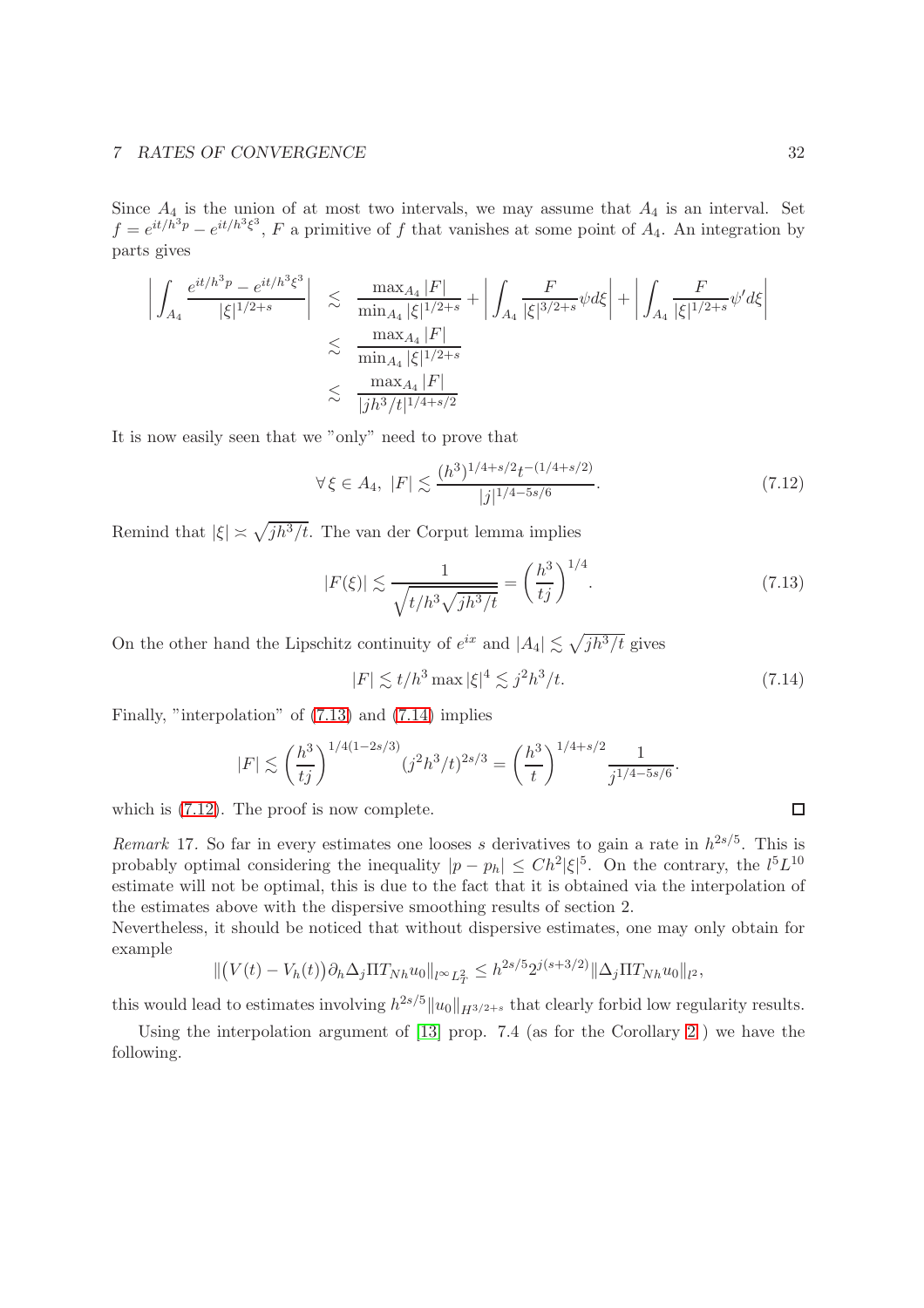Since $A_4$ is the union of at most two intervals, we may assume that $A_4$ is an interval. Set $f = e^{it/h^3 p} - e^{it/h^3\xi^3}$, $F$ a primitive of $f$ that vanishes at some point of $A_4$. An integration by parts gives

$$
\begin{aligned}
\left| \int_{A_4} \frac{e^{it/h^3 p} - e^{it/h^3\xi^3}}{|\xi|^{1/2+s}} \right| &\lesssim \frac{\max_{A_4} |F|}{\min_{A_4} |\xi|^{1/2+s}} + \left| \int_{A_4} \frac{F}{|\xi|^{3/2+s}} \psi d\xi \right| + \left| \int_{A_4} \frac{F}{|\xi|^{1/2+s}} \psi' d\xi \right| \\
&\lesssim \frac{\max_{A_4} |F|}{\min_{A_4} |\xi|^{1/2+s}} \\
&\lesssim \frac{\max_{A_4} |F|}{|jh^3/t|^{1/4+s/2}}
\end{aligned}
$$

It is now easily seen that we "only" need to prove that

$$
\forall \, \xi \in A_4, \; |F| \lesssim \frac{(h^3)^{1/4+s/2} t^{-(1/4+s/2)}}{|j|^{1/4-5s/6}}. \tag{7.12}
$$

Remind that $|\xi| \asymp \sqrt{jh^3/t}$. The van der Corput lemma implies

$$
|F(\xi)| \lesssim \frac{1}{\sqrt{t/h^3 \sqrt{jh^3/t}}} = \left( \frac{h^3}{tj} \right)^{1/4}. \tag{7.13}
$$

On the other hand the Lipschitz continuity of $e^{ix}$ and $|A_4| \lesssim \sqrt{jh^3/t}$ gives

$$
|F| \lesssim t/h^3 \max |\xi|^4 \lesssim j^2 h^3/t. \tag{7.14}
$$

Finally, "interpolation" of (7.13) and (7.14) implies

$$
|F| \lesssim \left( \frac{h^3}{tj} \right)^{1/4(1-2s/3)} (j^2 h^3/t)^{2s/3} = \left( \frac{h^3}{t} \right)^{1/4+s/2} \frac{1}{j^{1/4-5s/6}}.
$$

which is (7.12). The proof is now complete. □

*Remark* 17. So far in every estimates one looses $s$ derivatives to gain a rate in $h^{2s/5}$. This is probably optimal considering the inequality $|p - p_h| \leq Ch^2 |\xi|^5$. On the contrary, the $l^5 L^{10}$ estimate will not be optimal, this is due to the fact that it is obtained via the interpolation of the estimates above with the dispersive smoothing results of section 2.
Nevertheless, it should be noticed that without dispersive estimates, one may only obtain for example

$$
\|\big(V(t) - V_h(t)\big) \partial_h \Delta_j \Pi T_{Nh} u_0\|_{l^\infty L^2_T} \leq h^{2s/5} 2^{j(s+3/2)} \|\Delta_j \Pi T_{Nh} u_0\|_{l^2},
$$

this would lead to estimates involving $h^{2s/5} \|u_0\|_{H^{3/2+s}}$ that clearly forbid low regularity results.

Using the interpolation argument of [13] prop. 7.4 (as for the Corollary 2 ) we have the following.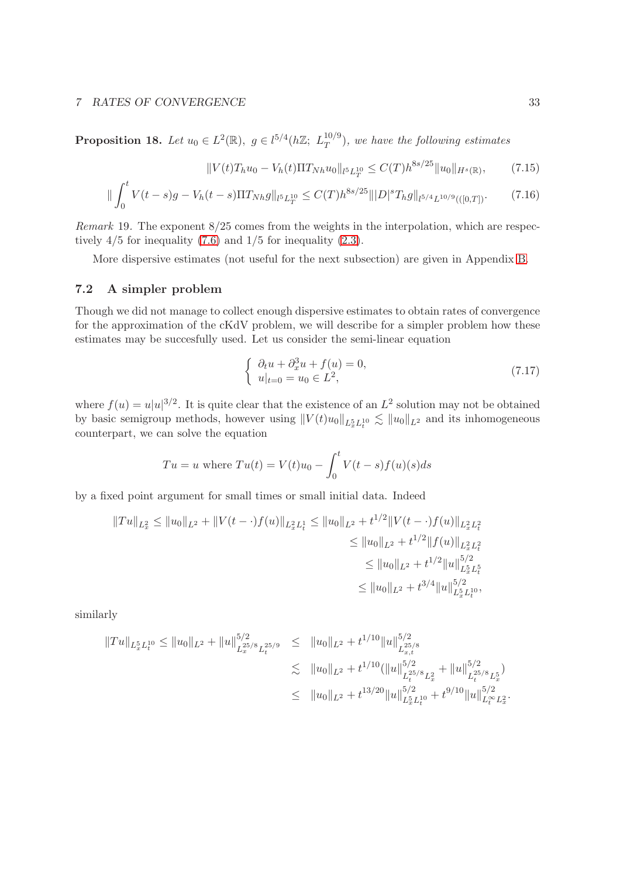**Proposition 18.** *Let $u_0 \in L^2(\mathbb{R}),\ g \in l^{5/4}(h\mathbb{Z};\ L_T^{10/9})$, we have the following estimates*

$$\|V(t)T_h u_0 - V_h(t)\Pi T_{Nh} u_0\|_{l^5 L_T^{10}} \leq C(T) h^{8s/25} \|u_0\|_{H^s(\mathbb{R})}, \tag{7.15}$$

$$\| \int_0^t V(t-s)g - V_h(t-s)\Pi T_{Nh} g\|_{l^5 L_T^{10}} \leq C(T) h^{8s/25} \||D|^s T_h g\|_{l^{5/4} L^{10/9}(([0,T])}. \tag{7.16}$$

*Remark* 19. The exponent $8/25$ comes from the weights in the interpolation, which are respectively $4/5$ for inequality (7.6) and $1/5$ for inequality (2.3).

More dispersive estimates (not useful for the next subsection) are given in Appendix B.

## 7.2 A simpler problem

Though we did not manage to collect enough dispersive estimates to obtain rates of convergence for the approximation of the cKdV problem, we will describe for a simpler problem how these estimates may be succesfully used. Let us consider the semi-linear equation

$$\begin{cases} \partial_t u + \partial_x^3 u + f(u) = 0, \\ u|_{t=0} = u_0 \in L^2, \end{cases} \tag{7.17}$$

where $f(u) = u|u|^{3/2}$. It is quite clear that the existence of an $L^2$ solution may not be obtained by basic semigroup methods, however using $\|V(t)u_0\|_{L_x^5 L_t^{10}} \lesssim \|u_0\|_{L^2}$ and its inhomogeneous counterpart, we can solve the equation

$$Tu = u \text{ where } Tu(t) = V(t)u_0 - \int_0^t V(t-s)f(u)(s)ds$$

by a fixed point argument for small times or small initial data. Indeed

$$\begin{aligned}
\|Tu\|_{L_x^2} \leq \|u_0\|_{L^2} + \|V(t-\cdot)f(u)\|_{L_x^2 L_t^1} &\leq \|u_0\|_{L^2} + t^{1/2}\|V(t-\cdot)f(u)\|_{L_x^2 L_t^2} \\
&\leq \|u_0\|_{L^2} + t^{1/2}\|f(u)\|_{L_x^2 L_t^2} \\
&\leq \|u_0\|_{L^2} + t^{1/2}\|u\|_{L_x^5 L_t^5}^{5/2} \\
&\leq \|u_0\|_{L^2} + t^{3/4}\|u\|_{L_x^5 L_t^{10}}^{5/2},
\end{aligned}$$

similarly

$$\begin{aligned}
\|Tu\|_{L_x^5 L_t^{10}} \leq \|u_0\|_{L^2} + \|u\|_{L_x^{25/8} L_t^{25/9}}^{5/2} &\leq \|u_0\|_{L^2} + t^{1/10}\|u\|_{L_{x,t}^{25/8}}^{5/2} \\
&\lesssim \|u_0\|_{L^2} + t^{1/10}(\|u\|_{L_t^{25/8} L_x^2}^{5/2} + \|u\|_{L_t^{25/8} L_x^5}^{5/2}) \\
&\leq \|u_0\|_{L^2} + t^{13/20}\|u\|_{L_x^5 L_t^{10}}^{5/2} + t^{9/10}\|u\|_{L_t^\infty L_x^2}^{5/2}.
\end{aligned}$$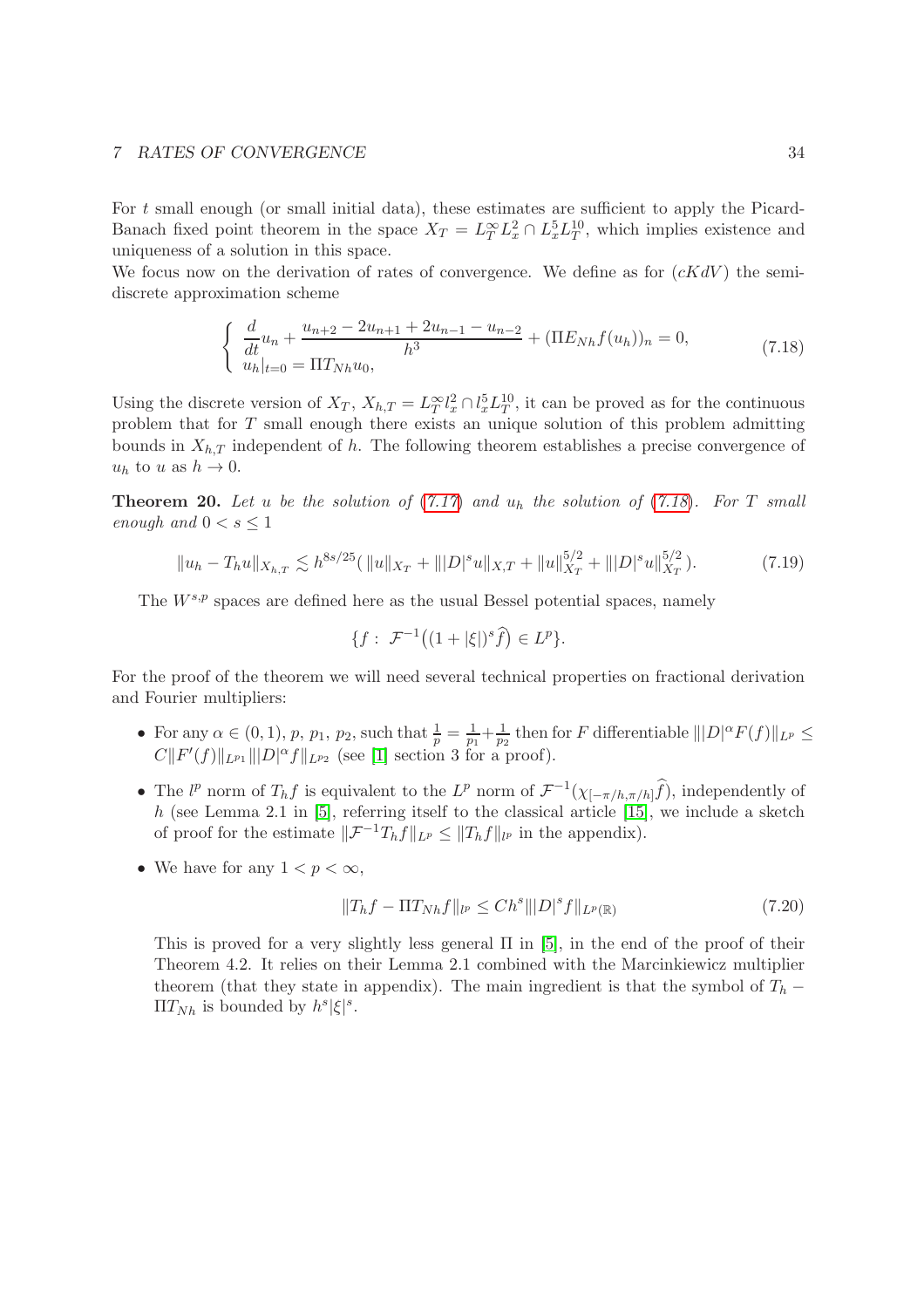For $t$ small enough (or small initial data), these estimates are sufficient to apply the Picard-Banach fixed point theorem in the space $X_T = L^\infty_T L^2_x \cap L^5_x L^{10}_T$, which implies existence and uniqueness of a solution in this space.
We focus now on the derivation of rates of convergence. We define as for $(cKdV)$ the semi-discrete approximation scheme

$$\left\{ \begin{array}{l} \frac{d}{dt}u_n + \frac{u_{n+2} - 2u_{n+1} + 2u_{n-1} - u_{n-2}}{h^3} + (\Pi E_{Nh} f(u_h))_n = 0, \\ u_h|_{t=0} = \Pi T_{Nh} u_0, \end{array} \right. \tag{7.18}$$

Using the discrete version of $X_T$, $X_{h,T} = L^\infty_T l^2_x \cap l^5_x L^{10}_T$, it can be proved as for the continuous problem that for $T$ small enough there exists an unique solution of this problem admitting bounds in $X_{h,T}$ independent of $h$. The following theorem establishes a precise convergence of $u_h$ to $u$ as $h \to 0$.

**Theorem 20.** *Let $u$ be the solution of (7.17) and $u_h$ the solution of (7.18). For $T$ small enough and $0 < s \leq 1$*

$$\|u_h - T_h u\|_{X_{h,T}} \lesssim h^{8s/25}( \|u\|_{X_T} + \||D|^s u\|_{X,T} + \|u\|^{5/2}_{X_T} + \||D|^s u\|^{5/2}_{X_T} ). \tag{7.19}$$

The $W^{s,p}$ spaces are defined here as the usual Bessel potential spaces, namely

$$\{f : \mathcal{F}^{-1}\big((1+|\xi|)^s \widehat{f}\big) \in L^p\}.$$

For the proof of the theorem we will need several technical properties on fractional derivation and Fourier multipliers:

- For any $\alpha \in (0,1)$, $p$, $p_1$, $p_2$, such that $\frac{1}{p} = \frac{1}{p_1} + \frac{1}{p_2}$ then for $F$ differentiable $\||D|^\alpha F(f)\|_{L^p} \leq C\|F'(f)\|_{L^{p_1}}\||D|^\alpha f\|_{L^{p_2}}$ (see [1] section 3 for a proof).
- The $l^p$ norm of $T_h f$ is equivalent to the $L^p$ norm of $\mathcal{F}^{-1}(\chi_{[-\pi/h,\pi/h]}\widehat{f})$, independently of $h$ (see Lemma 2.1 in [5], referring itself to the classical article [15], we include a sketch of proof for the estimate $\|\mathcal{F}^{-1}T_h f\|_{L^p} \leq \|T_h f\|_{l^p}$ in the appendix).
- We have for any $1 < p < \infty$,

$$\|T_h f - \Pi T_{Nh} f\|_{l^p} \leq Ch^s \||D|^s f\|_{L^p(\mathbb{R})} \tag{7.20}$$

  This is proved for a very slightly less general $\Pi$ in [5], in the end of the proof of their Theorem 4.2. It relies on their Lemma 2.1 combined with the Marcinkiewicz multiplier theorem (that they state in appendix). The main ingredient is that the symbol of $T_h - \Pi T_{Nh}$ is bounded by $h^s|\xi|^s$.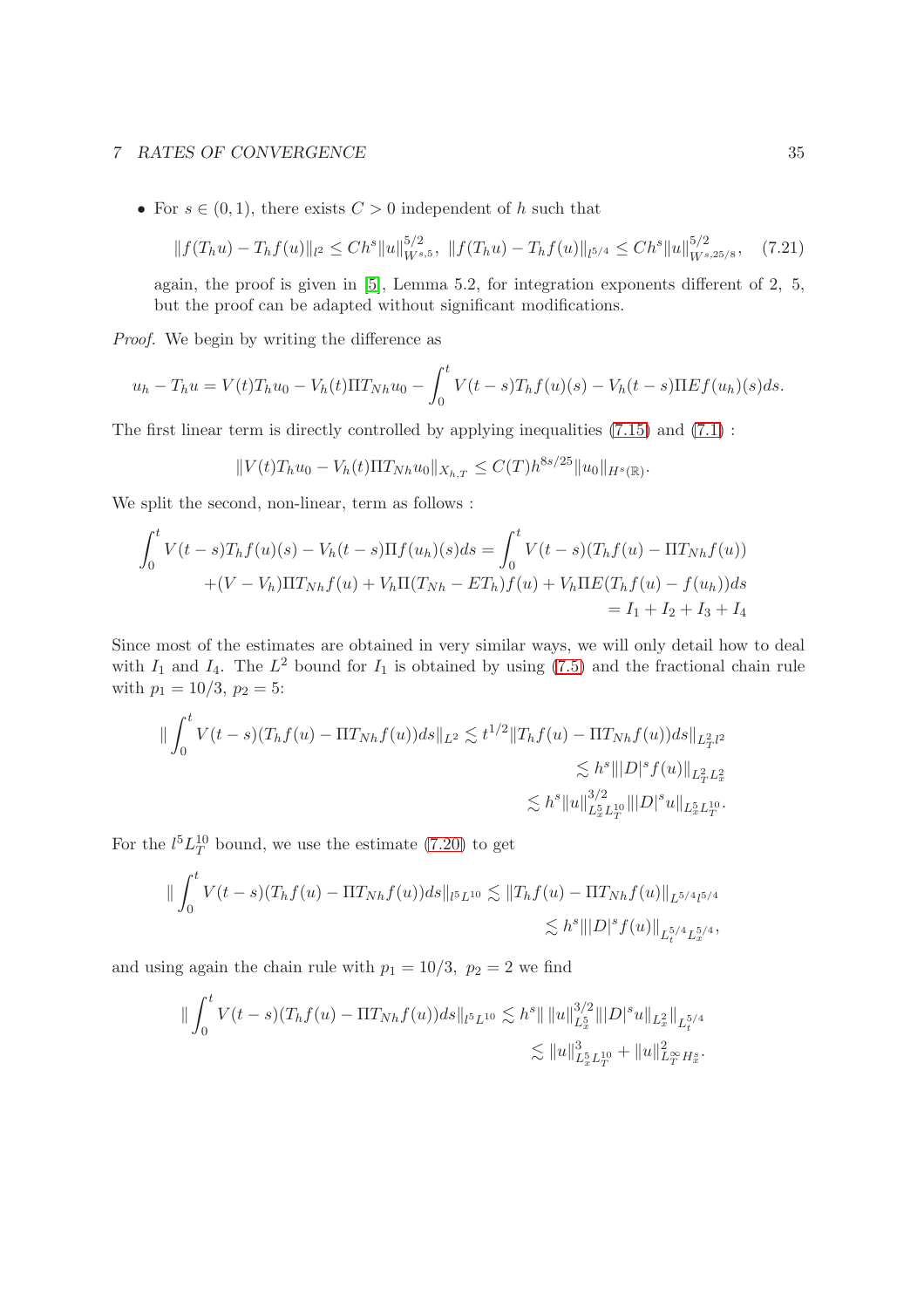- For $s \in (0,1)$, there exists $C > 0$ independent of $h$ such that

$$\|f(T_h u) - T_h f(u)\|_{l^2} \leq Ch^s \|u\|_{W^{s,5}}^{5/2}, \ \|f(T_h u) - T_h f(u)\|_{l^{5/4}} \leq Ch^s \|u\|_{W^{s,25/8}}^{5/2}, \quad (7.21)$$

  again, the proof is given in [5], Lemma 5.2, for integration exponents different of 2, 5, but the proof can be adapted without significant modifications.

*Proof.* We begin by writing the difference as

$$u_h - T_h u = V(t) T_h u_0 - V_h(t) \Pi T_{Nh} u_0 - \int_0^t V(t-s) T_h f(u)(s) - V_h(t-s) \Pi E f(u_h)(s) ds.$$

The first linear term is directly controlled by applying inequalities (7.15) and (7.1) :

$$\|V(t) T_h u_0 - V_h(t) \Pi T_{Nh} u_0\|_{X_{h,T}} \leq C(T) h^{8s/25} \|u_0\|_{H^s(\mathbb{R})}.$$

We split the second, non-linear, term as follows :

$$\begin{aligned}
\int_0^t V(t-s) T_h f(u)(s) - V_h(t-s) \Pi f(u_h)(s) ds &= \int_0^t V(t-s)(T_h f(u) - \Pi T_{Nh} f(u)) \\
+(V - V_h) \Pi T_{Nh} f(u) + V_h \Pi (T_{Nh} - E T_h) f(u) &+ V_h \Pi E (T_h f(u) - f(u_h)) ds \\
&= I_1 + I_2 + I_3 + I_4
\end{aligned}$$

Since most of the estimates are obtained in very similar ways, we will only detail how to deal with $I_1$ and $I_4$. The $L^2$ bound for $I_1$ is obtained by using (7.5) and the fractional chain rule with $p_1 = 10/3$, $p_2 = 5$:

$$\begin{aligned}
\| \int_0^t V(t-s)(T_h f(u) - \Pi T_{Nh} f(u)) ds \|_{L^2} &\lesssim t^{1/2} \|T_h f(u) - \Pi T_{Nh} f(u)) ds\|_{L_T^2 l^2} \\
&\lesssim h^s \||D|^s f(u)\|_{L_T^2 L_x^2} \\
&\lesssim h^s \|u\|_{L_x^5 L_T^{10}}^{3/2} \||D|^s u\|_{L_x^5 L_T^{10}}.
\end{aligned}$$

For the $l^5 L_T^{10}$ bound, we use the estimate (7.20) to get

$$\begin{aligned}
\| \int_0^t V(t-s)(T_h f(u) - \Pi T_{Nh} f(u)) ds \|_{l^5 L^{10}} &\lesssim \|T_h f(u) - \Pi T_{Nh} f(u)\|_{L^{5/4} l^{5/4}} \\
&\lesssim h^s \||D|^s f(u)\|_{L_t^{5/4} L_x^{5/4}},
\end{aligned}$$

and using again the chain rule with $p_1 = 10/3, \ p_2 = 2$ we find

$$\begin{aligned}
\| \int_0^t V(t-s)(T_h f(u) - \Pi T_{Nh} f(u)) ds \|_{l^5 L^{10}} &\lesssim h^s \| \, \|u\|_{L_x^5}^{3/2} \||D|^s u\|_{L_x^2} \|_{L_t^{5/4}} \\
&\lesssim \|u\|_{L_x^5 L_T^{10}}^3 + \|u\|_{L_T^\infty H_x^s}^2.
\end{aligned}$$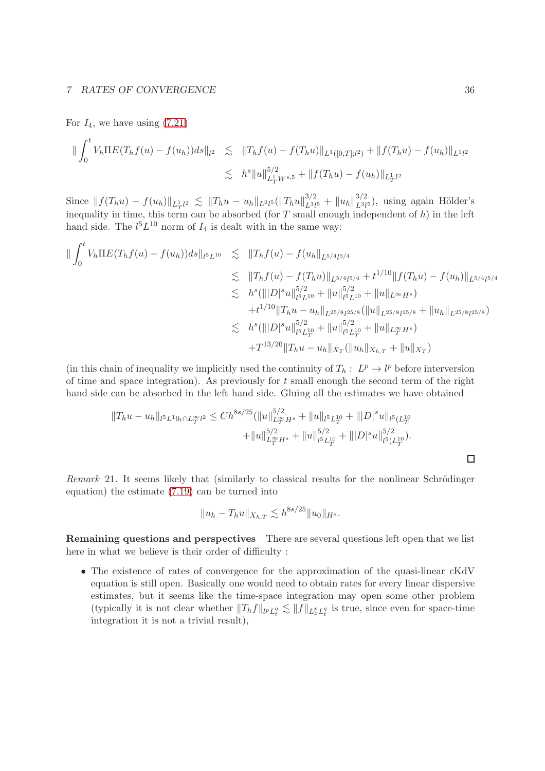For $I_4$, we have using (7.21)

$$
\begin{aligned}
\|\int_0^t V_h \Pi E(T_h f(u) - f(u_h)) ds\|_{l^2} &\lesssim \|T_h f(u) - f(T_h u)\|_{L^1([0,T];l^2)} + \|f(T_h u) - f(u_h)\|_{L^1 l^2} \\
&\lesssim h^s \|u\|_{L^1_T W^{s,5}}^{5/2} + \|f(T_h u) - f(u_h)\|_{L^1_T l^2}
\end{aligned}
$$

Since $\|f(T_h u) - f(u_h)\|_{L^1_T l^2} \lesssim \|T_h u - u_h\|_{L^2 l^5} (\|T_h u\|_{L^3 l^5}^{3/2} + \|u_h\|_{L^3 l^5}^{3/2})$, using again Hölder's inequality in time, this term can be absorbed (for $T$ small enough independent of $h$) in the left hand side. The $l^5 L^{10}$ norm of $I_4$ is dealt with in the same way:

$$
\begin{aligned}
\|\int_0^t V_h \Pi E(T_h f(u) - f(u_h)) ds\|_{l^5 L^{10}} &\lesssim \|T_h f(u) - f(u_h)\|_{L^{5/4} l^{5/4}} \\
&\lesssim \|T_h f(u) - f(T_h u)\|_{L^{5/4} l^{5/4}} + t^{1/10} \|f(T_h u) - f(u_h)\|_{L^{5/4} l^{5/4}} \\
&\lesssim h^s (\||D|^s u\|_{l^5 L^{10}}^{5/2} + \|u\|_{l^5 L^{10}}^{5/2} + \|u\|_{L^\infty H^s}) \\
&\quad + t^{1/10} \|T_h u - u_h\|_{L^{25/8} l^{25/8}} (\|u\|_{L^{25/8} l^{25/8}} + \|u_h\|_{L^{25/8} l^{25/8}}) \\
&\lesssim h^s (\||D|^s u\|_{l^5 L^{10}_T}^{5/2} + \|u\|_{l^5 L^{10}_T}^{5/2} + \|u\|_{L^\infty_T H^s}) \\
&\quad + T^{13/20} \|T_h u - u_h\|_{X_T} (\|u_h\|_{X_{h,T}} + \|u\|_{X_T})
\end{aligned}
$$

(in this chain of inequality we implicitly used the continuity of $T_h : L^p \to l^p$ before interversion of time and space integration). As previously for $t$ small enough the second term of the right hand side can be absorbed in the left hand side. Gluing all the estimates we have obtained

$$
\begin{aligned}
\|T_h u - u_h\|_{l^5 L^{10} {}_t \cap L^\infty_T l^2} \leq C h^{8s/25} (&\|u\|_{L^\infty_T H^s}^{5/2} + \|u\|_{l^5 L^{10}_T} + \||D|^s u\|_{l^5 (L^{10}_T} \\
&+ \|u\|_{L^\infty_T H^s}^{5/2} + \|u\|_{l^5 L^{10}_T}^{5/2} + \||D|^s u\|_{l^5 (L^{10}_T)}^{5/2}).
\end{aligned}
$$

□

*Remark* 21. It seems likely that (similarly to classical results for the nonlinear Schrödinger equation) the estimate (7.19) can be turned into

$$
\|u_h - T_h u\|_{X_{h,T}} \lesssim h^{8s/25} \|u_0\|_{H^s}.
$$

**Remaining questions and perspectives** There are several questions left open that we list here in what we believe is their order of difficulty :

- The existence of rates of convergence for the approximation of the quasi-linear cKdV equation is still open. Basically one would need to obtain rates for every linear dispersive estimates, but it seems like the time-space integration may open some other problem (typically it is not clear whether $\|T_h f\|_{l^p L^q_t} \lesssim \|f\|_{L^p_x L^q_t}$ is true, since even for space-time integration it is not a trivial result),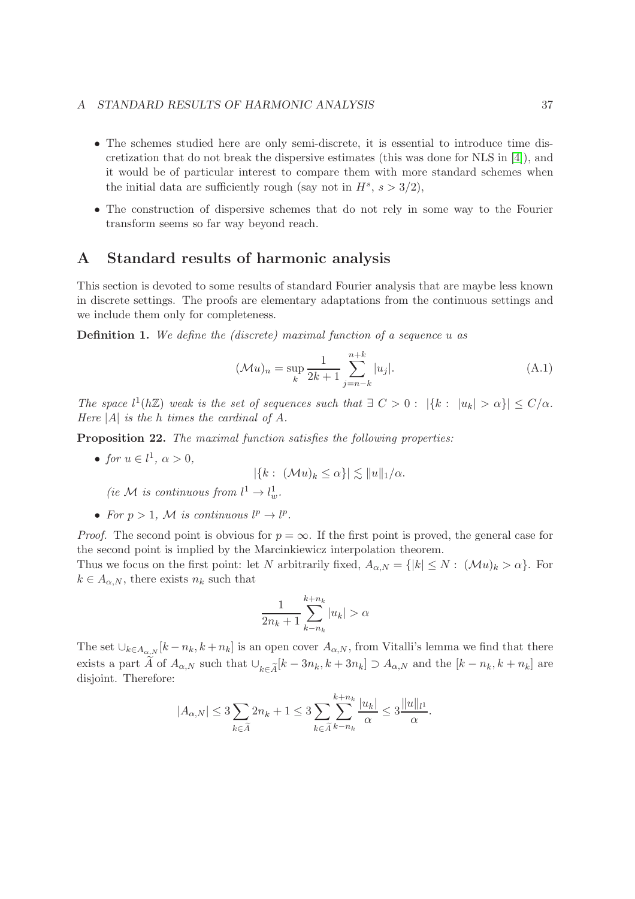- The schemes studied here are only semi-discrete, it is essential to introduce time discretization that do not break the dispersive estimates (this was done for NLS in [4]), and it would be of particular interest to compare them with more standard schemes when the initial data are sufficiently rough (say not in $H^s$, $s > 3/2$),
- The construction of dispersive schemes that do not rely in some way to the Fourier transform seems so far way beyond reach.

# A Standard results of harmonic analysis

This section is devoted to some results of standard Fourier analysis that are maybe less known in discrete settings. The proofs are elementary adaptations from the continuous settings and we include them only for completeness.

**Definition 1.** *We define the (discrete) maximal function of a sequence $u$ as*

$$(\mathcal{M}u)_n = \sup_k \frac{1}{2k+1} \sum_{j=n-k}^{n+k} |u_j|. \tag{A.1}$$

*The space $l^1(h\mathbb{Z})$ weak is the set of sequences such that $\exists\ C > 0 :\ |\{k :\ |u_k| > \alpha\}| \leq C/\alpha$. Here $|A|$ is the $h$ times the cardinal of $A$.*

**Proposition 22.** *The maximal function satisfies the following properties:*

- *for $u \in l^1$, $\alpha > 0$,*
$$|\{k :\ (\mathcal{M}u)_k \leq \alpha\}| \lesssim \|u\|_1/\alpha.$$
*(ie $\mathcal{M}$ is continuous from $l^1 \to l^1_w$.*
- *For $p > 1$, $\mathcal{M}$ is continuous $l^p \to l^p$.*

*Proof.* The second point is obvious for $p = \infty$. If the first point is proved, the general case for the second point is implied by the Marcinkiewicz interpolation theorem.
Thus we focus on the first point: let $N$ arbitrarily fixed, $A_{\alpha,N} = \{|k| \leq N :\ (\mathcal{M}u)_k > \alpha\}$. For $k \in A_{\alpha,N}$, there exists $n_k$ such that

$$\frac{1}{2n_k+1} \sum_{k-n_k}^{k+n_k} |u_k| > \alpha$$

The set $\cup_{k \in A_{\alpha,N}}[k-n_k, k+n_k]$ is an open cover $A_{\alpha,N}$, from Vitalli's lemma we find that there exists a part $\widetilde{A}$ of $A_{\alpha,N}$ such that $\cup_{k\in\widetilde{A}}[k-3n_k, k+3n_k] \supset A_{\alpha,N}$ and the $[k-n_k, k+n_k]$ are disjoint. Therefore:

$$|A_{\alpha,N}| \leq 3\sum_{k\in\widetilde{A}} 2n_k + 1 \leq 3\sum_{k\in\widetilde{A}} \sum_{k-n_k}^{k+n_k} \frac{|u_k|}{\alpha} \leq 3\frac{\|u\|_{l^1}}{\alpha}.$$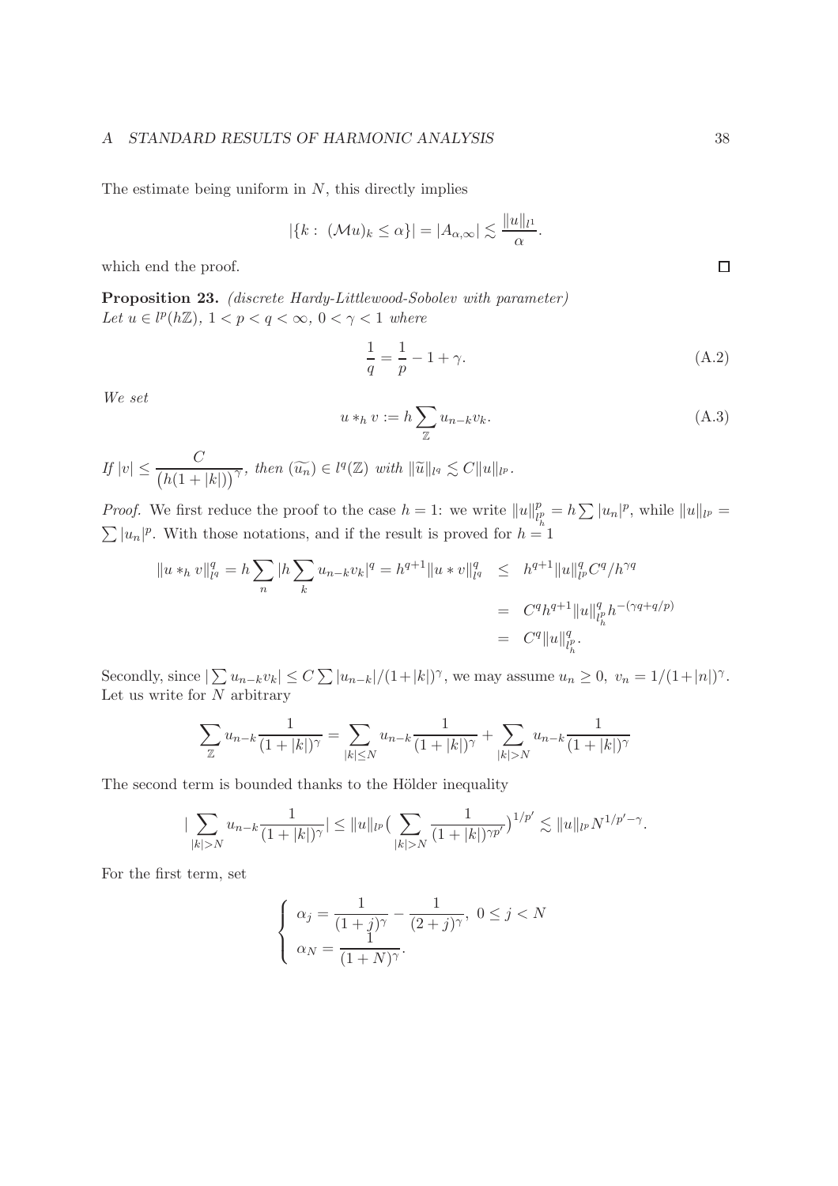The estimate being uniform in $N$, this directly implies

$$|\{k:\ (\mathcal{M}u)_k \le \alpha\}| = |A_{\alpha,\infty}| \lesssim \frac{\|u\|_{l^1}}{\alpha}.$$

which end the proof. $\square$

**Proposition 23.** *(discrete Hardy-Littlewood-Sobolev with parameter) Let $u \in l^p(h\mathbb{Z})$, $1 < p < q < \infty$, $0 < \gamma < 1$ where*

$$\frac{1}{q} = \frac{1}{p} - 1 + \gamma. \tag{A.2}$$

*We set*

$$u *_h v := h \sum_{\mathbb{Z}} u_{n-k} v_k. \tag{A.3}$$

*If $|v| \le \dfrac{C}{\big(h(1+|k|)\big)^\gamma}$, then $(\widetilde{u_n}) \in l^q(\mathbb{Z})$ with $\|\widetilde{u}\|_{l^q} \lesssim C\|u\|_{l^p}$.*

*Proof.* We first reduce the proof to the case $h=1$: we write $\|u\|_{l^p_h}^p = h\sum |u_n|^p$, while $\|u\|_{l^p} = \sum |u_n|^p$. With those notations, and if the result is proved for $h=1$

$$\begin{aligned}
\|u *_h v\|_{l^q}^q = h\sum_n |h\sum_k u_{n-k}v_k|^q = h^{q+1}\|u*v\|_{l^q}^q &\le h^{q+1}\|u\|_{l^p}^q C^q/h^{\gamma q} \\
&= C^q h^{q+1}\|u\|_{l^p_h}^q h^{-(\gamma q + q/p)} \\
&= C^q \|u\|_{l^p_h}^q.
\end{aligned}$$

Secondly, since $|\sum u_{n-k}v_k| \le C\sum |u_{n-k}|/(1+|k|)^\gamma$, we may assume $u_n \ge 0,\ v_n = 1/(1+|n|)^\gamma$. Let us write for $N$ arbitrary

$$\sum_{\mathbb{Z}} u_{n-k}\frac{1}{(1+|k|)^\gamma} = \sum_{|k|\le N} u_{n-k}\frac{1}{(1+|k|)^\gamma} + \sum_{|k|>N} u_{n-k}\frac{1}{(1+|k|)^\gamma}$$

The second term is bounded thanks to the Hölder inequality

$$|\sum_{|k|>N} u_{n-k}\frac{1}{(1+|k|)^\gamma}| \le \|u\|_{l^p}\big(\sum_{|k|>N}\frac{1}{(1+|k|)^{\gamma p'}}\big)^{1/p'} \lesssim \|u\|_{l^p} N^{1/p'-\gamma}.$$

For the first term, set

$$\begin{cases} \alpha_j = \dfrac{1}{(1+j)^\gamma} - \dfrac{1}{(2+j)^\gamma},\ 0 \le j < N \\ \alpha_N = \dfrac{1}{(1+N)^\gamma}. \end{cases}$$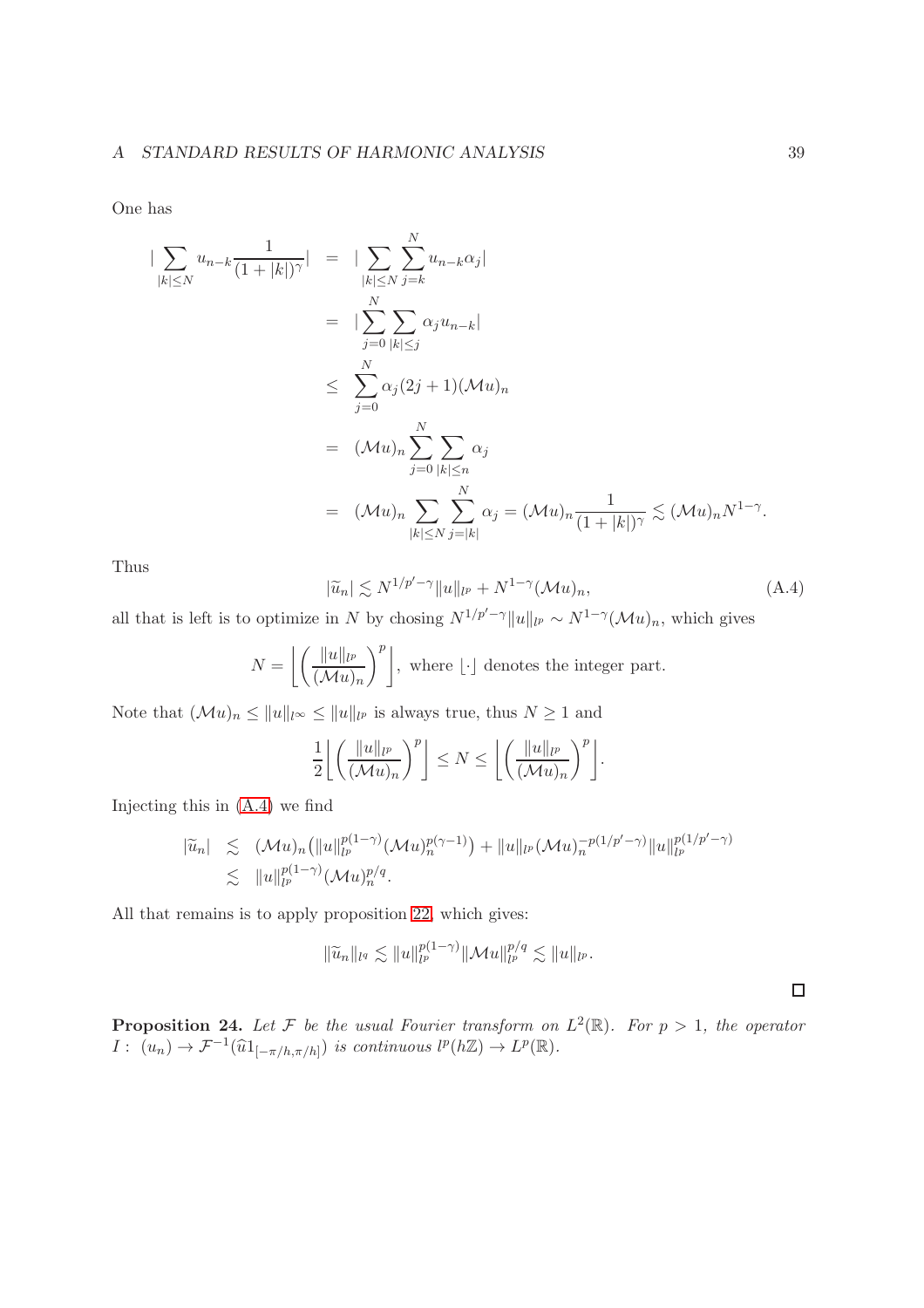One has

$$
\begin{aligned}
|\sum_{|k|\leq N} u_{n-k}\frac{1}{(1+|k|)^{\gamma}}| &= |\sum_{|k|\leq N}\sum_{j=k}^{N} u_{n-k}\alpha_j| \\
&= |\sum_{j=0}^{N}\sum_{|k|\leq j} \alpha_j u_{n-k}| \\
&\leq \sum_{j=0}^{N} \alpha_j (2j+1)(\mathcal{M}u)_n \\
&= (\mathcal{M}u)_n \sum_{j=0}^{N}\sum_{|k|\leq n} \alpha_j \\
&= (\mathcal{M}u)_n \sum_{|k|\leq N}\sum_{j=|k|}^{N} \alpha_j = (\mathcal{M}u)_n \frac{1}{(1+|k|)^{\gamma}} \lesssim (\mathcal{M}u)_n N^{1-\gamma}.
\end{aligned}
$$

Thus

$$
|\widetilde{u}_n| \lesssim N^{1/p'-\gamma}\|u\|_{l^p} + N^{1-\gamma}(\mathcal{M}u)_n, \tag{A.4}
$$

all that is left is to optimize in $N$ by chosing $N^{1/p'-\gamma}\|u\|_{l^p} \sim N^{1-\gamma}(\mathcal{M}u)_n$, which gives

$$
N = \left\lfloor \left(\frac{\|u\|_{l^p}}{(\mathcal{M}u)_n}\right)^{p} \right\rfloor, \text{ where } \lfloor\cdot\rfloor \text{ denotes the integer part.}
$$

Note that $(\mathcal{M}u)_n \leq \|u\|_{l^\infty} \leq \|u\|_{l^p}$ is always true, thus $N \geq 1$ and

$$
\frac{1}{2}\left\lfloor \left(\frac{\|u\|_{l^p}}{(\mathcal{M}u)_n}\right)^{p} \right\rfloor \leq N \leq \left\lfloor \left(\frac{\|u\|_{l^p}}{(\mathcal{M}u)_n}\right)^{p} \right\rfloor.
$$

Injecting this in (A.4) we find

$$
\begin{aligned}
|\widetilde{u}_n| &\lesssim (\mathcal{M}u)_n\big(\|u\|_{l^p}^{p(1-\gamma)}(\mathcal{M}u)_n^{p(\gamma-1)}\big) + \|u\|_{l^p}(\mathcal{M}u)_n^{-p(1/p'-\gamma)}\|u\|_{l^p}^{p(1/p'-\gamma)} \\
&\lesssim \|u\|_{l^p}^{p(1-\gamma)}(\mathcal{M}u)_n^{p/q}.
\end{aligned}
$$

All that remains is to apply proposition 22, which gives:

$$
\|\widetilde{u}_n\|_{l^q} \lesssim \|u\|_{l^p}^{p(1-\gamma)}\|\mathcal{M}u\|_{l^p}^{p/q} \lesssim \|u\|_{l^p}.
$$

□

**Proposition 24.** *Let $\mathcal{F}$ be the usual Fourier transform on $L^2(\mathbb{R})$. For $p > 1$, the operator $I:\ (u_n) \to \mathcal{F}^{-1}(\widehat{u}1_{[-\pi/h,\pi/h]})$ is continuous $l^p(h\mathbb{Z}) \to L^p(\mathbb{R})$.*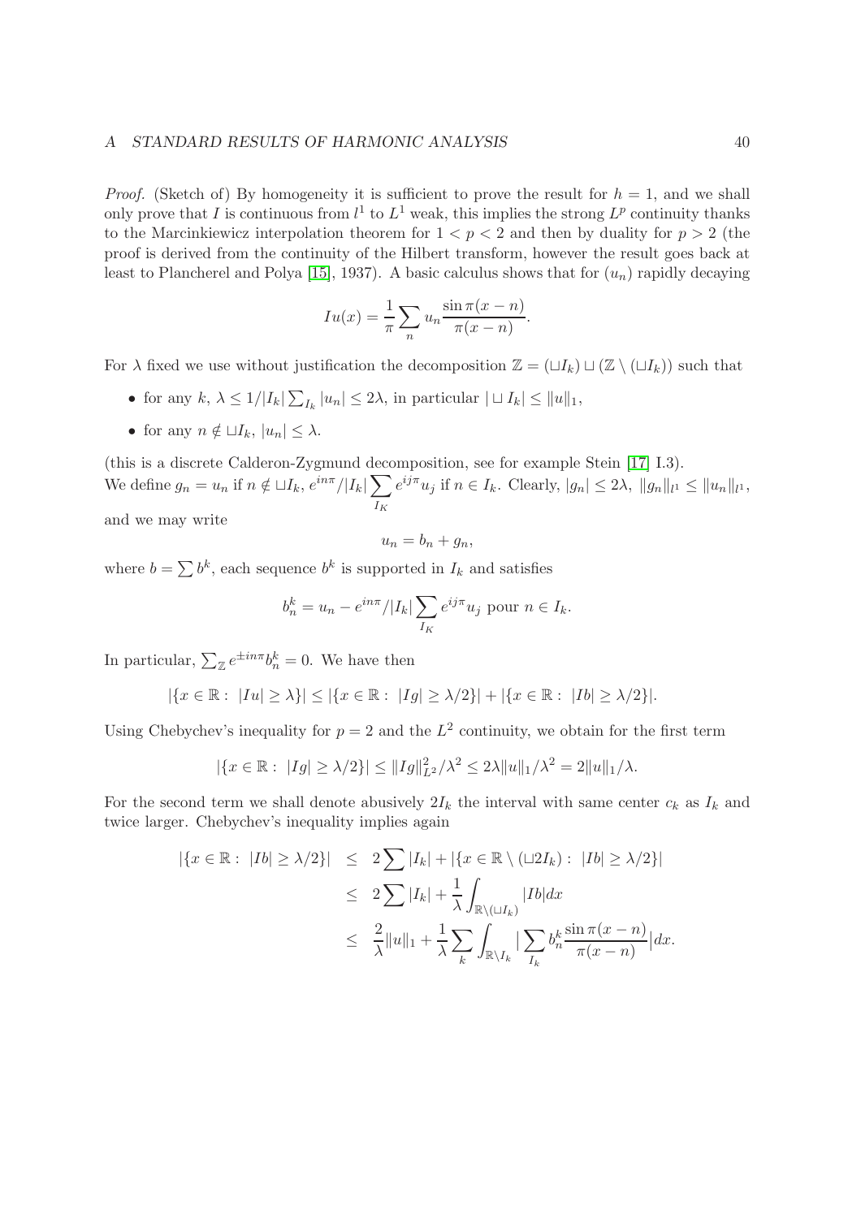*Proof.* (Sketch of) By homogeneity it is sufficient to prove the result for $h = 1$, and we shall only prove that $I$ is continuous from $l^1$ to $L^1$ weak, this implies the strong $L^p$ continuity thanks to the Marcinkiewicz interpolation theorem for $1 < p < 2$ and then by duality for $p > 2$ (the proof is derived from the continuity of the Hilbert transform, however the result goes back at least to Plancherel and Polya [15], 1937). A basic calculus shows that for $(u_n)$ rapidly decaying

$$Iu(x) = \frac{1}{\pi} \sum_n u_n \frac{\sin \pi(x-n)}{\pi(x-n)}.$$

For $\lambda$ fixed we use without justification the decomposition $\mathbb{Z} = (\sqcup I_k) \sqcup (\mathbb{Z} \setminus (\sqcup I_k))$ such that

- for any $k$, $\lambda \leq 1/|I_k| \sum_{I_k} |u_n| \leq 2\lambda$, in particular $| \sqcup I_k| \leq \|u\|_1$,
- for any $n \notin \sqcup I_k$, $|u_n| \leq \lambda$.

(this is a discrete Calderon-Zygmund decomposition, see for example Stein [17] I.3).
We define $g_n = u_n$ if $n \notin \sqcup I_k$, $e^{in\pi}/|I_k| \sum_{I_K} e^{ij\pi} u_j$ if $n \in I_k$. Clearly, $|g_n| \leq 2\lambda$, $\|g_n\|_{l^1} \leq \|u_n\|_{l^1}$, and we may write

$$u_n = b_n + g_n,$$

where $b = \sum b^k$, each sequence $b^k$ is supported in $I_k$ and satisfies

$$b_n^k = u_n - e^{in\pi}/|I_k| \sum_{I_K} e^{ij\pi} u_j \text{ pour } n \in I_k.$$

In particular, $\sum_{\mathbb{Z}} e^{\pm in\pi} b_n^k = 0$. We have then

$$|\{x \in \mathbb{R} : \ |Iu| \geq \lambda\}| \leq |\{x \in \mathbb{R} : \ |Ig| \geq \lambda/2\}| + |\{x \in \mathbb{R} : \ |Ib| \geq \lambda/2\}|.$$

Using Chebychev's inequality for $p = 2$ and the $L^2$ continuity, we obtain for the first term

$$|\{x \in \mathbb{R} : \ |Ig| \geq \lambda/2\}| \leq \|Ig\|_{L^2}^2/\lambda^2 \leq 2\lambda \|u\|_1/\lambda^2 = 2\|u\|_1/\lambda.$$

For the second term we shall denote abusively $2I_k$ the interval with same center $c_k$ as $I_k$ and twice larger. Chebychev's inequality implies again

$$\begin{aligned}
|\{x \in \mathbb{R} : \ |Ib| \geq \lambda/2\}| &\leq 2\sum |I_k| + |\{x \in \mathbb{R} \setminus (\sqcup 2I_k) : \ |Ib| \geq \lambda/2\}| \\
&\leq 2\sum |I_k| + \frac{1}{\lambda} \int_{\mathbb{R} \setminus (\sqcup I_k)} |Ib| dx \\
&\leq \frac{2}{\lambda} \|u\|_1 + \frac{1}{\lambda} \sum_k \int_{\mathbb{R} \setminus I_k} \Big| \sum_{I_k} b_n^k \frac{\sin \pi(x-n)}{\pi(x-n)} \Big| dx.
\end{aligned}$$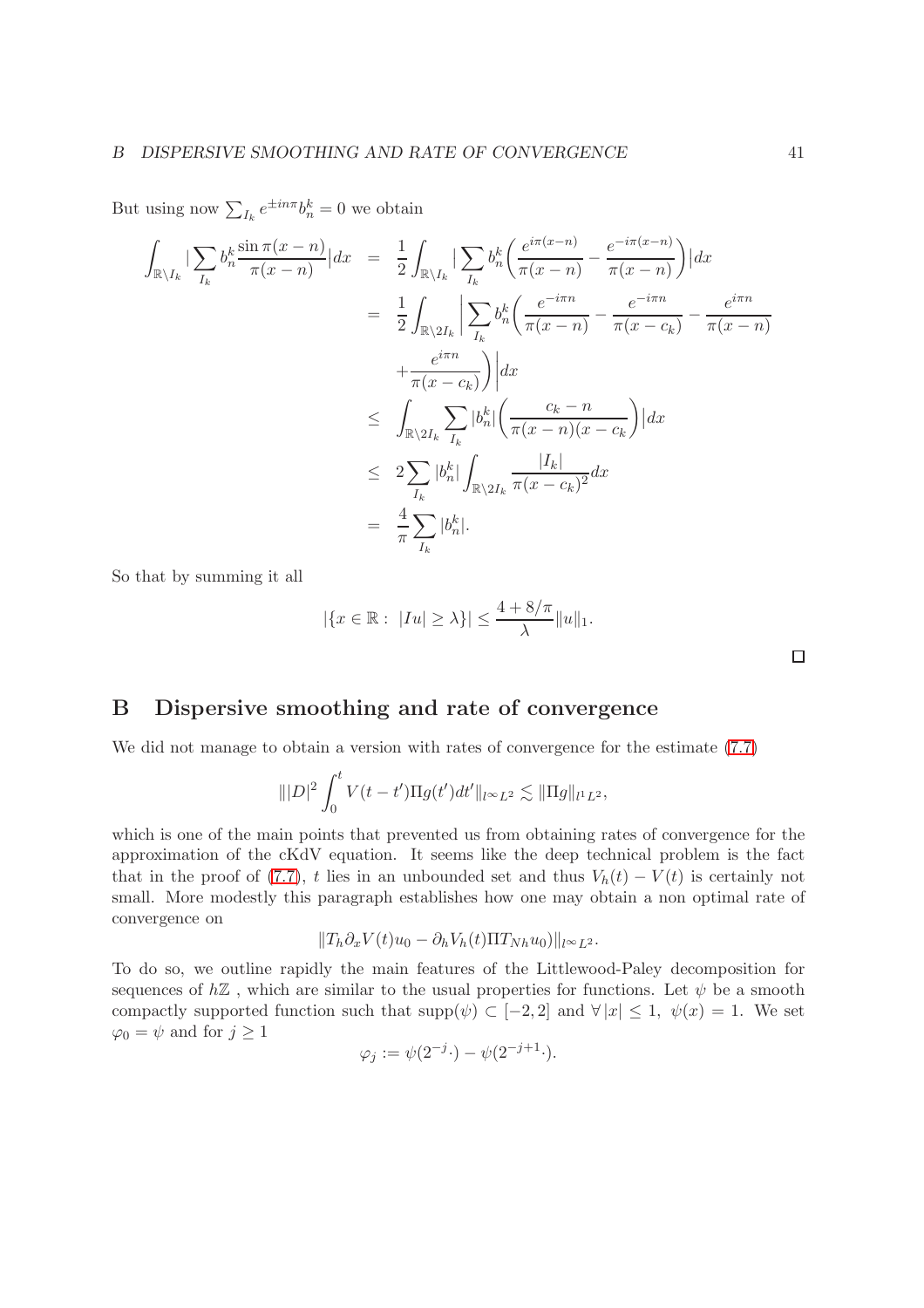But using now $\sum_{I_k} e^{\pm in\pi} b_n^k = 0$ we obtain

$$
\begin{aligned}
\int_{\mathbb{R}\setminus I_k} \Big|\sum_{I_k} b_n^k \frac{\sin \pi(x-n)}{\pi(x-n)}\Big| dx &= \frac{1}{2}\int_{\mathbb{R}\setminus I_k} \Big|\sum_{I_k} b_n^k \Big(\frac{e^{i\pi(x-n)}}{\pi(x-n)} - \frac{e^{-i\pi(x-n)}}{\pi(x-n)}\Big)\Big| dx \\
&= \frac{1}{2}\int_{\mathbb{R}\setminus 2I_k} \Big|\sum_{I_k} b_n^k \Big(\frac{e^{-i\pi n}}{\pi(x-n)} - \frac{e^{-i\pi n}}{\pi(x-c_k)} - \frac{e^{i\pi n}}{\pi(x-n)} \\
&\quad + \frac{e^{i\pi n}}{\pi(x-c_k)}\Big)\Big| dx \\
&\leq \int_{\mathbb{R}\setminus 2I_k} \sum_{I_k} |b_n^k| \Big(\frac{c_k - n}{\pi(x-n)(x-c_k)}\Big)\Big| dx \\
&\leq 2\sum_{I_k} |b_n^k| \int_{\mathbb{R}\setminus 2I_k} \frac{|I_k|}{\pi(x-c_k)^2} dx \\
&= \frac{4}{\pi}\sum_{I_k} |b_n^k|.
\end{aligned}
$$

So that by summing it all

$$
|\{x \in \mathbb{R} : \ |Iu| \geq \lambda\}| \leq \frac{4 + 8/\pi}{\lambda}\|u\|_1.
$$

□

# B Dispersive smoothing and rate of convergence

We did not manage to obtain a version with rates of convergence for the estimate (7.7)

$$
\||D|^2 \int_0^t V(t-t')\Pi g(t')dt'\|_{l^\infty L^2} \lesssim \|\Pi g\|_{l^1 L^2},
$$

which is one of the main points that prevented us from obtaining rates of convergence for the approximation of the cKdV equation. It seems like the deep technical problem is the fact that in the proof of (7.7), $t$ lies in an unbounded set and thus $V_h(t) - V(t)$ is certainly not small. More modestly this paragraph establishes how one may obtain a non optimal rate of convergence on

$$
\|T_h \partial_x V(t) u_0 - \partial_h V_h(t) \Pi T_{Nh} u_0)\|_{l^\infty L^2}.
$$

To do so, we outline rapidly the main features of the Littlewood-Paley decomposition for sequences of $h\mathbb{Z}$ , which are similar to the usual properties for functions. Let $\psi$ be a smooth compactly supported function such that $\mathrm{supp}(\psi) \subset [-2, 2]$ and $\forall |x| \leq 1, \ \psi(x) = 1$. We set $\varphi_0 = \psi$ and for $j \geq 1$

$$
\varphi_j := \psi(2^{-j}\cdot) - \psi(2^{-j+1}\cdot).
$$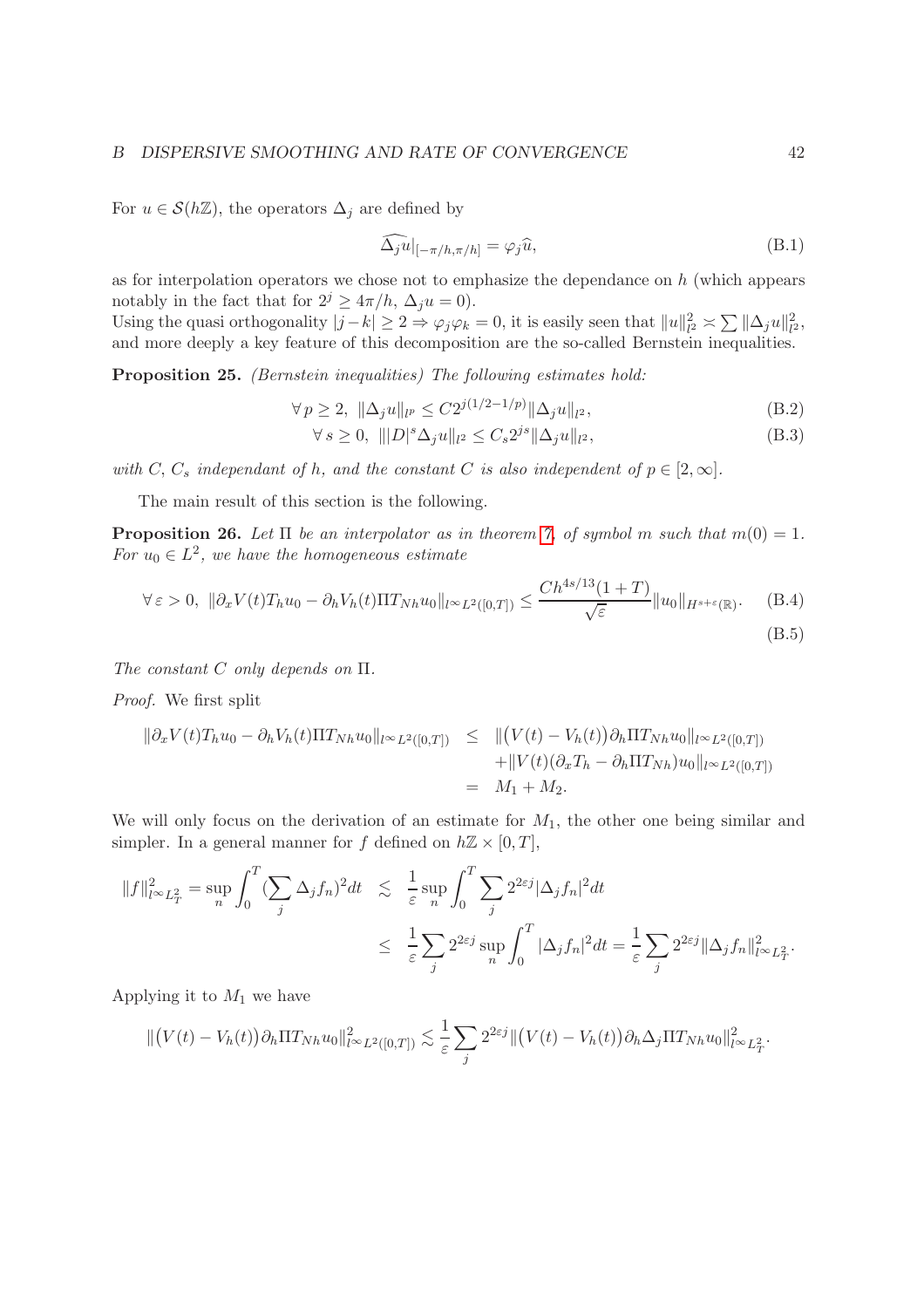For $u \in \mathcal{S}(h\mathbb{Z})$, the operators $\Delta_j$ are defined by

$$\widehat{\Delta_j u}|_{[-\pi/h,\pi/h]} = \varphi_j \widehat{u}, \tag{B.1}$$

as for interpolation operators we chose not to emphasize the dependance on $h$ (which appears notably in the fact that for $2^j \geq 4\pi/h$, $\Delta_j u = 0$).
Using the quasi orthogonality $|j-k| \geq 2 \Rightarrow \varphi_j\varphi_k = 0$, it is easily seen that $\|u\|_{l^2}^2 \asymp \sum \|\Delta_j u\|_{l^2}^2$, and more deeply a key feature of this decomposition are the so-called Bernstein inequalities.

**Proposition 25.** *(Bernstein inequalities) The following estimates hold:*

$$\forall\, p \geq 2,\ \|\Delta_j u\|_{l^p} \leq C 2^{j(1/2-1/p)}\|\Delta_j u\|_{l^2}, \tag{B.2}$$

$$\forall\, s \geq 0,\ \||D|^s \Delta_j u\|_{l^2} \leq C_s 2^{js}\|\Delta_j u\|_{l^2}, \tag{B.3}$$

*with $C$, $C_s$ independant of $h$, and the constant $C$ is also independent of $p \in [2,\infty]$.*

The main result of this section is the following.

**Proposition 26.** *Let $\Pi$ be an interpolator as in theorem 7, of symbol $m$ such that $m(0) = 1$. For $u_0 \in L^2$, we have the homogeneous estimate*

$$\forall\, \varepsilon > 0,\ \|\partial_x V(t) T_h u_0 - \partial_h V_h(t)\Pi T_{Nh} u_0\|_{l^\infty L^2([0,T])} \leq \frac{C h^{4s/13}(1+T)}{\sqrt{\varepsilon}}\|u_0\|_{H^{s+\varepsilon}(\mathbb{R})}. \tag{B.4}$$

$$\tag{B.5}$$

*The constant $C$ only depends on $\Pi$.*

*Proof.* We first split

$$\begin{aligned}
\|\partial_x V(t) T_h u_0 - \partial_h V_h(t)\Pi T_{Nh} u_0\|_{l^\infty L^2([0,T])} &\leq \|\big(V(t) - V_h(t)\big)\partial_h \Pi T_{Nh} u_0\|_{l^\infty L^2([0,T])} \\
&\quad + \|V(t)(\partial_x T_h - \partial_h \Pi T_{Nh})u_0\|_{l^\infty L^2([0,T])} \\
&= M_1 + M_2.
\end{aligned}$$

We will only focus on the derivation of an estimate for $M_1$, the other one being similar and simpler. In a general manner for $f$ defined on $h\mathbb{Z} \times [0,T]$,

$$\begin{aligned}
\|f\|_{l^\infty L_T^2}^2 = \sup_n \int_0^T (\sum_j \Delta_j f_n)^2 dt &\lesssim \frac{1}{\varepsilon}\sup_n \int_0^T \sum_j 2^{2\varepsilon j}|\Delta_j f_n|^2 dt \\
&\leq \frac{1}{\varepsilon}\sum_j 2^{2\varepsilon j}\sup_n \int_0^T |\Delta_j f_n|^2 dt = \frac{1}{\varepsilon}\sum_j 2^{2\varepsilon j}\|\Delta_j f_n\|_{l^\infty L_T^2}^2.
\end{aligned}$$

Applying it to $M_1$ we have

$$\|\big(V(t) - V_h(t)\big)\partial_h \Pi T_{Nh} u_0\|_{l^\infty L^2([0,T])}^2 \lesssim \frac{1}{\varepsilon}\sum_j 2^{2\varepsilon j}\|\big(V(t) - V_h(t)\big)\partial_h \Delta_j \Pi T_{Nh} u_0\|_{l^\infty L_T^2}^2.$$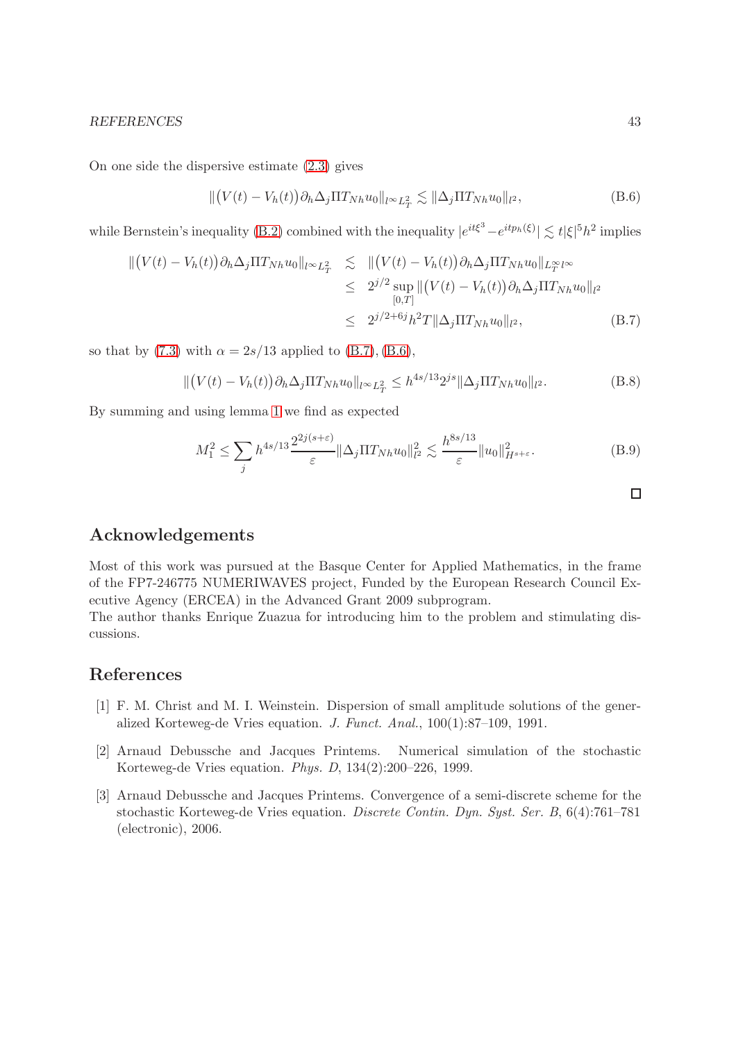On one side the dispersive estimate (2.3) gives

$$\|\big(V(t) - V_h(t)\big)\partial_h \Delta_j \Pi T_{Nh} u_0\|_{l^\infty L^2_T} \lesssim \|\Delta_j \Pi T_{Nh} u_0\|_{l^2}, \tag{B.6}$$

while Bernstein's inequality (B.2) combined with the inequality $|e^{it\xi^3} - e^{itp_h(\xi)}| \lesssim t|\xi|^5 h^2$ implies

$$\begin{aligned}
\|\big(V(t) - V_h(t)\big)\partial_h \Delta_j \Pi T_{Nh} u_0\|_{l^\infty L^2_T} &\lesssim \|\big(V(t) - V_h(t)\big)\partial_h \Delta_j \Pi T_{Nh} u_0\|_{L^\infty_T l^\infty} \\
&\leq 2^{j/2} \sup_{[0,T]} \|\big(V(t) - V_h(t)\big)\partial_h \Delta_j \Pi T_{Nh} u_0\|_{l^2} \\
&\leq 2^{j/2+6j} h^2 T \|\Delta_j \Pi T_{Nh} u_0\|_{l^2},
\end{aligned} \tag{B.7}$$

so that by (7.3) with $\alpha = 2s/13$ applied to (B.7), (B.6),

$$\|\big(V(t) - V_h(t)\big)\partial_h \Delta_j \Pi T_{Nh} u_0\|_{l^\infty L^2_T} \leq h^{4s/13} 2^{js} \|\Delta_j \Pi T_{Nh} u_0\|_{l^2}. \tag{B.8}$$

By summing and using lemma 1 we find as expected

$$M_1^2 \leq \sum_j h^{4s/13} \frac{2^{2j(s+\varepsilon)}}{\varepsilon} \|\Delta_j \Pi T_{Nh} u_0\|_{l^2}^2 \lesssim \frac{h^{8s/13}}{\varepsilon} \|u_0\|_{H^{s+\varepsilon}}^2. \tag{B.9}$$

□

## Acknowledgements

Most of this work was pursued at the Basque Center for Applied Mathematics, in the frame of the FP7-246775 NUMERIWAVES project, Funded by the European Research Council Executive Agency (ERCEA) in the Advanced Grant 2009 subprogram.
The author thanks Enrique Zuazua for introducing him to the problem and stimulating discussions.

## References

[1] F. M. Christ and M. I. Weinstein. Dispersion of small amplitude solutions of the generalized Korteweg-de Vries equation. *J. Funct. Anal.*, 100(1):87–109, 1991.

[2] Arnaud Debussche and Jacques Printems. Numerical simulation of the stochastic Korteweg-de Vries equation. *Phys. D*, 134(2):200–226, 1999.

[3] Arnaud Debussche and Jacques Printems. Convergence of a semi-discrete scheme for the stochastic Korteweg-de Vries equation. *Discrete Contin. Dyn. Syst. Ser. B*, 6(4):761–781 (electronic), 2006.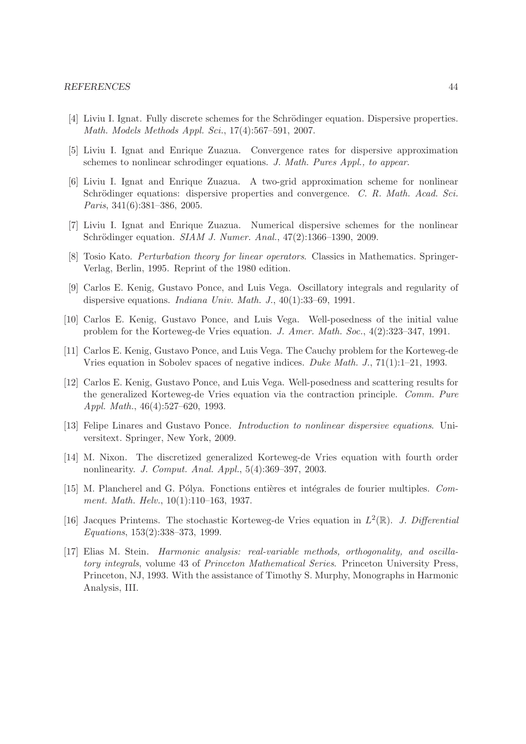[4] Liviu I. Ignat. Fully discrete schemes for the Schrödinger equation. Dispersive properties. *Math. Models Methods Appl. Sci.*, 17(4):567–591, 2007.

[5] Liviu I. Ignat and Enrique Zuazua. Convergence rates for dispersive approximation schemes to nonlinear schrodinger equations. *J. Math. Pures Appl., to appear.*

[6] Liviu I. Ignat and Enrique Zuazua. A two-grid approximation scheme for nonlinear Schrödinger equations: dispersive properties and convergence. *C. R. Math. Acad. Sci. Paris*, 341(6):381–386, 2005.

[7] Liviu I. Ignat and Enrique Zuazua. Numerical dispersive schemes for the nonlinear Schrödinger equation. *SIAM J. Numer. Anal.*, 47(2):1366–1390, 2009.

[8] Tosio Kato. *Perturbation theory for linear operators*. Classics in Mathematics. Springer-Verlag, Berlin, 1995. Reprint of the 1980 edition.

[9] Carlos E. Kenig, Gustavo Ponce, and Luis Vega. Oscillatory integrals and regularity of dispersive equations. *Indiana Univ. Math. J.*, 40(1):33–69, 1991.

[10] Carlos E. Kenig, Gustavo Ponce, and Luis Vega. Well-posedness of the initial value problem for the Korteweg-de Vries equation. *J. Amer. Math. Soc.*, 4(2):323–347, 1991.

[11] Carlos E. Kenig, Gustavo Ponce, and Luis Vega. The Cauchy problem for the Korteweg-de Vries equation in Sobolev spaces of negative indices. *Duke Math. J.*, 71(1):1–21, 1993.

[12] Carlos E. Kenig, Gustavo Ponce, and Luis Vega. Well-posedness and scattering results for the generalized Korteweg-de Vries equation via the contraction principle. *Comm. Pure Appl. Math.*, 46(4):527–620, 1993.

[13] Felipe Linares and Gustavo Ponce. *Introduction to nonlinear dispersive equations*. Universitext. Springer, New York, 2009.

[14] M. Nixon. The discretized generalized Korteweg-de Vries equation with fourth order nonlinearity. *J. Comput. Anal. Appl.*, 5(4):369–397, 2003.

[15] M. Plancherel and G. Pólya. Fonctions entières et intégrales de fourier multiples. *Comment. Math. Helv.*, 10(1):110–163, 1937.

[16] Jacques Printems. The stochastic Korteweg-de Vries equation in $L^2(\mathbb{R})$. *J. Differential Equations*, 153(2):338–373, 1999.

[17] Elias M. Stein. *Harmonic analysis: real-variable methods, orthogonality, and oscillatory integrals*, volume 43 of *Princeton Mathematical Series*. Princeton University Press, Princeton, NJ, 1993. With the assistance of Timothy S. Murphy, Monographs in Harmonic Analysis, III.